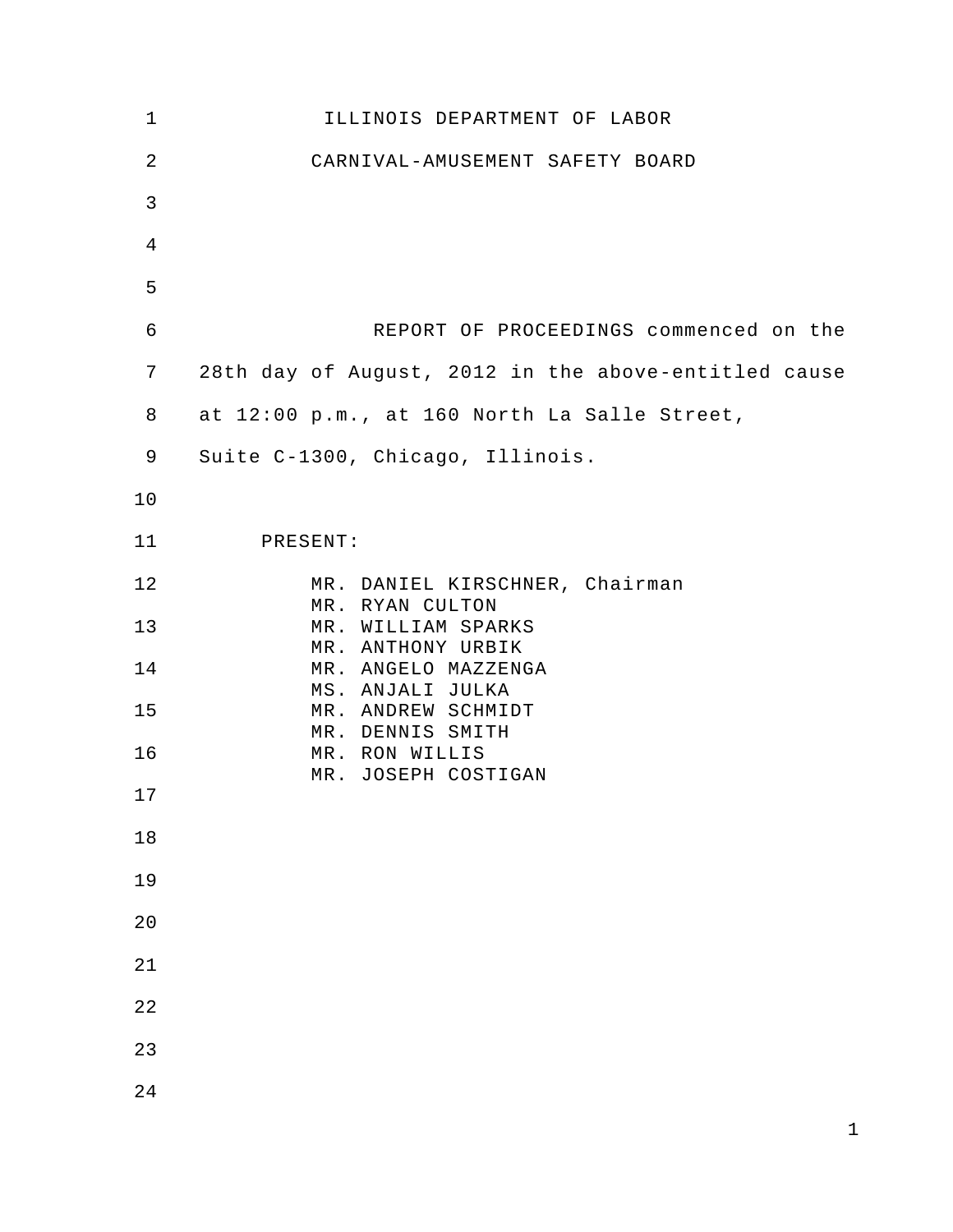# ILLINOIS DEPARTMENT OF LABOR

## CARNIVAL-AMUSEMENT SAFETY BOARD

REPORT OF PROCEEDINGS commenced on the 28th day of August, 2012 in the above-entitled cause at 12:00 p.m., at 160 North La Salle Street, Suite C-1300, Chicago, Illinois.

PRESENT:

MR. DANIEL KIRSCHNER, Chairman
MR. RYAN CULTON
MR. WILLIAM SPARKS
MR. ANTHONY URBIK
MR. ANGELO MAZZENGA
MS. ANJALI JULKA
MR. ANDREW SCHMIDT
MR. DENNIS SMITH
MR. RON WILLIS
MR. JOSEPH COSTIGAN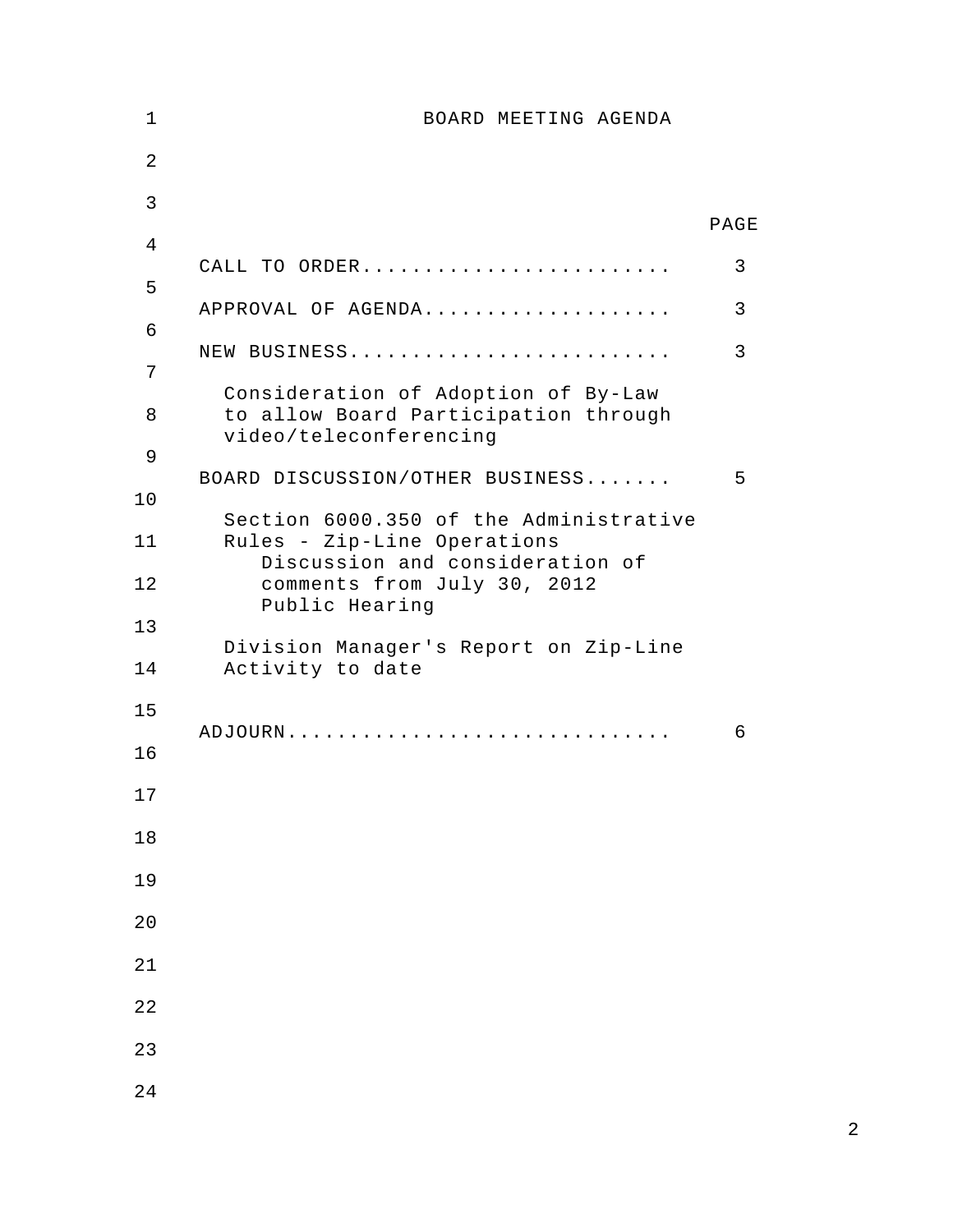# BOARD MEETING AGENDA

| | PAGE |
| --- | --- |
| CALL TO ORDER........................ | 3 |
| APPROVAL OF AGENDA................... | 3 |
| NEW BUSINESS......................... | 3 |
| Consideration of Adoption of By-Law to allow Board Participation through video/teleconferencing | |
| BOARD DISCUSSION/OTHER BUSINESS....... | 5 |
| Section 6000.350 of the Administrative Rules - Zip-Line Operations | |
| Discussion and consideration of comments from July 30, 2012 Public Hearing | |
| Division Manager's Report on Zip-Line Activity to date | |
| ADJOURN.............................. | 6 |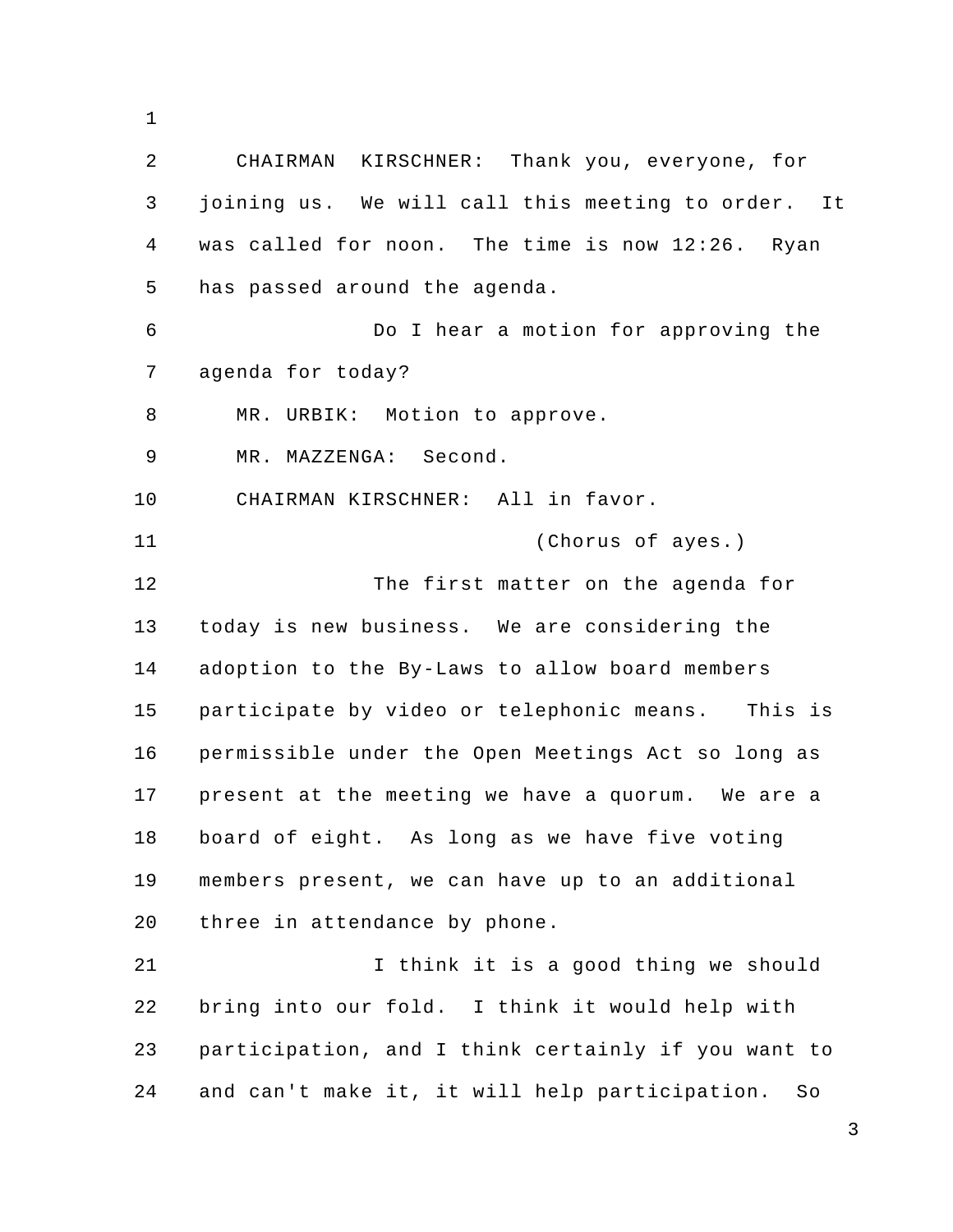CHAIRMAN KIRSCHNER: Thank you, everyone, for joining us. We will call this meeting to order. It was called for noon. The time is now 12:26. Ryan has passed around the agenda.

Do I hear a motion for approving the agenda for today?

MR. URBIK: Motion to approve.

MR. MAZZENGA: Second.

CHAIRMAN KIRSCHNER: All in favor.

(Chorus of ayes.)

The first matter on the agenda for today is new business. We are considering the adoption to the By-Laws to allow board members participate by video or telephonic means. This is permissible under the Open Meetings Act so long as present at the meeting we have a quorum. We are a board of eight. As long as we have five voting members present, we can have up to an additional three in attendance by phone.

I think it is a good thing we should bring into our fold. I think it would help with participation, and I think certainly if you want to and can't make it, it will help participation. So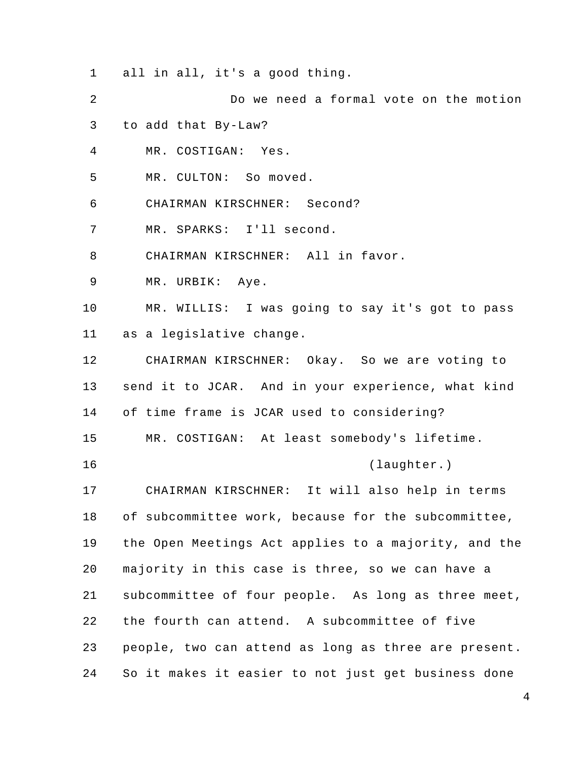all in all, it's a good thing.

Do we need a formal vote on the motion to add that By-Law?

MR. COSTIGAN: Yes.

MR. CULTON: So moved.

CHAIRMAN KIRSCHNER: Second?

MR. SPARKS: I'll second.

CHAIRMAN KIRSCHNER: All in favor.

MR. URBIK: Aye.

MR. WILLIS: I was going to say it's got to pass as a legislative change.

CHAIRMAN KIRSCHNER: Okay. So we are voting to send it to JCAR. And in your experience, what kind of time frame is JCAR used to considering?

MR. COSTIGAN: At least somebody's lifetime.

(laughter.)

CHAIRMAN KIRSCHNER: It will also help in terms of subcommittee work, because for the subcommittee, the Open Meetings Act applies to a majority, and the majority in this case is three, so we can have a subcommittee of four people. As long as three meet, the fourth can attend. A subcommittee of five people, two can attend as long as three are present. So it makes it easier to not just get business done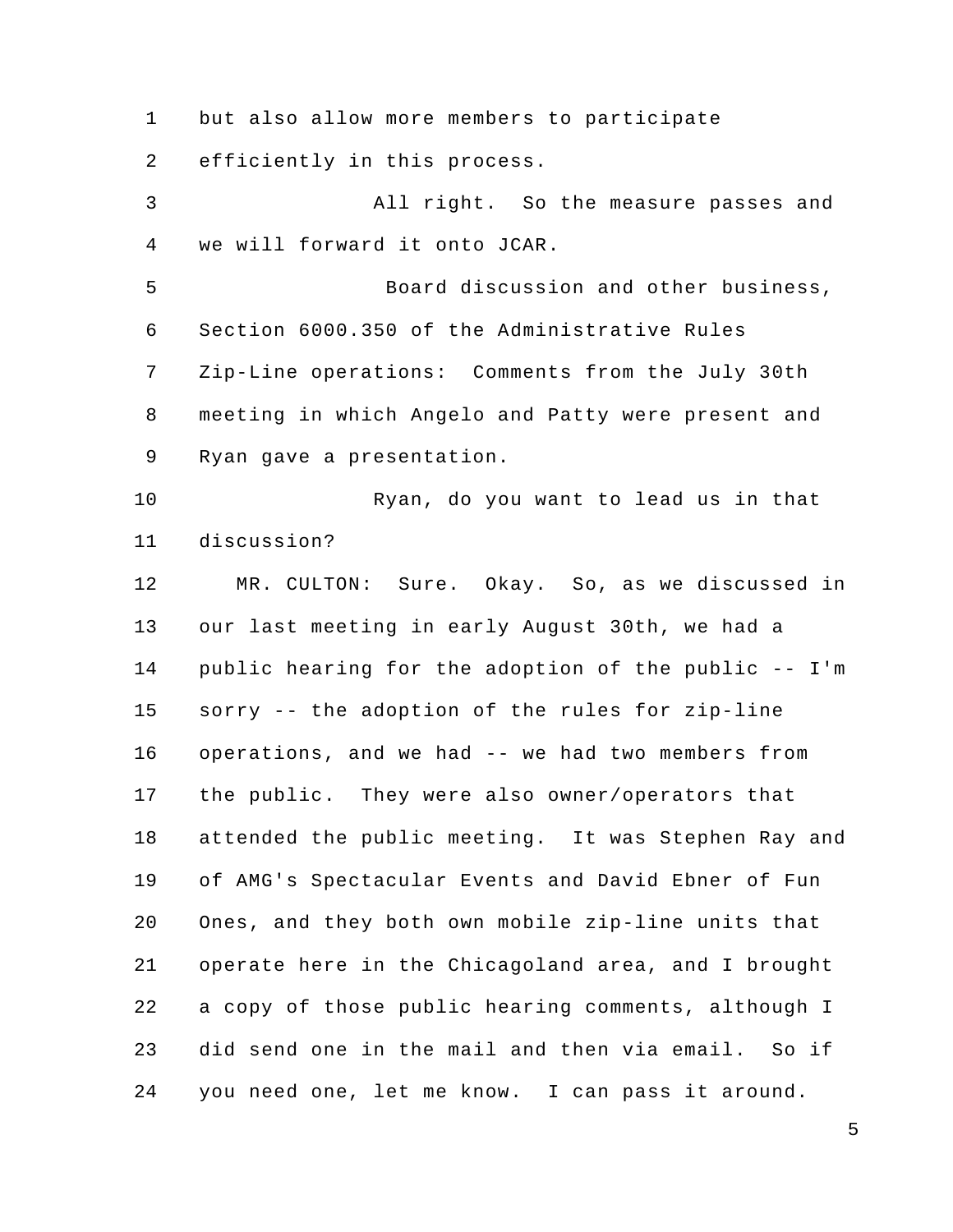but also allow more members to participate efficiently in this process.

All right. So the measure passes and we will forward it onto JCAR.

Board discussion and other business, Section 6000.350 of the Administrative Rules Zip-Line operations: Comments from the July 30th meeting in which Angelo and Patty were present and Ryan gave a presentation.

Ryan, do you want to lead us in that discussion?

MR. CULTON: Sure. Okay. So, as we discussed in our last meeting in early August 30th, we had a public hearing for the adoption of the public -- I'm sorry -- the adoption of the rules for zip-line operations, and we had -- we had two members from the public. They were also owner/operators that attended the public meeting. It was Stephen Ray and of AMG's Spectacular Events and David Ebner of Fun Ones, and they both own mobile zip-line units that operate here in the Chicagoland area, and I brought a copy of those public hearing comments, although I did send one in the mail and then via email. So if you need one, let me know. I can pass it around.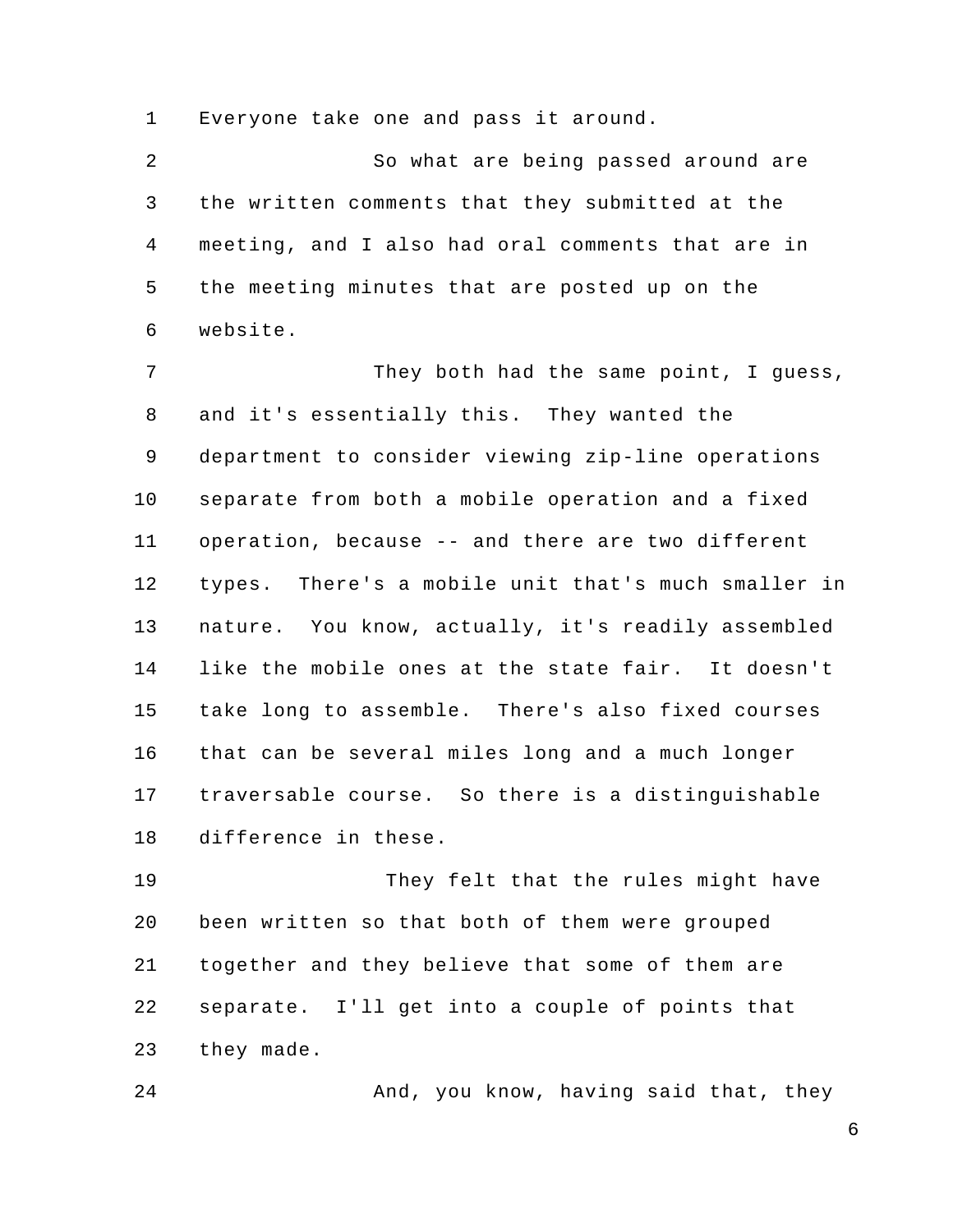Everyone take one and pass it around.

So what are being passed around are the written comments that they submitted at the meeting, and I also had oral comments that are in the meeting minutes that are posted up on the website.

They both had the same point, I guess, and it's essentially this. They wanted the department to consider viewing zip-line operations separate from both a mobile operation and a fixed operation, because -- and there are two different types. There's a mobile unit that's much smaller in nature. You know, actually, it's readily assembled like the mobile ones at the state fair. It doesn't take long to assemble. There's also fixed courses that can be several miles long and a much longer traversable course. So there is a distinguishable difference in these.

They felt that the rules might have been written so that both of them were grouped together and they believe that some of them are separate. I'll get into a couple of points that they made.

And, you know, having said that, they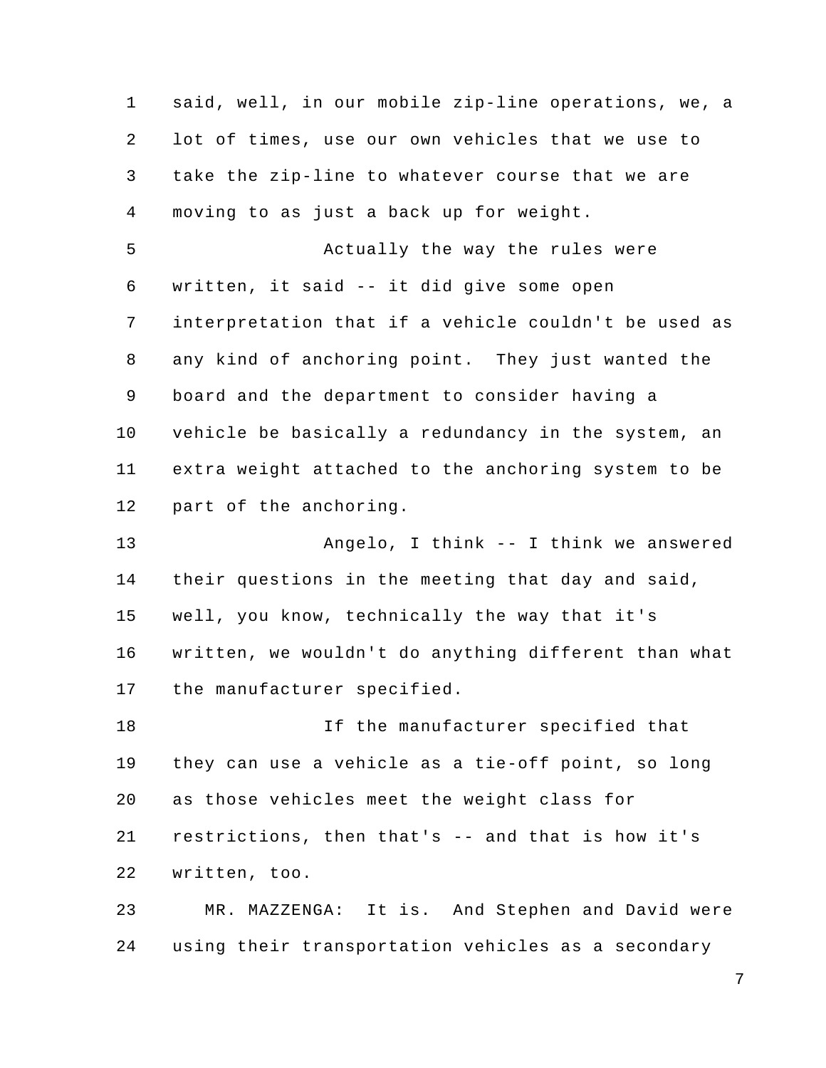said, well, in our mobile zip-line operations, we, a lot of times, use our own vehicles that we use to take the zip-line to whatever course that we are moving to as just a back up for weight.

Actually the way the rules were written, it said -- it did give some open interpretation that if a vehicle couldn't be used as any kind of anchoring point. They just wanted the board and the department to consider having a vehicle be basically a redundancy in the system, an extra weight attached to the anchoring system to be part of the anchoring.

Angelo, I think -- I think we answered their questions in the meeting that day and said, well, you know, technically the way that it's written, we wouldn't do anything different than what the manufacturer specified.

If the manufacturer specified that they can use a vehicle as a tie-off point, so long as those vehicles meet the weight class for restrictions, then that's -- and that is how it's written, too.

MR. MAZZENGA: It is. And Stephen and David were using their transportation vehicles as a secondary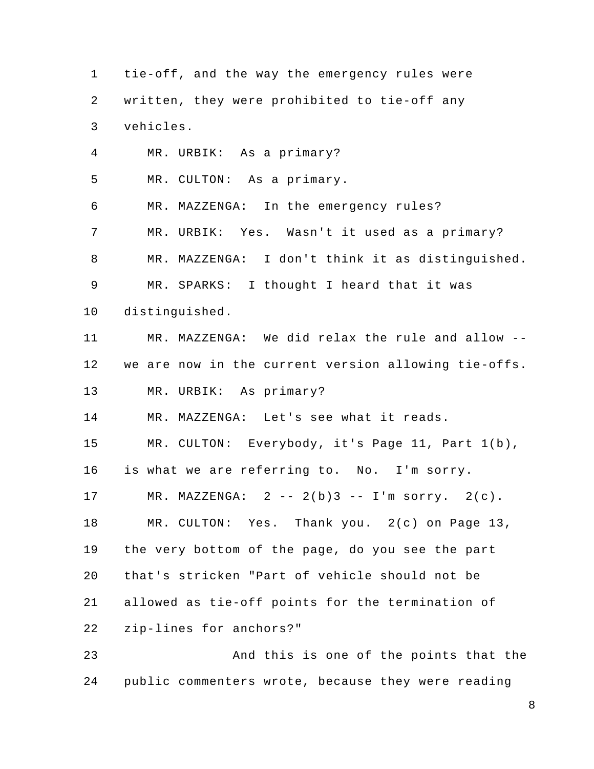tie-off, and the way the emergency rules were written, they were prohibited to tie-off any vehicles.

MR. URBIK: As a primary?

MR. CULTON: As a primary.

MR. MAZZENGA: In the emergency rules?

MR. URBIK: Yes. Wasn't it used as a primary?

MR. MAZZENGA: I don't think it as distinguished.

MR. SPARKS: I thought I heard that it was distinguished.

MR. MAZZENGA: We did relax the rule and allow -- we are now in the current version allowing tie-offs.

MR. URBIK: As primary?

MR. MAZZENGA: Let's see what it reads.

MR. CULTON: Everybody, it's Page 11, Part 1(b), is what we are referring to. No. I'm sorry.

MR. MAZZENGA: 2 -- 2(b)3 -- I'm sorry. 2(c).

MR. CULTON: Yes. Thank you. 2(c) on Page 13, the very bottom of the page, do you see the part that's stricken "Part of vehicle should not be allowed as tie-off points for the termination of zip-lines for anchors?"

And this is one of the points that the public commenters wrote, because they were reading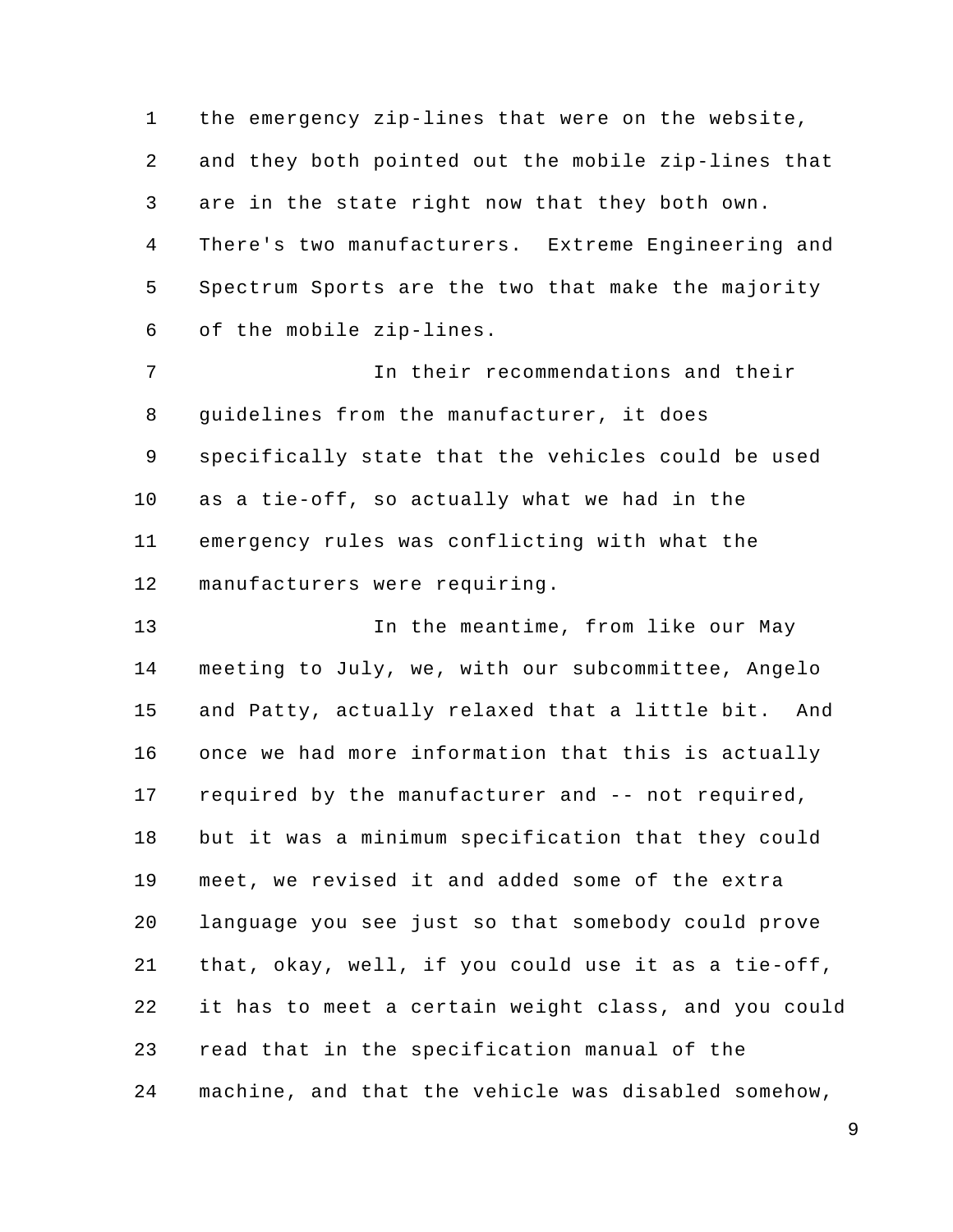the emergency zip-lines that were on the website, and they both pointed out the mobile zip-lines that are in the state right now that they both own. There's two manufacturers. Extreme Engineering and Spectrum Sports are the two that make the majority of the mobile zip-lines.

In their recommendations and their guidelines from the manufacturer, it does specifically state that the vehicles could be used as a tie-off, so actually what we had in the emergency rules was conflicting with what the manufacturers were requiring.

In the meantime, from like our May meeting to July, we, with our subcommittee, Angelo and Patty, actually relaxed that a little bit. And once we had more information that this is actually required by the manufacturer and -- not required, but it was a minimum specification that they could meet, we revised it and added some of the extra language you see just so that somebody could prove that, okay, well, if you could use it as a tie-off, it has to meet a certain weight class, and you could read that in the specification manual of the machine, and that the vehicle was disabled somehow,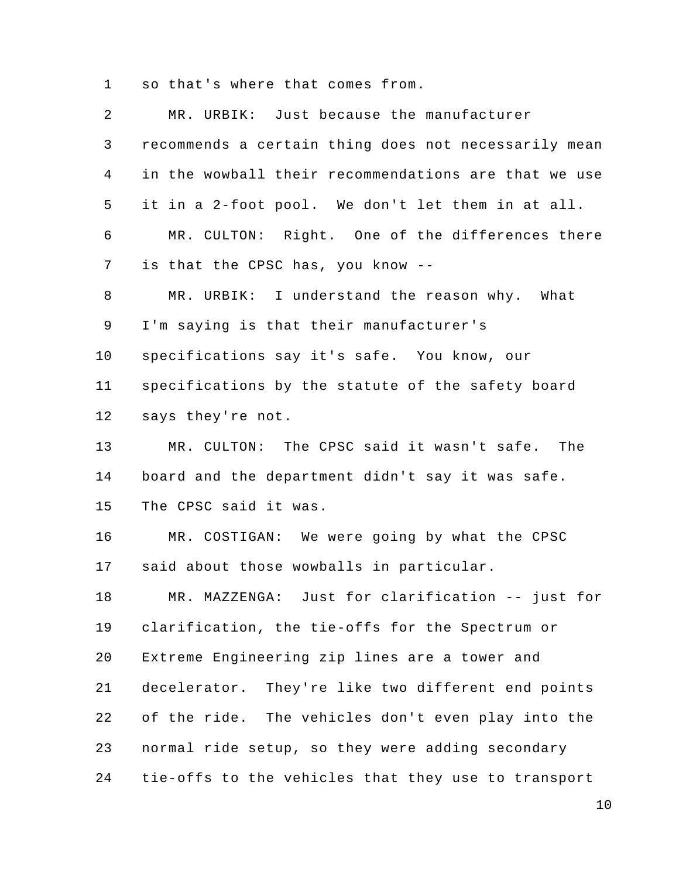so that's where that comes from.

MR. URBIK: Just because the manufacturer recommends a certain thing does not necessarily mean in the wowball their recommendations are that we use it in a 2-foot pool. We don't let them in at all.

MR. CULTON: Right. One of the differences there is that the CPSC has, you know --

MR. URBIK: I understand the reason why. What I'm saying is that their manufacturer's specifications say it's safe. You know, our specifications by the statute of the safety board says they're not.

MR. CULTON: The CPSC said it wasn't safe. The board and the department didn't say it was safe. The CPSC said it was.

MR. COSTIGAN: We were going by what the CPSC said about those wowballs in particular.

MR. MAZZENGA: Just for clarification -- just for clarification, the tie-offs for the Spectrum or Extreme Engineering zip lines are a tower and decelerator. They're like two different end points of the ride. The vehicles don't even play into the normal ride setup, so they were adding secondary tie-offs to the vehicles that they use to transport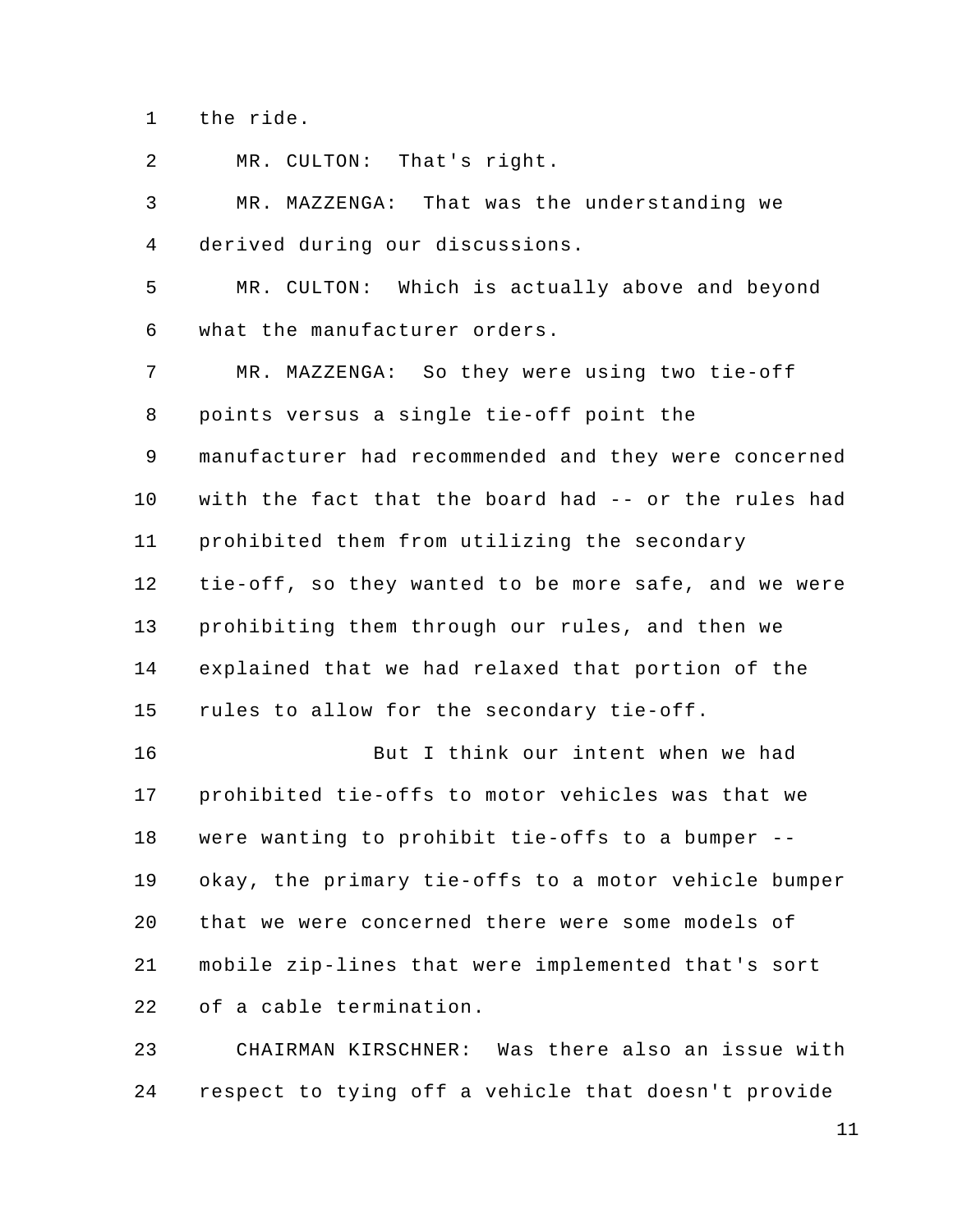the ride.

MR. CULTON: That's right.

MR. MAZZENGA: That was the understanding we derived during our discussions.

MR. CULTON: Which is actually above and beyond what the manufacturer orders.

MR. MAZZENGA: So they were using two tie-off points versus a single tie-off point the manufacturer had recommended and they were concerned with the fact that the board had -- or the rules had prohibited them from utilizing the secondary tie-off, so they wanted to be more safe, and we were prohibiting them through our rules, and then we explained that we had relaxed that portion of the rules to allow for the secondary tie-off.

But I think our intent when we had prohibited tie-offs to motor vehicles was that we were wanting to prohibit tie-offs to a bumper -- okay, the primary tie-offs to a motor vehicle bumper that we were concerned there were some models of mobile zip-lines that were implemented that's sort of a cable termination.

CHAIRMAN KIRSCHNER: Was there also an issue with respect to tying off a vehicle that doesn't provide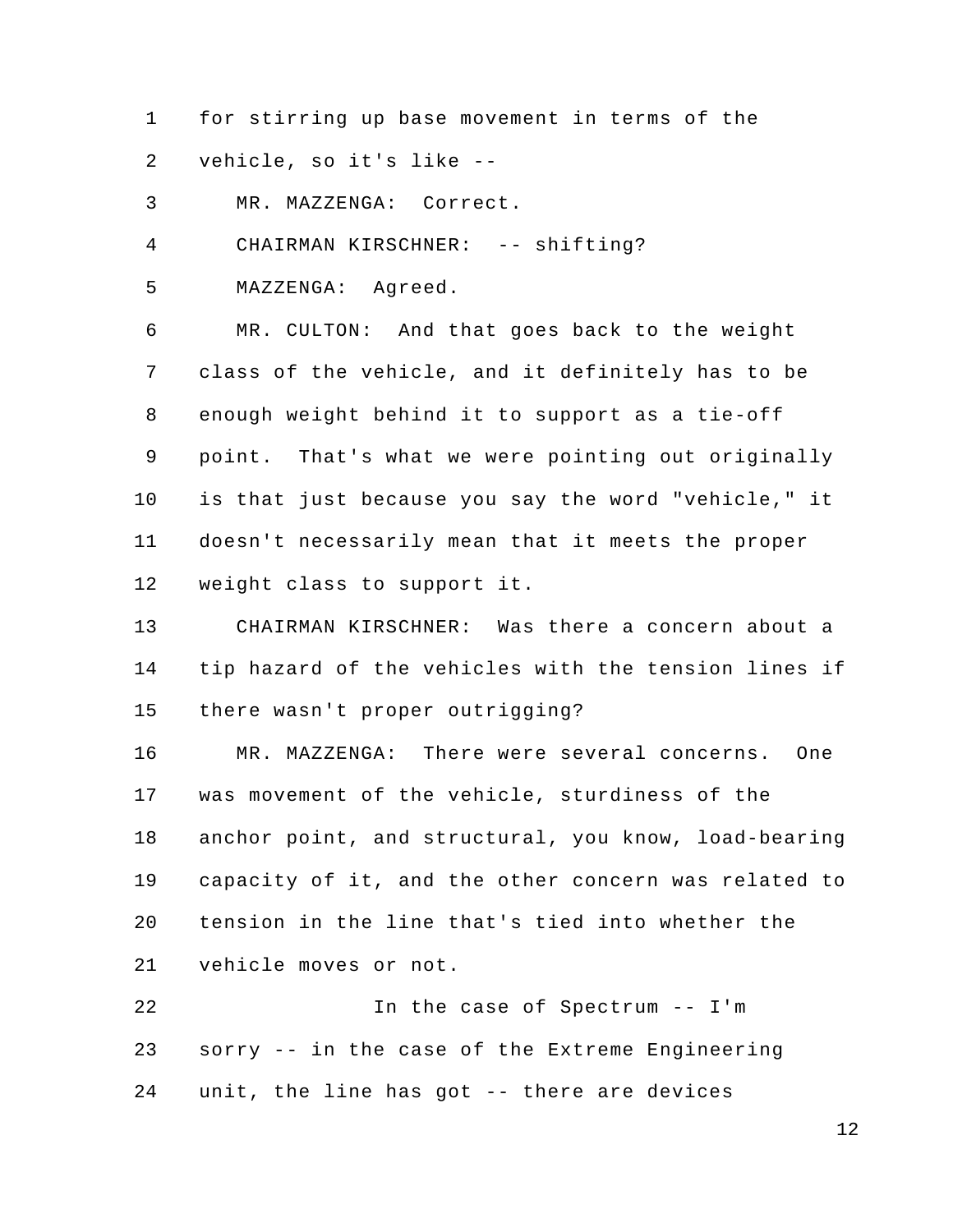for stirring up base movement in terms of the vehicle, so it's like --

MR. MAZZENGA: Correct.

CHAIRMAN KIRSCHNER: -- shifting?

MAZZENGA: Agreed.

MR. CULTON: And that goes back to the weight class of the vehicle, and it definitely has to be enough weight behind it to support as a tie-off point. That's what we were pointing out originally is that just because you say the word "vehicle," it doesn't necessarily mean that it meets the proper weight class to support it.

CHAIRMAN KIRSCHNER: Was there a concern about a tip hazard of the vehicles with the tension lines if there wasn't proper outrigging?

MR. MAZZENGA: There were several concerns. One was movement of the vehicle, sturdiness of the anchor point, and structural, you know, load-bearing capacity of it, and the other concern was related to tension in the line that's tied into whether the vehicle moves or not.

In the case of Spectrum -- I'm sorry -- in the case of the Extreme Engineering unit, the line has got -- there are devices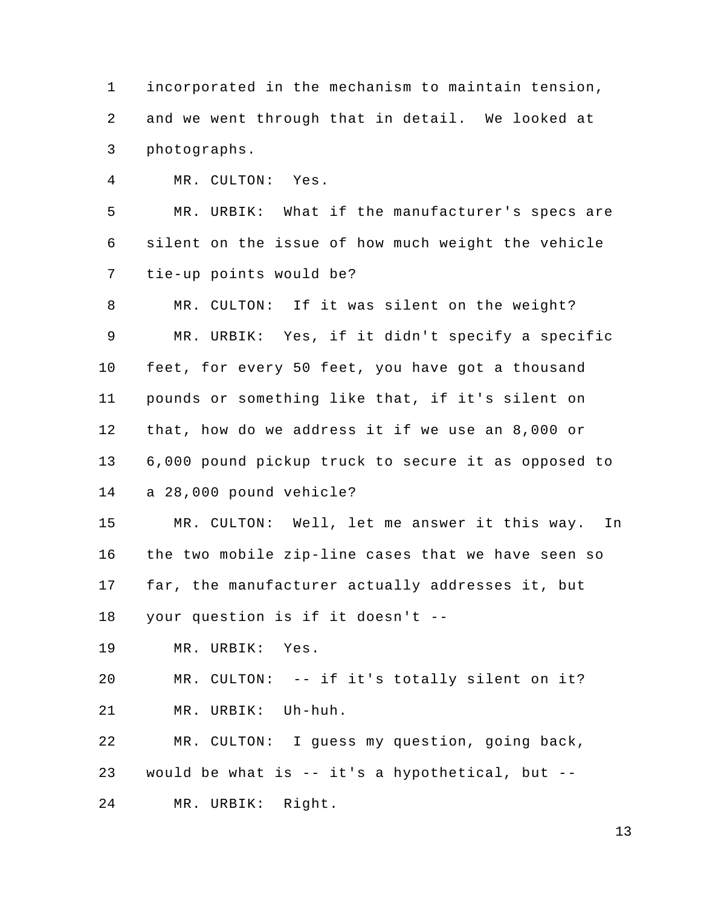incorporated in the mechanism to maintain tension, and we went through that in detail. We looked at photographs.

MR. CULTON: Yes.

MR. URBIK: What if the manufacturer's specs are silent on the issue of how much weight the vehicle tie-up points would be?

MR. CULTON: If it was silent on the weight?

MR. URBIK: Yes, if it didn't specify a specific feet, for every 50 feet, you have got a thousand pounds or something like that, if it's silent on that, how do we address it if we use an 8,000 or 6,000 pound pickup truck to secure it as opposed to a 28,000 pound vehicle?

MR. CULTON: Well, let me answer it this way. In the two mobile zip-line cases that we have seen so far, the manufacturer actually addresses it, but your question is if it doesn't --

MR. URBIK: Yes.

MR. CULTON: -- if it's totally silent on it?

MR. URBIK: Uh-huh.

MR. CULTON: I guess my question, going back, would be what is -- it's a hypothetical, but --

MR. URBIK: Right.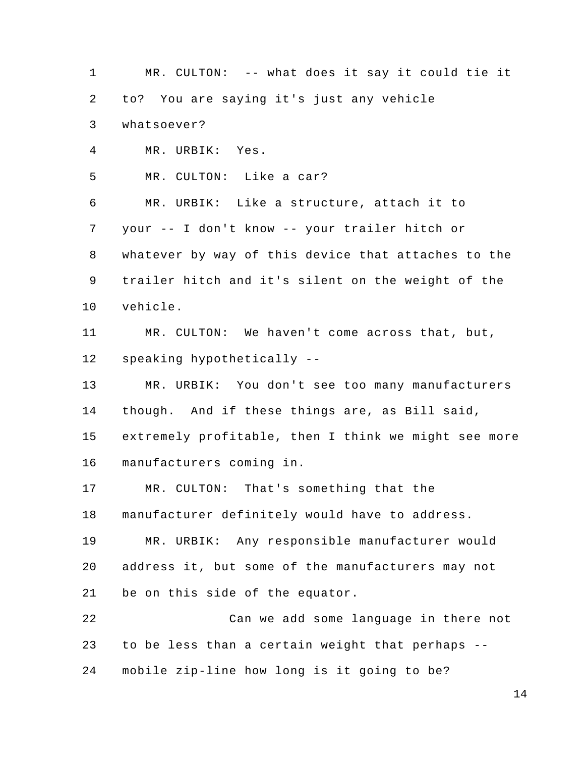MR. CULTON: -- what does it say it could tie it to? You are saying it's just any vehicle whatsoever?

MR. URBIK: Yes.

MR. CULTON: Like a car?

MR. URBIK: Like a structure, attach it to your -- I don't know -- your trailer hitch or whatever by way of this device that attaches to the trailer hitch and it's silent on the weight of the vehicle.

MR. CULTON: We haven't come across that, but, speaking hypothetically --

MR. URBIK: You don't see too many manufacturers though. And if these things are, as Bill said, extremely profitable, then I think we might see more manufacturers coming in.

MR. CULTON: That's something that the manufacturer definitely would have to address.

MR. URBIK: Any responsible manufacturer would address it, but some of the manufacturers may not be on this side of the equator.

Can we add some language in there not to be less than a certain weight that perhaps -- mobile zip-line how long is it going to be?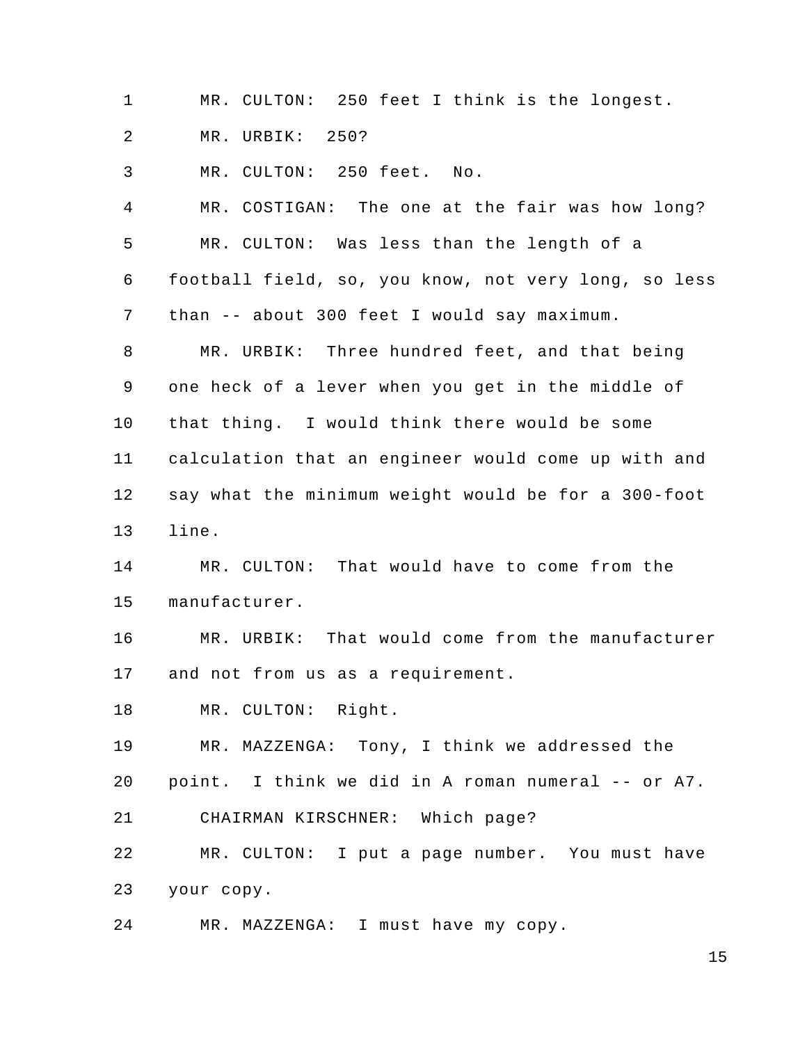MR. CULTON: 250 feet I think is the longest.

MR. URBIK: 250?

MR. CULTON: 250 feet. No.

MR. COSTIGAN: The one at the fair was how long?

MR. CULTON: Was less than the length of a football field, so, you know, not very long, so less than -- about 300 feet I would say maximum.

MR. URBIK: Three hundred feet, and that being one heck of a lever when you get in the middle of that thing. I would think there would be some calculation that an engineer would come up with and say what the minimum weight would be for a 300-foot line.

MR. CULTON: That would have to come from the manufacturer.

MR. URBIK: That would come from the manufacturer and not from us as a requirement.

MR. CULTON: Right.

MR. MAZZENGA: Tony, I think we addressed the point. I think we did in A roman numeral -- or A7.

CHAIRMAN KIRSCHNER: Which page?

MR. CULTON: I put a page number. You must have your copy.

MR. MAZZENGA: I must have my copy.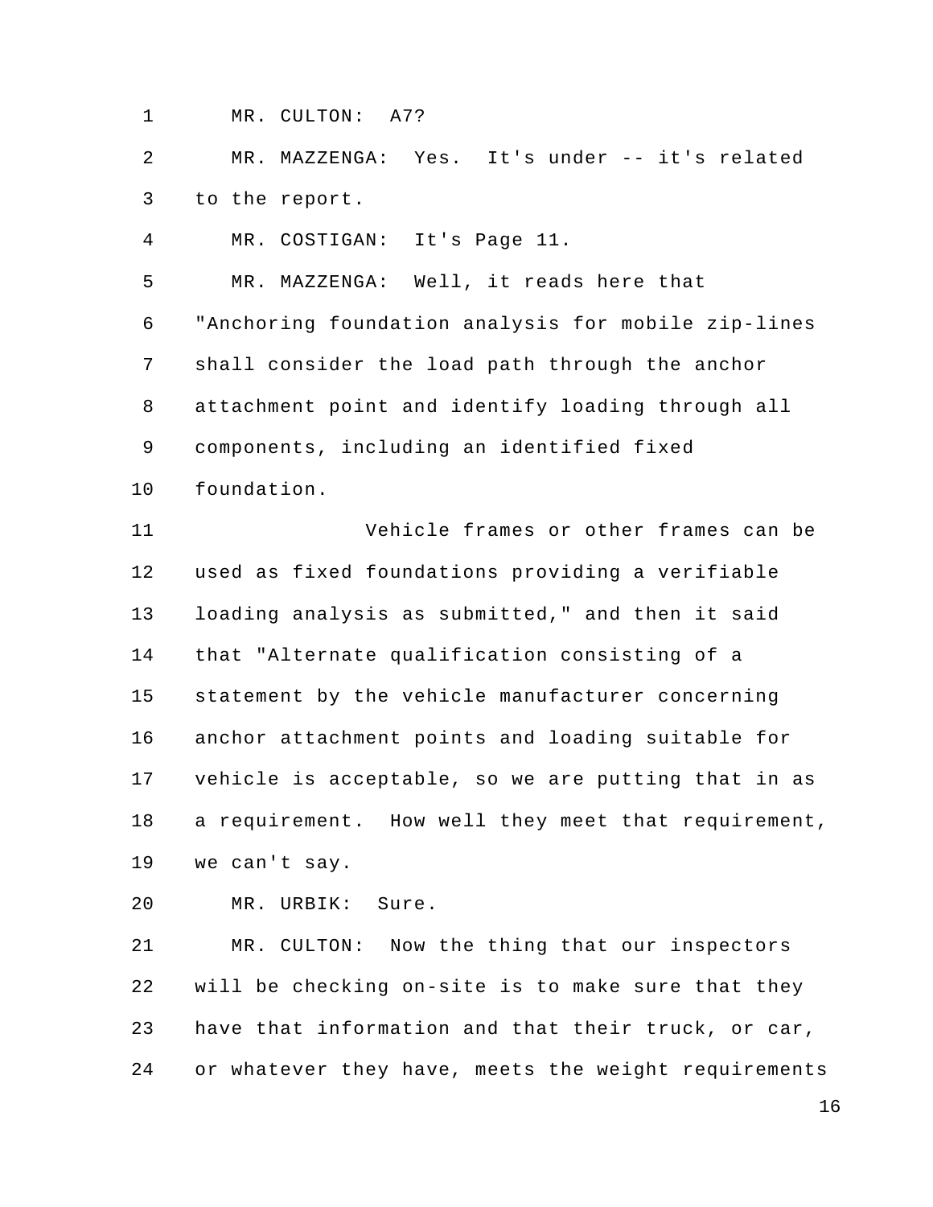MR. CULTON: A7?

MR. MAZZENGA: Yes. It's under -- it's related to the report.

MR. COSTIGAN: It's Page 11.

MR. MAZZENGA: Well, it reads here that "Anchoring foundation analysis for mobile zip-lines shall consider the load path through the anchor attachment point and identify loading through all components, including an identified fixed foundation.

Vehicle frames or other frames can be used as fixed foundations providing a verifiable loading analysis as submitted," and then it said that "Alternate qualification consisting of a statement by the vehicle manufacturer concerning anchor attachment points and loading suitable for vehicle is acceptable, so we are putting that in as a requirement. How well they meet that requirement, we can't say.

MR. URBIK: Sure.

MR. CULTON: Now the thing that our inspectors will be checking on-site is to make sure that they have that information and that their truck, or car, or whatever they have, meets the weight requirements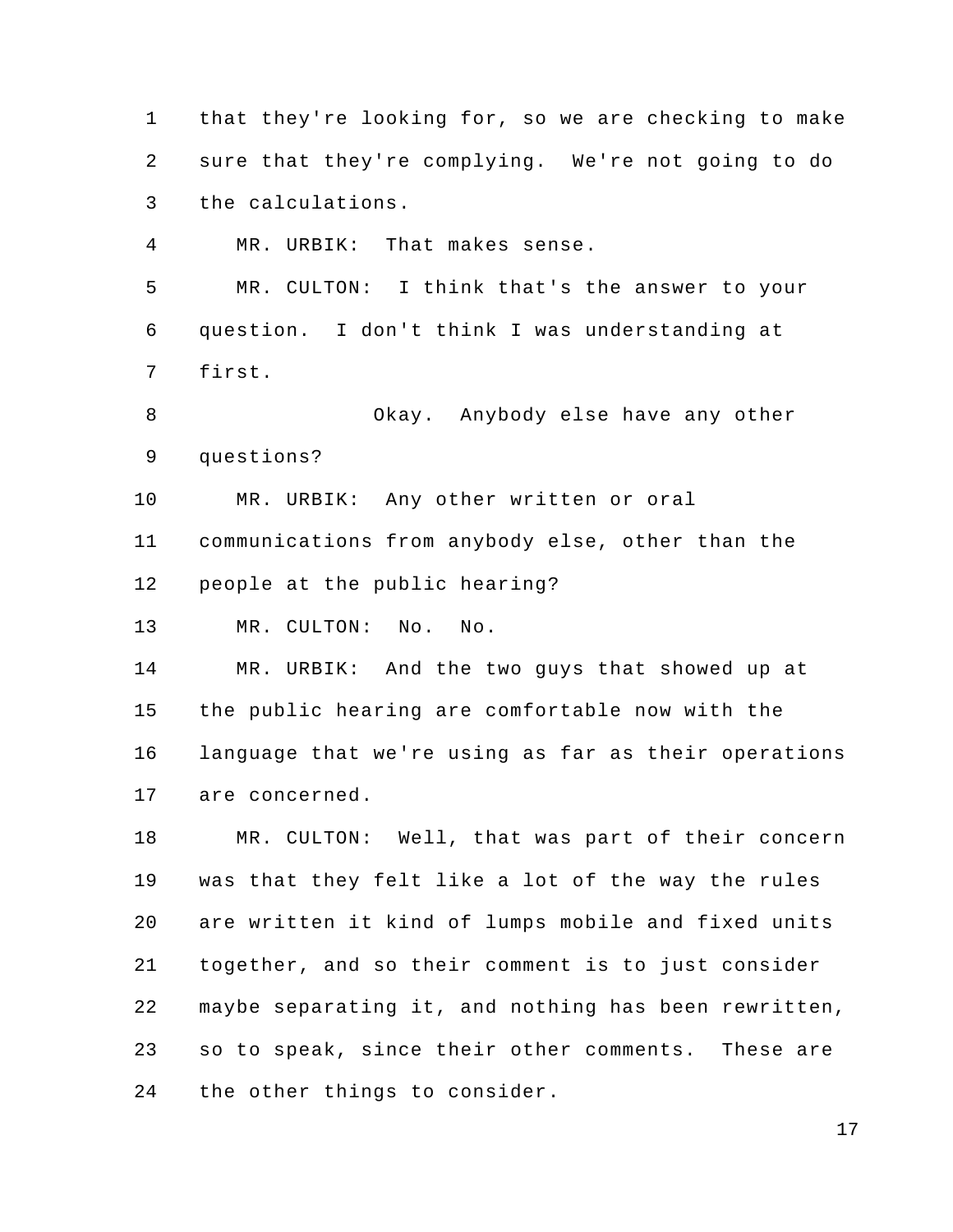that they're looking for, so we are checking to make sure that they're complying. We're not going to do the calculations.

MR. URBIK: That makes sense.

MR. CULTON: I think that's the answer to your question. I don't think I was understanding at first.

Okay. Anybody else have any other questions?

MR. URBIK: Any other written or oral communications from anybody else, other than the people at the public hearing?

MR. CULTON: No. No.

MR. URBIK: And the two guys that showed up at the public hearing are comfortable now with the language that we're using as far as their operations are concerned.

MR. CULTON: Well, that was part of their concern was that they felt like a lot of the way the rules are written it kind of lumps mobile and fixed units together, and so their comment is to just consider maybe separating it, and nothing has been rewritten, so to speak, since their other comments. These are the other things to consider.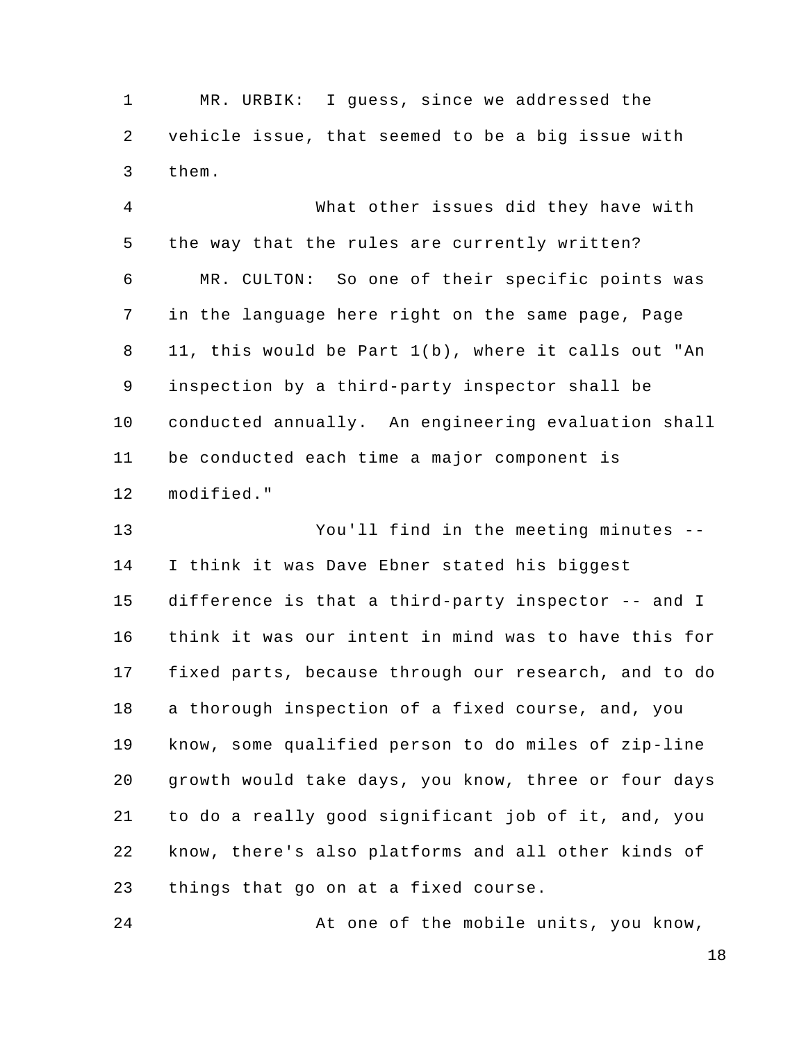MR. URBIK: I guess, since we addressed the vehicle issue, that seemed to be a big issue with them.

What other issues did they have with the way that the rules are currently written?

MR. CULTON: So one of their specific points was in the language here right on the same page, Page 11, this would be Part 1(b), where it calls out "An inspection by a third-party inspector shall be conducted annually. An engineering evaluation shall be conducted each time a major component is modified."

You'll find in the meeting minutes -- I think it was Dave Ebner stated his biggest difference is that a third-party inspector -- and I think it was our intent in mind was to have this for fixed parts, because through our research, and to do a thorough inspection of a fixed course, and, you know, some qualified person to do miles of zip-line growth would take days, you know, three or four days to do a really good significant job of it, and, you know, there's also platforms and all other kinds of things that go on at a fixed course.

At one of the mobile units, you know,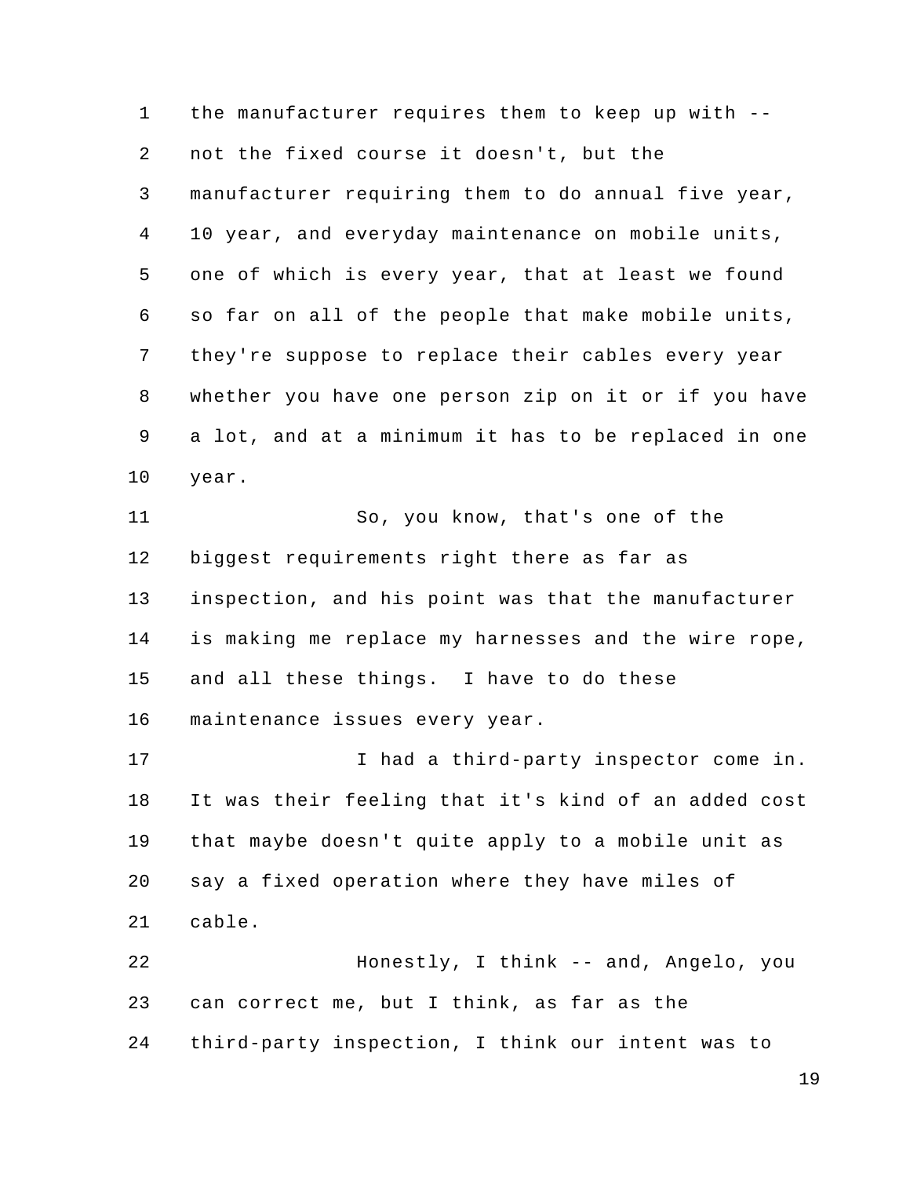the manufacturer requires them to keep up with -- not the fixed course it doesn't, but the manufacturer requiring them to do annual five year, 10 year, and everyday maintenance on mobile units, one of which is every year, that at least we found so far on all of the people that make mobile units, they're suppose to replace their cables every year whether you have one person zip on it or if you have a lot, and at a minimum it has to be replaced in one year.

So, you know, that's one of the biggest requirements right there as far as inspection, and his point was that the manufacturer is making me replace my harnesses and the wire rope, and all these things. I have to do these maintenance issues every year.

I had a third-party inspector come in. It was their feeling that it's kind of an added cost that maybe doesn't quite apply to a mobile unit as say a fixed operation where they have miles of cable.

Honestly, I think -- and, Angelo, you can correct me, but I think, as far as the third-party inspection, I think our intent was to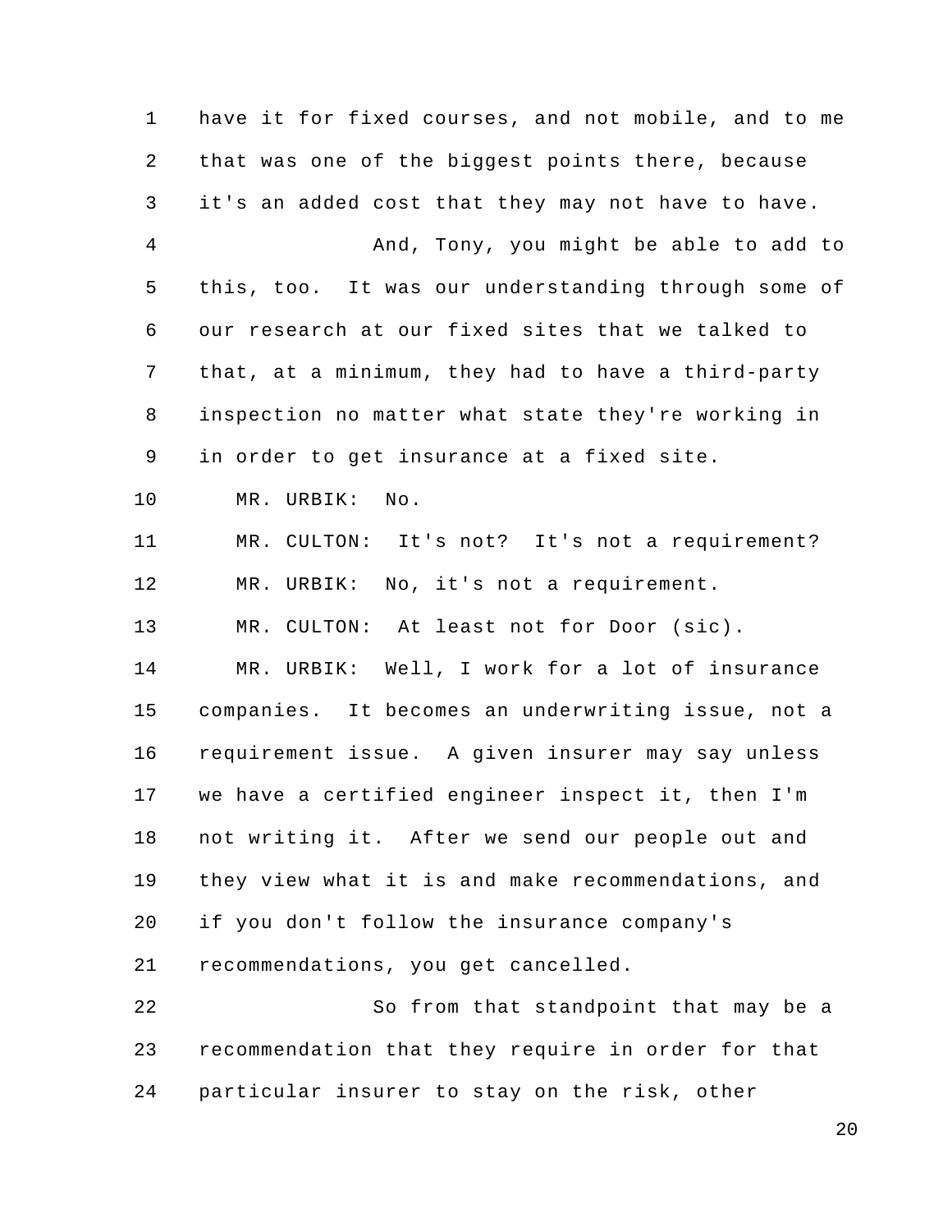have it for fixed courses, and not mobile, and to me that was one of the biggest points there, because it's an added cost that they may not have to have.

And, Tony, you might be able to add to this, too. It was our understanding through some of our research at our fixed sites that we talked to that, at a minimum, they had to have a third-party inspection no matter what state they're working in in order to get insurance at a fixed site.

MR. URBIK: No.

MR. CULTON: It's not? It's not a requirement?

MR. URBIK: No, it's not a requirement.

MR. CULTON: At least not for Door (sic).

MR. URBIK: Well, I work for a lot of insurance companies. It becomes an underwriting issue, not a requirement issue. A given insurer may say unless we have a certified engineer inspect it, then I'm not writing it. After we send our people out and they view what it is and make recommendations, and if you don't follow the insurance company's recommendations, you get cancelled.

So from that standpoint that may be a recommendation that they require in order for that particular insurer to stay on the risk, other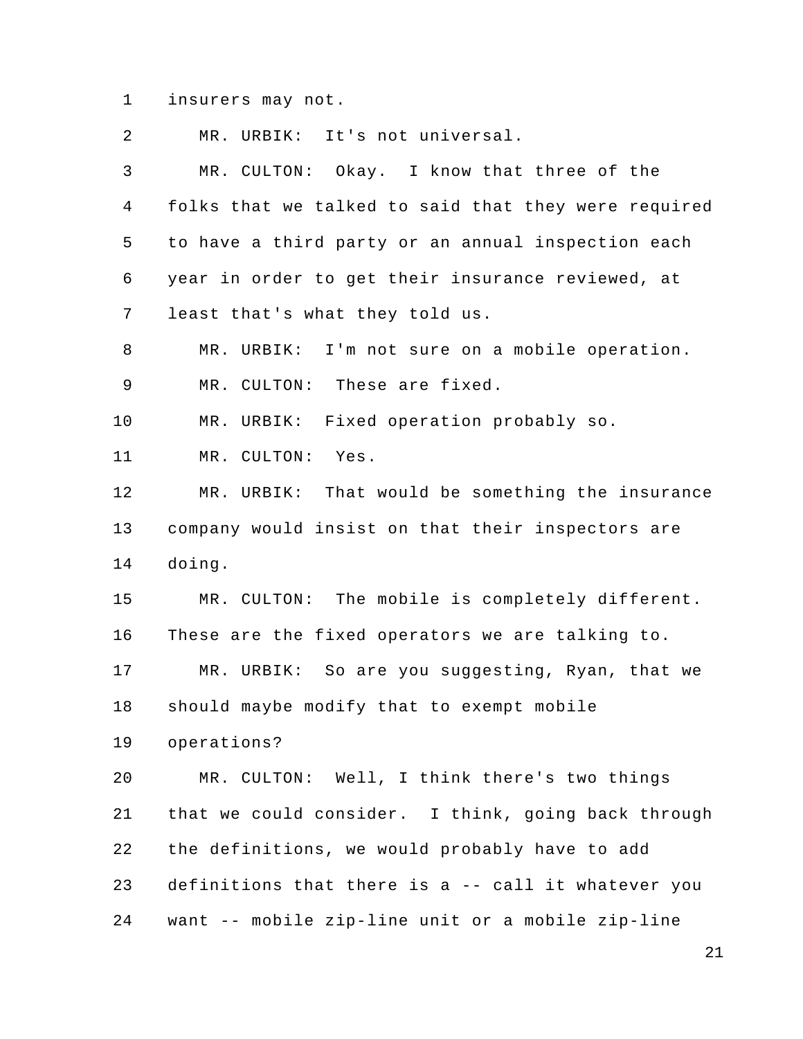insurers may not.

MR. URBIK: It's not universal.

MR. CULTON: Okay. I know that three of the folks that we talked to said that they were required to have a third party or an annual inspection each year in order to get their insurance reviewed, at least that's what they told us.

MR. URBIK: I'm not sure on a mobile operation.

MR. CULTON: These are fixed.

MR. URBIK: Fixed operation probably so.

MR. CULTON: Yes.

MR. URBIK: That would be something the insurance company would insist on that their inspectors are doing.

MR. CULTON: The mobile is completely different. These are the fixed operators we are talking to.

MR. URBIK: So are you suggesting, Ryan, that we should maybe modify that to exempt mobile operations?

MR. CULTON: Well, I think there's two things that we could consider. I think, going back through the definitions, we would probably have to add definitions that there is a -- call it whatever you want -- mobile zip-line unit or a mobile zip-line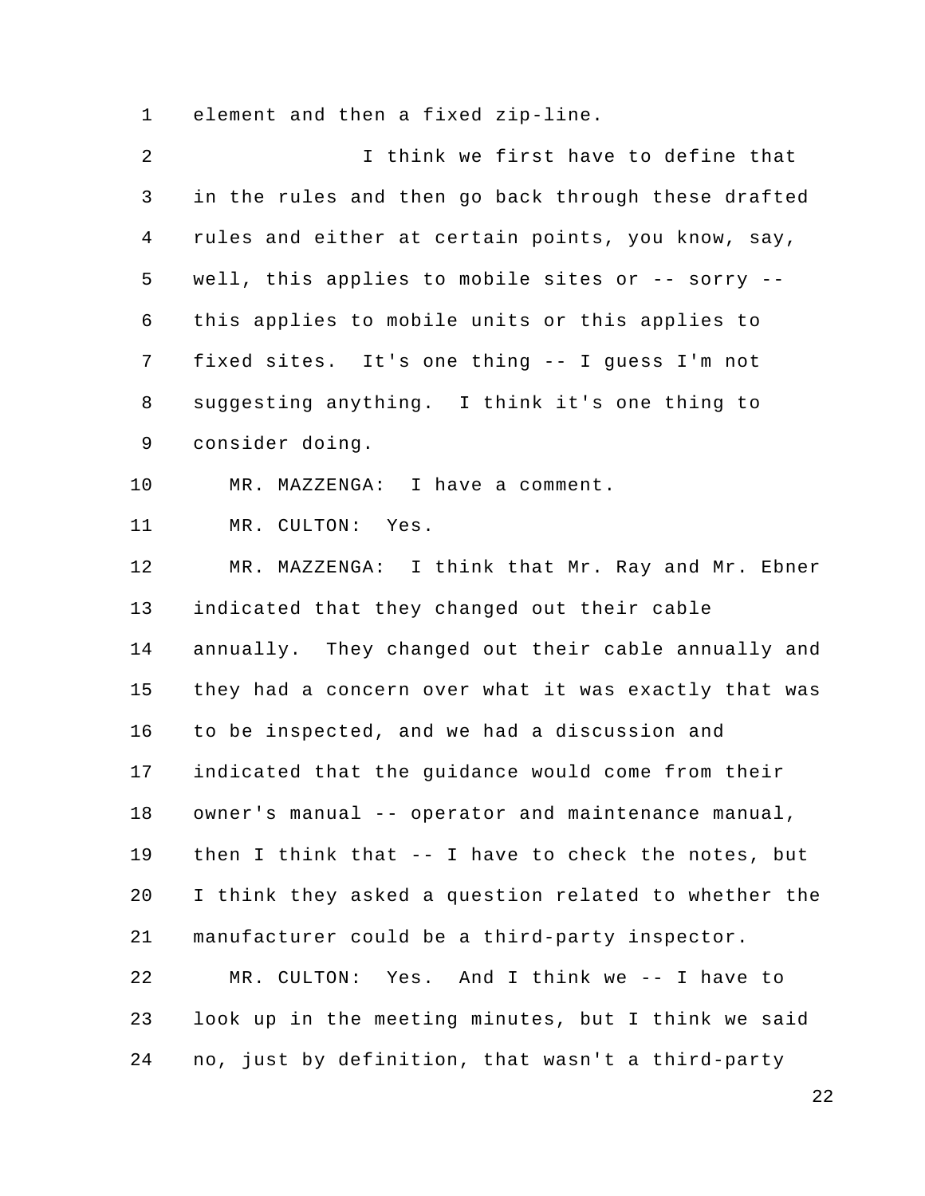1 element and then a fixed zip-line.

2 I think we first have to define that
3 in the rules and then go back through these drafted
4 rules and either at certain points, you know, say,
5 well, this applies to mobile sites or -- sorry --
6 this applies to mobile units or this applies to
7 fixed sites. It's one thing -- I guess I'm not
8 suggesting anything. I think it's one thing to
9 consider doing.

10 MR. MAZZENGA: I have a comment.

11 MR. CULTON: Yes.

12 MR. MAZZENGA: I think that Mr. Ray and Mr. Ebner
13 indicated that they changed out their cable
14 annually. They changed out their cable annually and
15 they had a concern over what it was exactly that was
16 to be inspected, and we had a discussion and
17 indicated that the guidance would come from their
18 owner's manual -- operator and maintenance manual,
19 then I think that -- I have to check the notes, but
20 I think they asked a question related to whether the
21 manufacturer could be a third-party inspector.

22 MR. CULTON: Yes. And I think we -- I have to
23 look up in the meeting minutes, but I think we said
24 no, just by definition, that wasn't a third-party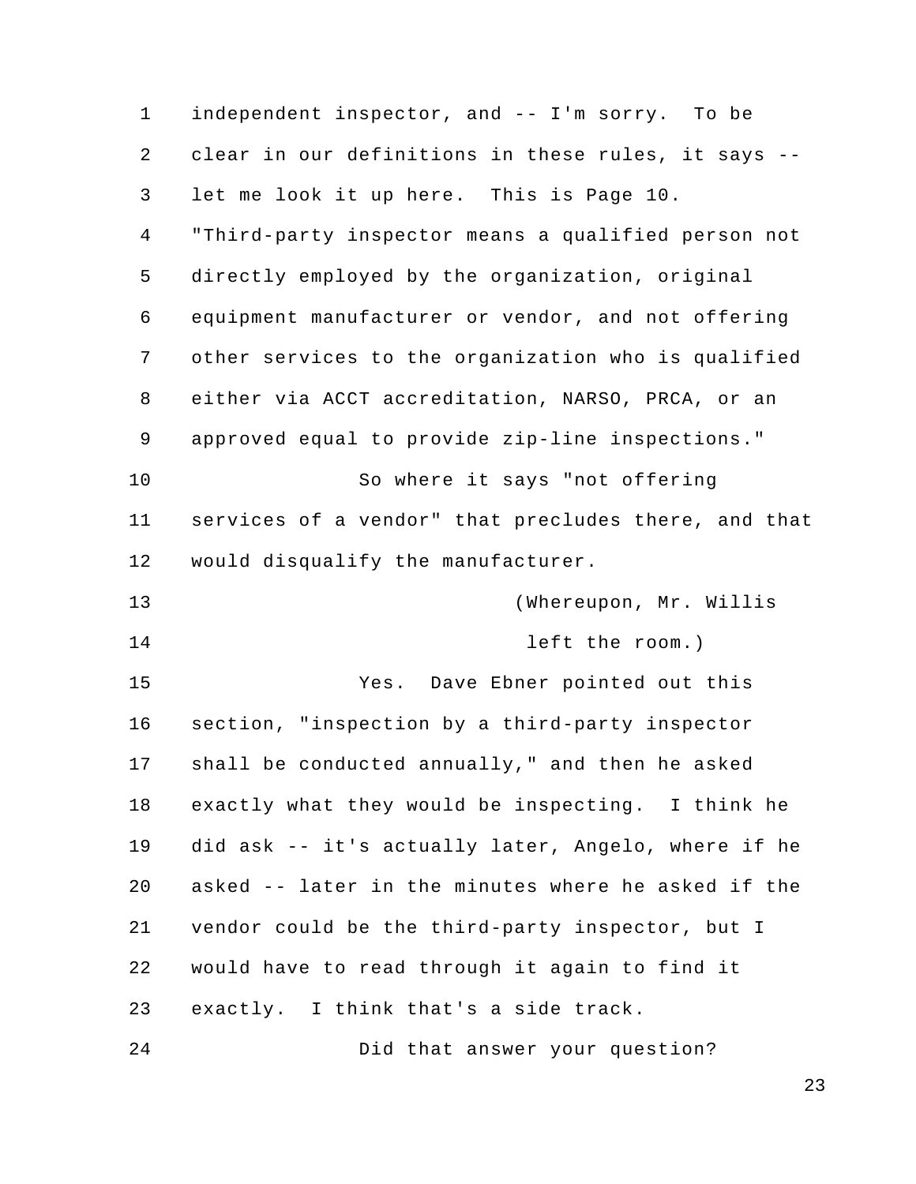independent inspector, and -- I'm sorry. To be clear in our definitions in these rules, it says -- let me look it up here. This is Page 10. "Third-party inspector means a qualified person not directly employed by the organization, original equipment manufacturer or vendor, and not offering other services to the organization who is qualified either via ACCT accreditation, NARSO, PRCA, or an approved equal to provide zip-line inspections."

So where it says "not offering services of a vendor" that precludes there, and that would disqualify the manufacturer.

(Whereupon, Mr. Willis left the room.)

Yes. Dave Ebner pointed out this section, "inspection by a third-party inspector shall be conducted annually," and then he asked exactly what they would be inspecting. I think he did ask -- it's actually later, Angelo, where if he asked -- later in the minutes where he asked if the vendor could be the third-party inspector, but I would have to read through it again to find it exactly. I think that's a side track.

Did that answer your question?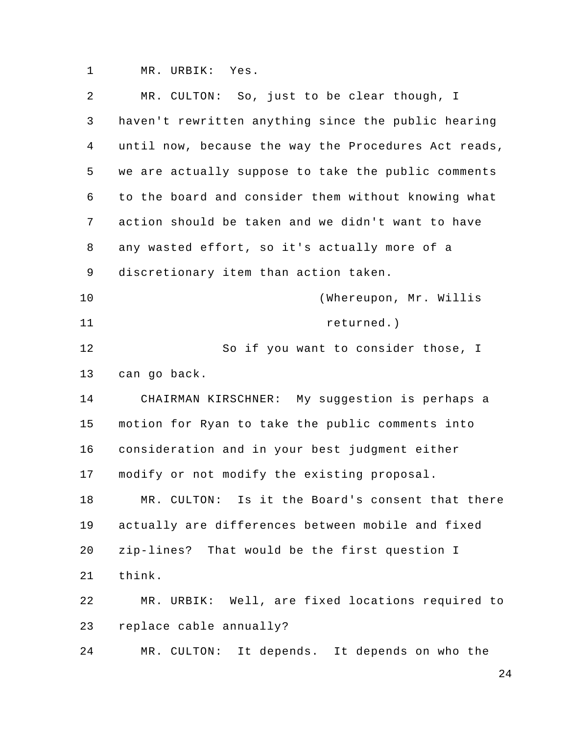MR. URBIK: Yes.

MR. CULTON: So, just to be clear though, I haven't rewritten anything since the public hearing until now, because the way the Procedures Act reads, we are actually suppose to take the public comments to the board and consider them without knowing what action should be taken and we didn't want to have any wasted effort, so it's actually more of a discretionary item than action taken.

(Whereupon, Mr. Willis returned.)

So if you want to consider those, I can go back.

CHAIRMAN KIRSCHNER: My suggestion is perhaps a motion for Ryan to take the public comments into consideration and in your best judgment either modify or not modify the existing proposal.

MR. CULTON: Is it the Board's consent that there actually are differences between mobile and fixed zip-lines? That would be the first question I think.

MR. URBIK: Well, are fixed locations required to replace cable annually?

MR. CULTON: It depends. It depends on who the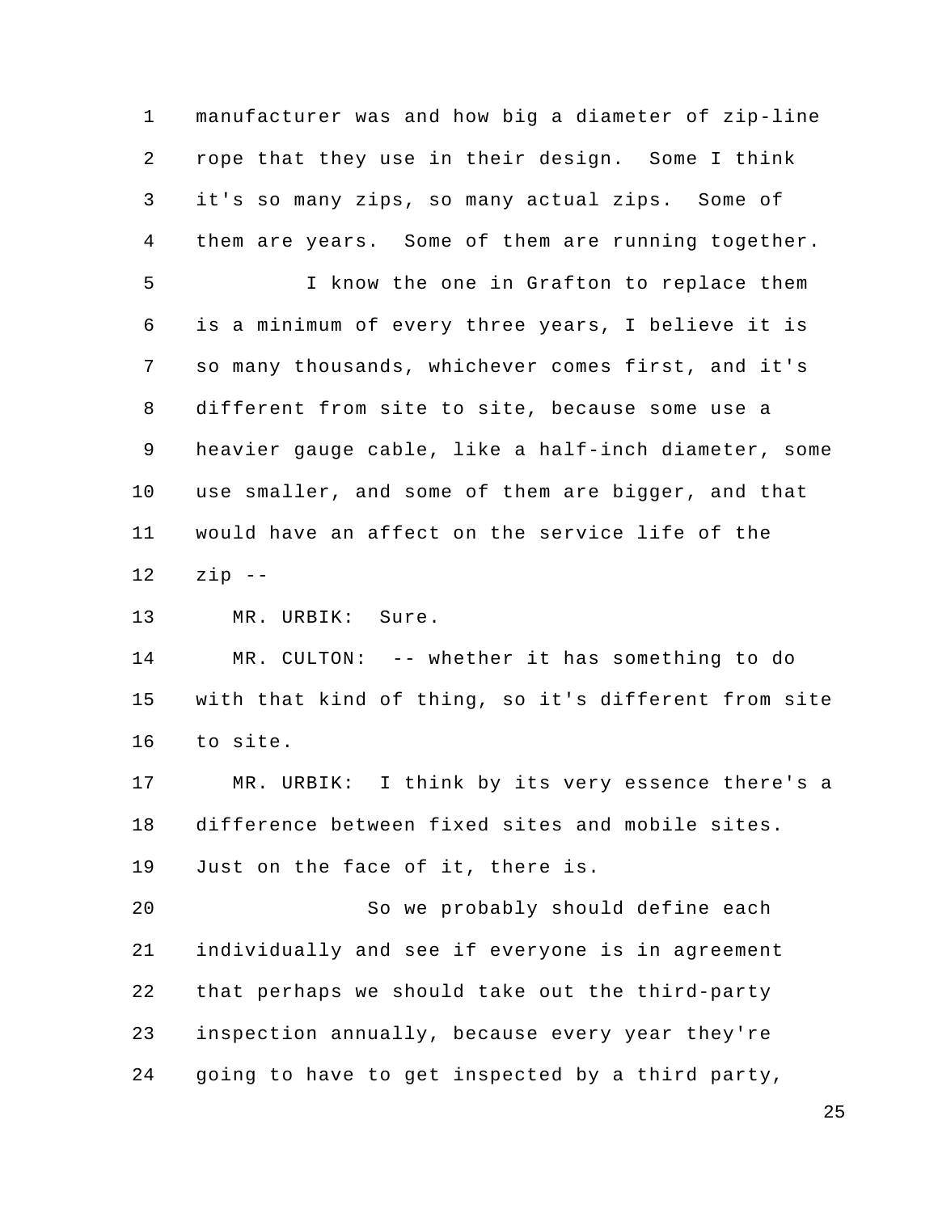manufacturer was and how big a diameter of zip-line rope that they use in their design. Some I think it's so many zips, so many actual zips. Some of them are years. Some of them are running together.

I know the one in Grafton to replace them is a minimum of every three years, I believe it is so many thousands, whichever comes first, and it's different from site to site, because some use a heavier gauge cable, like a half-inch diameter, some use smaller, and some of them are bigger, and that would have an affect on the service life of the zip --

MR. URBIK: Sure.

MR. CULTON: -- whether it has something to do with that kind of thing, so it's different from site to site.

MR. URBIK: I think by its very essence there's a difference between fixed sites and mobile sites. Just on the face of it, there is.

So we probably should define each individually and see if everyone is in agreement that perhaps we should take out the third-party inspection annually, because every year they're going to have to get inspected by a third party,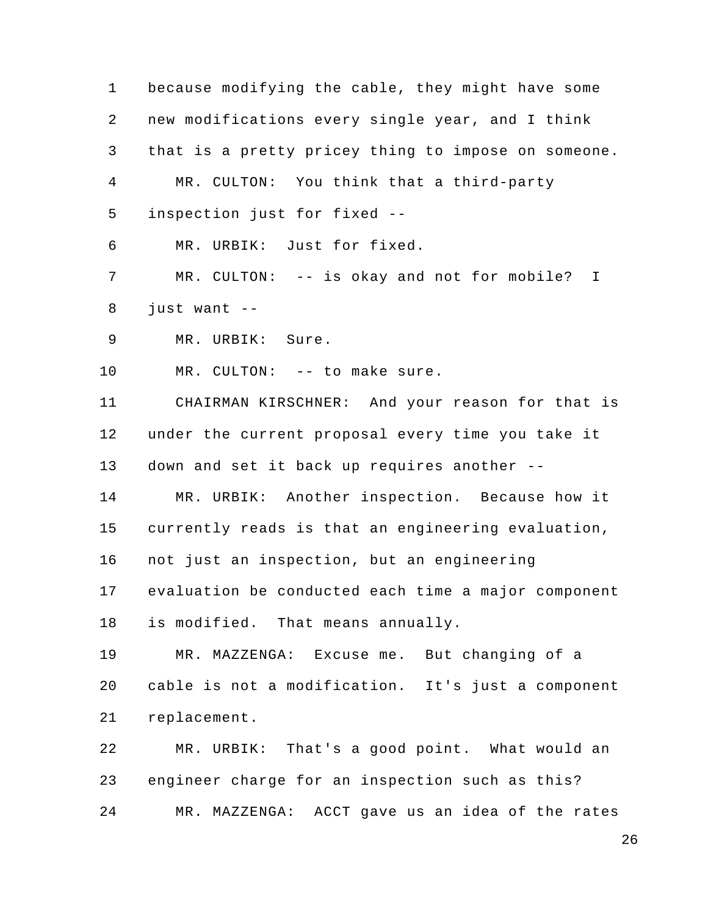because modifying the cable, they might have some new modifications every single year, and I think that is a pretty pricey thing to impose on someone.

MR. CULTON: You think that a third-party inspection just for fixed --

MR. URBIK: Just for fixed.

MR. CULTON: -- is okay and not for mobile? I just want --

MR. URBIK: Sure.

MR. CULTON: -- to make sure.

CHAIRMAN KIRSCHNER: And your reason for that is under the current proposal every time you take it down and set it back up requires another --

MR. URBIK: Another inspection. Because how it currently reads is that an engineering evaluation, not just an inspection, but an engineering evaluation be conducted each time a major component is modified. That means annually.

MR. MAZZENGA: Excuse me. But changing of a cable is not a modification. It's just a component replacement.

MR. URBIK: That's a good point. What would an engineer charge for an inspection such as this?

MR. MAZZENGA: ACCT gave us an idea of the rates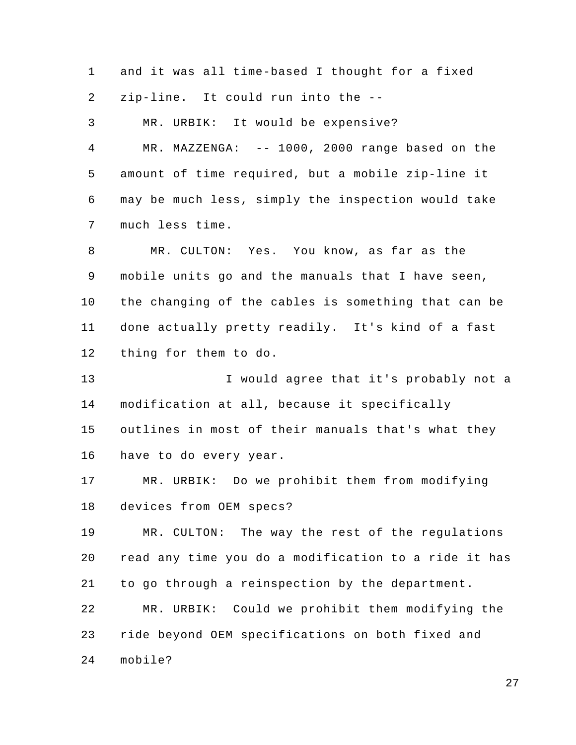and it was all time-based I thought for a fixed zip-line. It could run into the --

MR. URBIK: It would be expensive?

MR. MAZZENGA: -- 1000, 2000 range based on the amount of time required, but a mobile zip-line it may be much less, simply the inspection would take much less time.

MR. CULTON: Yes. You know, as far as the mobile units go and the manuals that I have seen, the changing of the cables is something that can be done actually pretty readily. It's kind of a fast thing for them to do.

I would agree that it's probably not a modification at all, because it specifically outlines in most of their manuals that's what they have to do every year.

MR. URBIK: Do we prohibit them from modifying devices from OEM specs?

MR. CULTON: The way the rest of the regulations read any time you do a modification to a ride it has to go through a reinspection by the department.

MR. URBIK: Could we prohibit them modifying the ride beyond OEM specifications on both fixed and mobile?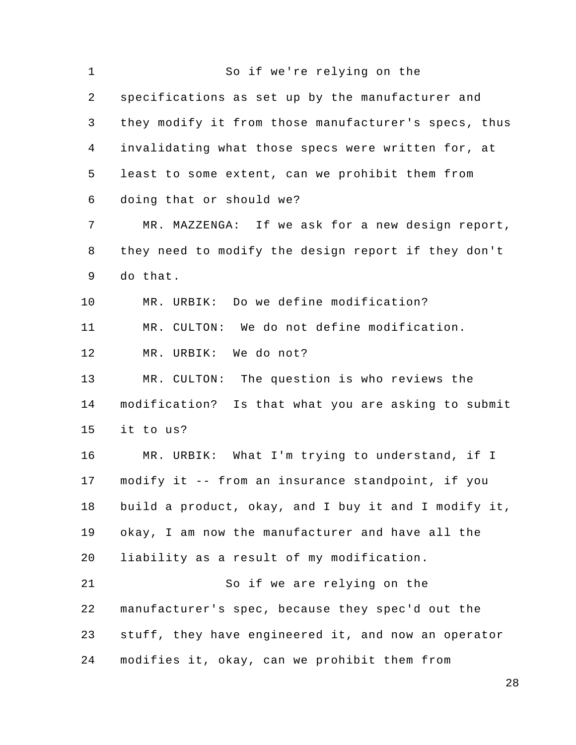So if we're relying on the specifications as set up by the manufacturer and they modify it from those manufacturer's specs, thus invalidating what those specs were written for, at least to some extent, can we prohibit them from doing that or should we?

MR. MAZZENGA: If we ask for a new design report, they need to modify the design report if they don't do that.

MR. URBIK: Do we define modification?

MR. CULTON: We do not define modification.

MR. URBIK: We do not?

MR. CULTON: The question is who reviews the modification? Is that what you are asking to submit it to us?

MR. URBIK: What I'm trying to understand, if I modify it -- from an insurance standpoint, if you build a product, okay, and I buy it and I modify it, okay, I am now the manufacturer and have all the liability as a result of my modification.

So if we are relying on the manufacturer's spec, because they spec'd out the stuff, they have engineered it, and now an operator modifies it, okay, can we prohibit them from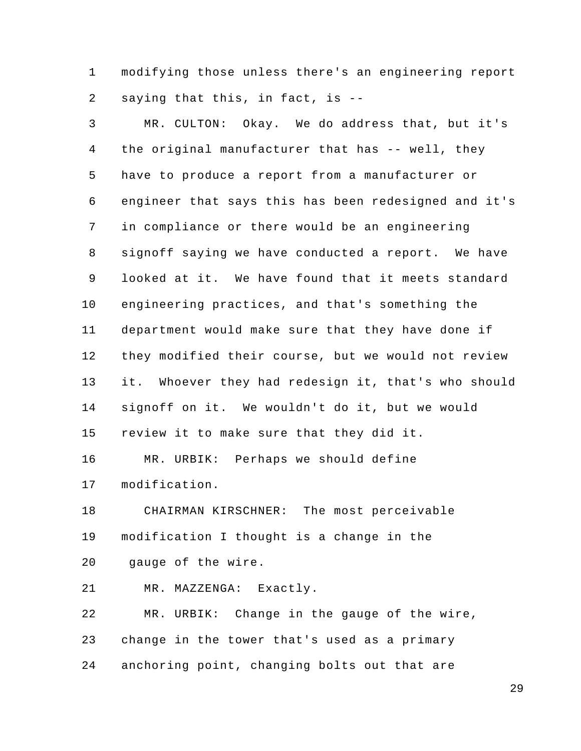modifying those unless there's an engineering report saying that this, in fact, is --

MR. CULTON: Okay. We do address that, but it's the original manufacturer that has -- well, they have to produce a report from a manufacturer or engineer that says this has been redesigned and it's in compliance or there would be an engineering signoff saying we have conducted a report. We have looked at it. We have found that it meets standard engineering practices, and that's something the department would make sure that they have done if they modified their course, but we would not review it. Whoever they had redesign it, that's who should signoff on it. We wouldn't do it, but we would review it to make sure that they did it.

MR. URBIK: Perhaps we should define modification.

CHAIRMAN KIRSCHNER: The most perceivable modification I thought is a change in the gauge of the wire.

MR. MAZZENGA: Exactly.

MR. URBIK: Change in the gauge of the wire, change in the tower that's used as a primary anchoring point, changing bolts out that are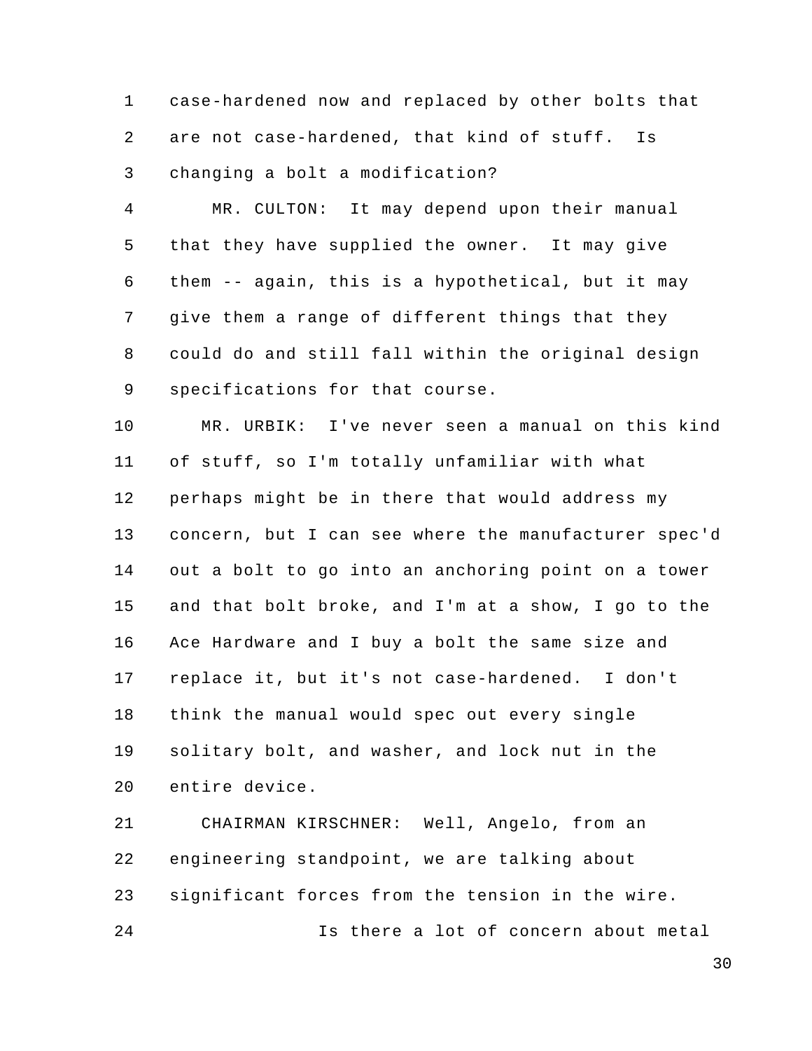case-hardened now and replaced by other bolts that are not case-hardened, that kind of stuff. Is changing a bolt a modification?

MR. CULTON: It may depend upon their manual that they have supplied the owner. It may give them -- again, this is a hypothetical, but it may give them a range of different things that they could do and still fall within the original design specifications for that course.

MR. URBIK: I've never seen a manual on this kind of stuff, so I'm totally unfamiliar with what perhaps might be in there that would address my concern, but I can see where the manufacturer spec'd out a bolt to go into an anchoring point on a tower and that bolt broke, and I'm at a show, I go to the Ace Hardware and I buy a bolt the same size and replace it, but it's not case-hardened. I don't think the manual would spec out every single solitary bolt, and washer, and lock nut in the entire device.

CHAIRMAN KIRSCHNER: Well, Angelo, from an engineering standpoint, we are talking about significant forces from the tension in the wire.

Is there a lot of concern about metal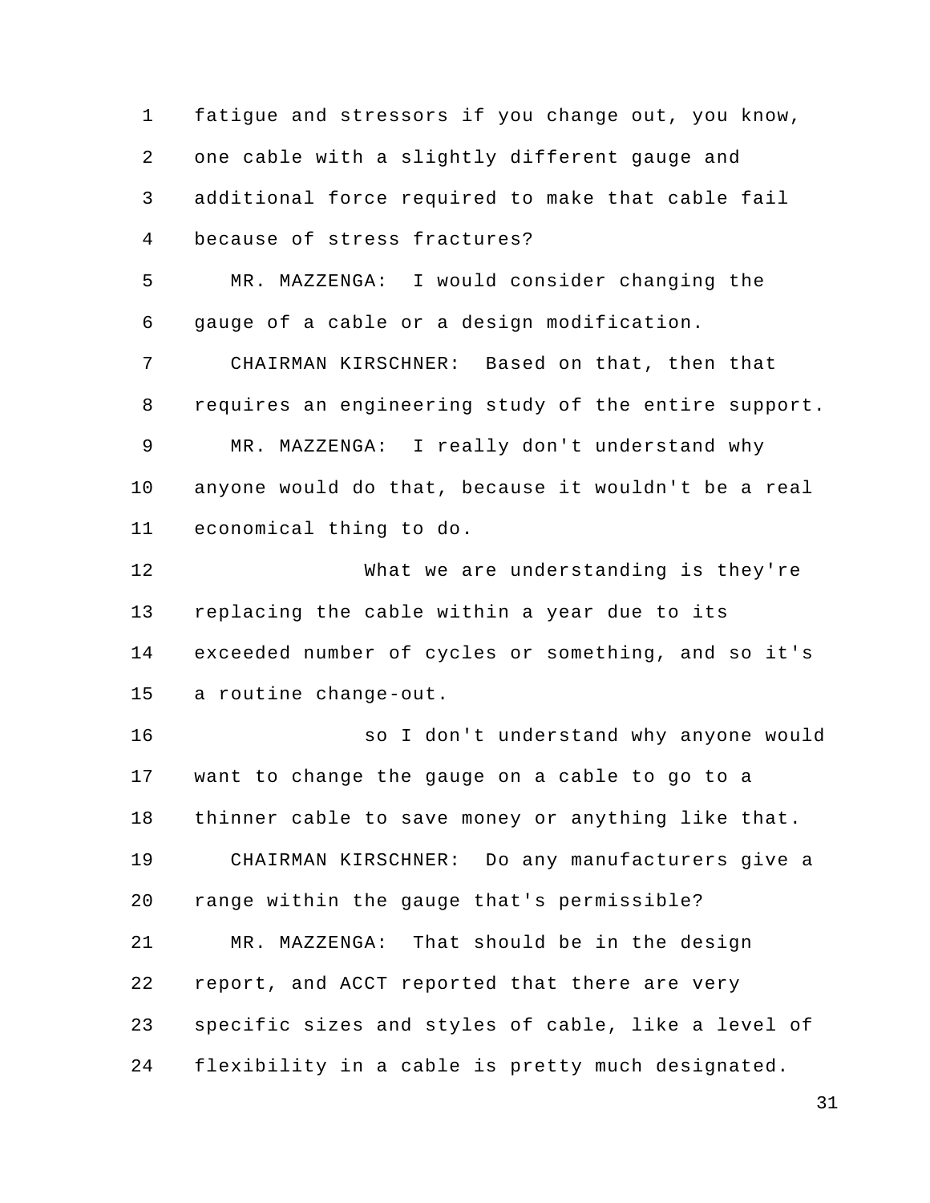fatigue and stressors if you change out, you know, one cable with a slightly different gauge and additional force required to make that cable fail because of stress fractures?

MR. MAZZENGA: I would consider changing the gauge of a cable or a design modification.

CHAIRMAN KIRSCHNER: Based on that, then that requires an engineering study of the entire support.

MR. MAZZENGA: I really don't understand why anyone would do that, because it wouldn't be a real economical thing to do.

What we are understanding is they're replacing the cable within a year due to its exceeded number of cycles or something, and so it's a routine change-out.

so I don't understand why anyone would want to change the gauge on a cable to go to a thinner cable to save money or anything like that.

CHAIRMAN KIRSCHNER: Do any manufacturers give a range within the gauge that's permissible?

MR. MAZZENGA: That should be in the design report, and ACCT reported that there are very specific sizes and styles of cable, like a level of flexibility in a cable is pretty much designated.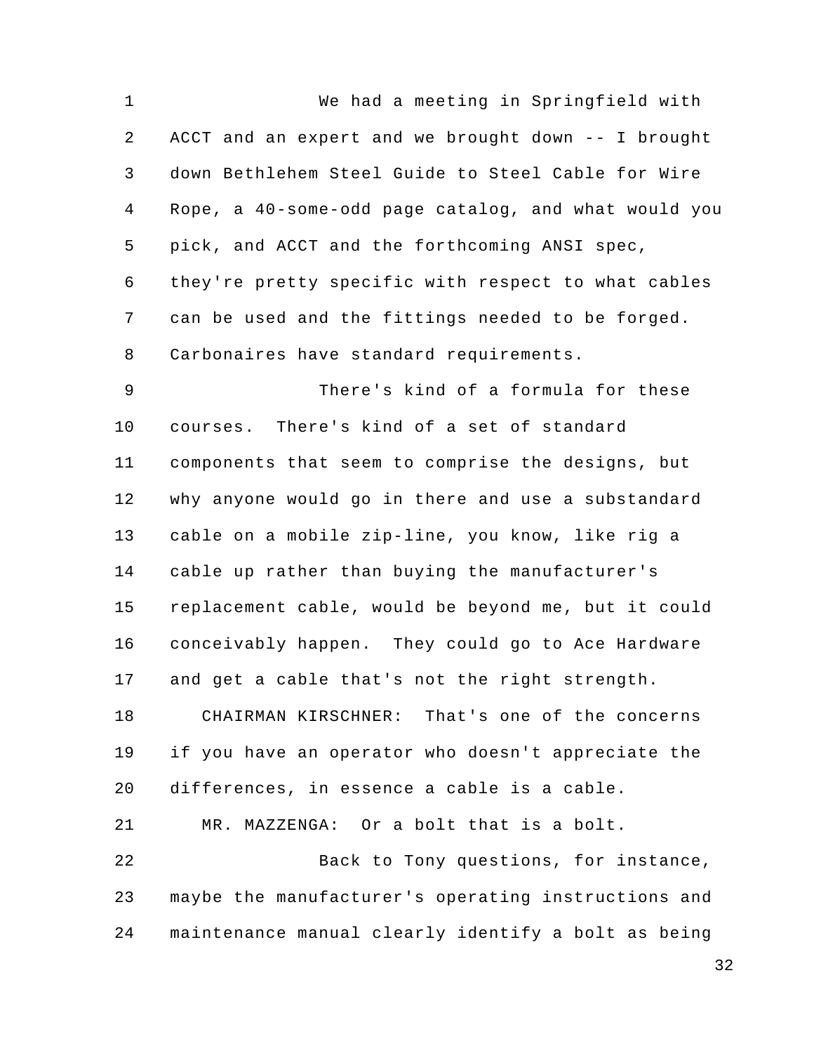We had a meeting in Springfield with ACCT and an expert and we brought down -- I brought down Bethlehem Steel Guide to Steel Cable for Wire Rope, a 40-some-odd page catalog, and what would you pick, and ACCT and the forthcoming ANSI spec, they're pretty specific with respect to what cables can be used and the fittings needed to be forged. Carbonaires have standard requirements.

There's kind of a formula for these courses. There's kind of a set of standard components that seem to comprise the designs, but why anyone would go in there and use a substandard cable on a mobile zip-line, you know, like rig a cable up rather than buying the manufacturer's replacement cable, would be beyond me, but it could conceivably happen. They could go to Ace Hardware and get a cable that's not the right strength.

CHAIRMAN KIRSCHNER: That's one of the concerns if you have an operator who doesn't appreciate the differences, in essence a cable is a cable.

MR. MAZZENGA: Or a bolt that is a bolt.

Back to Tony questions, for instance, maybe the manufacturer's operating instructions and maintenance manual clearly identify a bolt as being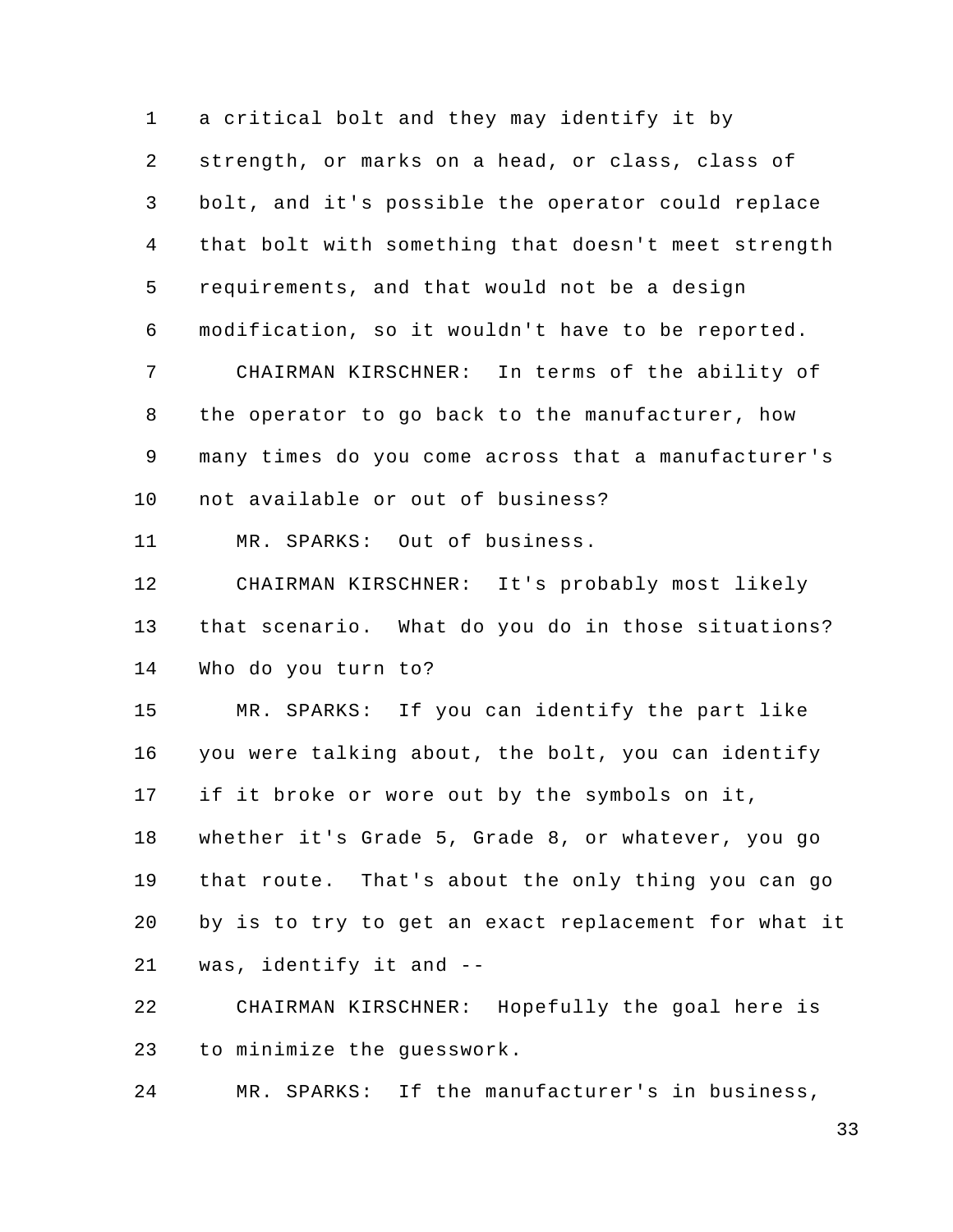a critical bolt and they may identify it by strength, or marks on a head, or class, class of bolt, and it's possible the operator could replace that bolt with something that doesn't meet strength requirements, and that would not be a design modification, so it wouldn't have to be reported.

CHAIRMAN KIRSCHNER: In terms of the ability of the operator to go back to the manufacturer, how many times do you come across that a manufacturer's not available or out of business?

MR. SPARKS: Out of business.

CHAIRMAN KIRSCHNER: It's probably most likely that scenario. What do you do in those situations? Who do you turn to?

MR. SPARKS: If you can identify the part like you were talking about, the bolt, you can identify if it broke or wore out by the symbols on it, whether it's Grade 5, Grade 8, or whatever, you go that route. That's about the only thing you can go by is to try to get an exact replacement for what it was, identify it and --

CHAIRMAN KIRSCHNER: Hopefully the goal here is to minimize the guesswork.

MR. SPARKS: If the manufacturer's in business,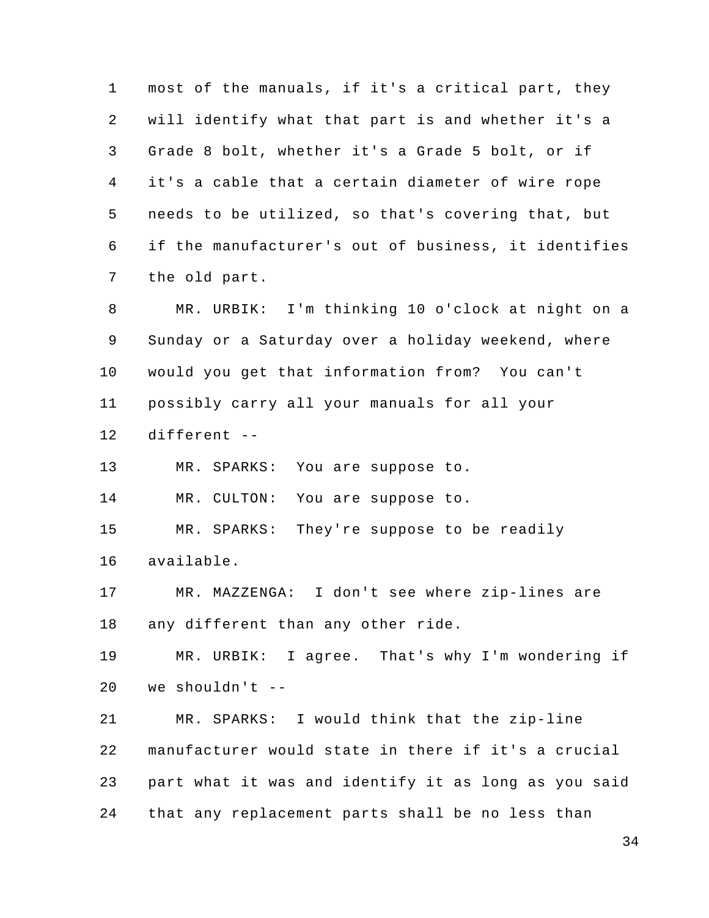most of the manuals, if it's a critical part, they will identify what that part is and whether it's a Grade 8 bolt, whether it's a Grade 5 bolt, or if it's a cable that a certain diameter of wire rope needs to be utilized, so that's covering that, but if the manufacturer's out of business, it identifies the old part.

MR. URBIK: I'm thinking 10 o'clock at night on a Sunday or a Saturday over a holiday weekend, where would you get that information from? You can't possibly carry all your manuals for all your different --

MR. SPARKS: You are suppose to.

MR. CULTON: You are suppose to.

MR. SPARKS: They're suppose to be readily available.

MR. MAZZENGA: I don't see where zip-lines are any different than any other ride.

MR. URBIK: I agree. That's why I'm wondering if we shouldn't --

MR. SPARKS: I would think that the zip-line manufacturer would state in there if it's a crucial part what it was and identify it as long as you said that any replacement parts shall be no less than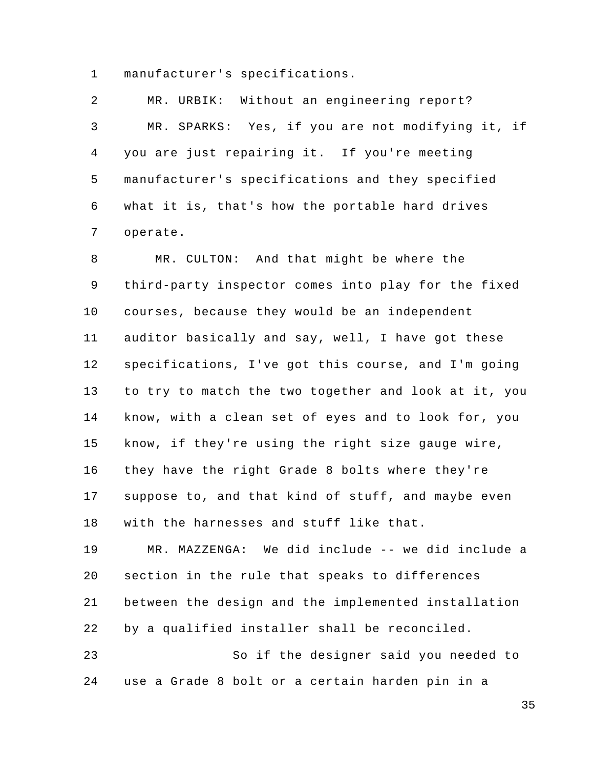manufacturer's specifications.

MR. URBIK: Without an engineering report?

MR. SPARKS: Yes, if you are not modifying it, if you are just repairing it. If you're meeting manufacturer's specifications and they specified what it is, that's how the portable hard drives operate.

MR. CULTON: And that might be where the third-party inspector comes into play for the fixed courses, because they would be an independent auditor basically and say, well, I have got these specifications, I've got this course, and I'm going to try to match the two together and look at it, you know, with a clean set of eyes and to look for, you know, if they're using the right size gauge wire, they have the right Grade 8 bolts where they're suppose to, and that kind of stuff, and maybe even with the harnesses and stuff like that.

MR. MAZZENGA: We did include -- we did include a section in the rule that speaks to differences between the design and the implemented installation by a qualified installer shall be reconciled.

So if the designer said you needed to use a Grade 8 bolt or a certain harden pin in a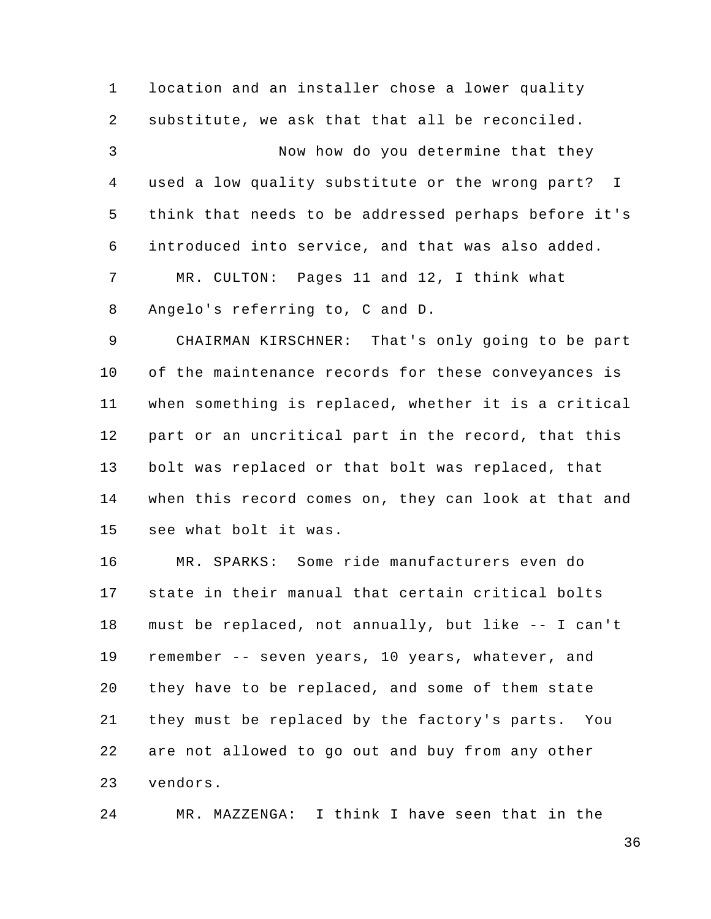location and an installer chose a lower quality substitute, we ask that that all be reconciled.

Now how do you determine that they used a low quality substitute or the wrong part? I think that needs to be addressed perhaps before it's introduced into service, and that was also added.

MR. CULTON: Pages 11 and 12, I think what Angelo's referring to, C and D.

CHAIRMAN KIRSCHNER: That's only going to be part of the maintenance records for these conveyances is when something is replaced, whether it is a critical part or an uncritical part in the record, that this bolt was replaced or that bolt was replaced, that when this record comes on, they can look at that and see what bolt it was.

MR. SPARKS: Some ride manufacturers even do state in their manual that certain critical bolts must be replaced, not annually, but like -- I can't remember -- seven years, 10 years, whatever, and they have to be replaced, and some of them state they must be replaced by the factory's parts. You are not allowed to go out and buy from any other vendors.

MR. MAZZENGA: I think I have seen that in the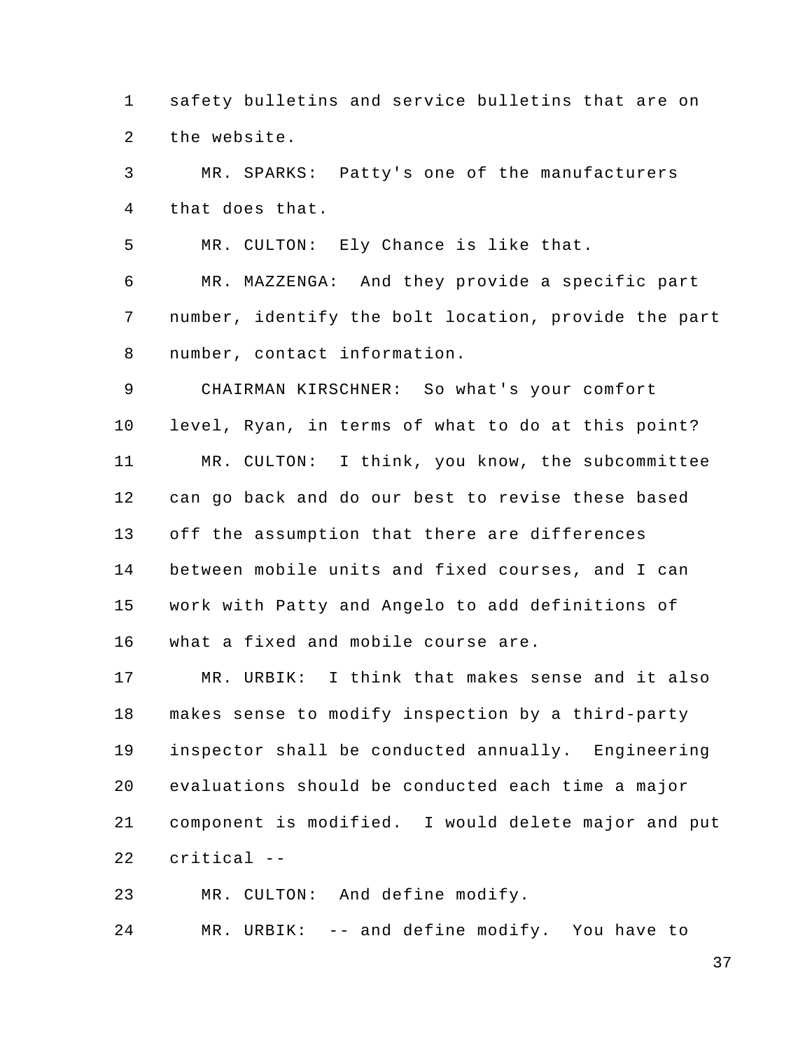safety bulletins and service bulletins that are on the website.

MR. SPARKS: Patty's one of the manufacturers that does that.

MR. CULTON: Ely Chance is like that.

MR. MAZZENGA: And they provide a specific part number, identify the bolt location, provide the part number, contact information.

CHAIRMAN KIRSCHNER: So what's your comfort level, Ryan, in terms of what to do at this point?

MR. CULTON: I think, you know, the subcommittee can go back and do our best to revise these based off the assumption that there are differences between mobile units and fixed courses, and I can work with Patty and Angelo to add definitions of what a fixed and mobile course are.

MR. URBIK: I think that makes sense and it also makes sense to modify inspection by a third-party inspector shall be conducted annually. Engineering evaluations should be conducted each time a major component is modified. I would delete major and put critical --

MR. CULTON: And define modify.

MR. URBIK: -- and define modify. You have to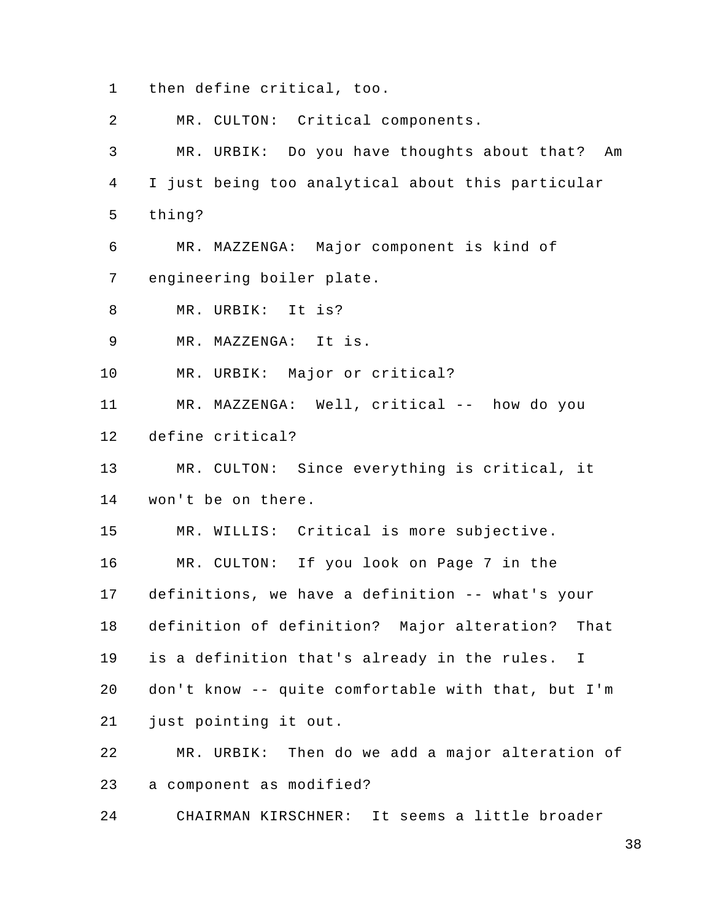then define critical, too.

MR. CULTON: Critical components.

MR. URBIK: Do you have thoughts about that? Am I just being too analytical about this particular thing?

MR. MAZZENGA: Major component is kind of engineering boiler plate.

MR. URBIK: It is?

MR. MAZZENGA: It is.

MR. URBIK: Major or critical?

MR. MAZZENGA: Well, critical -- how do you define critical?

MR. CULTON: Since everything is critical, it won't be on there.

MR. WILLIS: Critical is more subjective.

MR. CULTON: If you look on Page 7 in the definitions, we have a definition -- what's your definition of definition? Major alteration? That is a definition that's already in the rules. I don't know -- quite comfortable with that, but I'm just pointing it out.

MR. URBIK: Then do we add a major alteration of a component as modified?

CHAIRMAN KIRSCHNER: It seems a little broader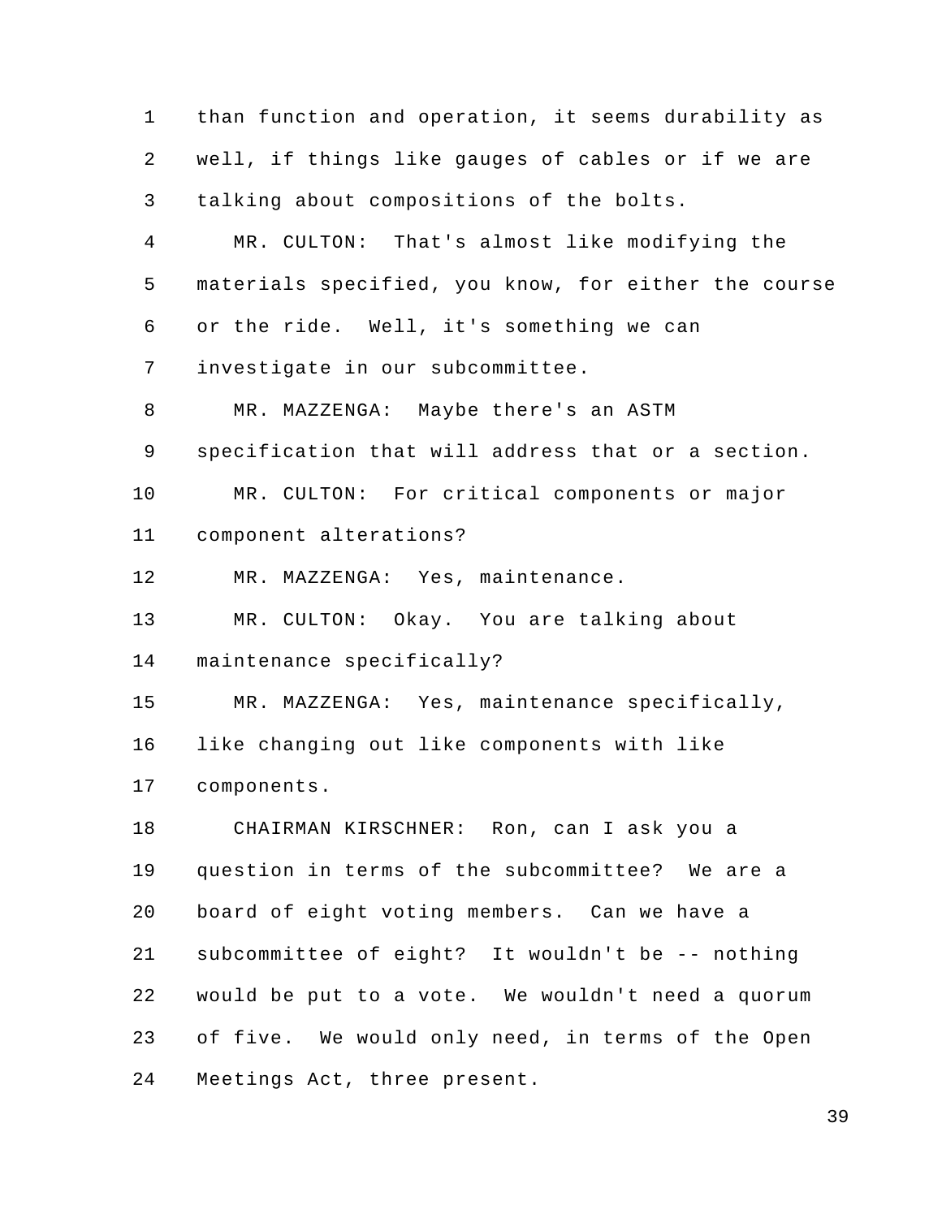than function and operation, it seems durability as well, if things like gauges of cables or if we are talking about compositions of the bolts.

MR. CULTON: That's almost like modifying the materials specified, you know, for either the course or the ride. Well, it's something we can investigate in our subcommittee.

MR. MAZZENGA: Maybe there's an ASTM specification that will address that or a section.

MR. CULTON: For critical components or major component alterations?

MR. MAZZENGA: Yes, maintenance.

MR. CULTON: Okay. You are talking about maintenance specifically?

MR. MAZZENGA: Yes, maintenance specifically, like changing out like components with like components.

CHAIRMAN KIRSCHNER: Ron, can I ask you a question in terms of the subcommittee? We are a board of eight voting members. Can we have a subcommittee of eight? It wouldn't be -- nothing would be put to a vote. We wouldn't need a quorum of five. We would only need, in terms of the Open Meetings Act, three present.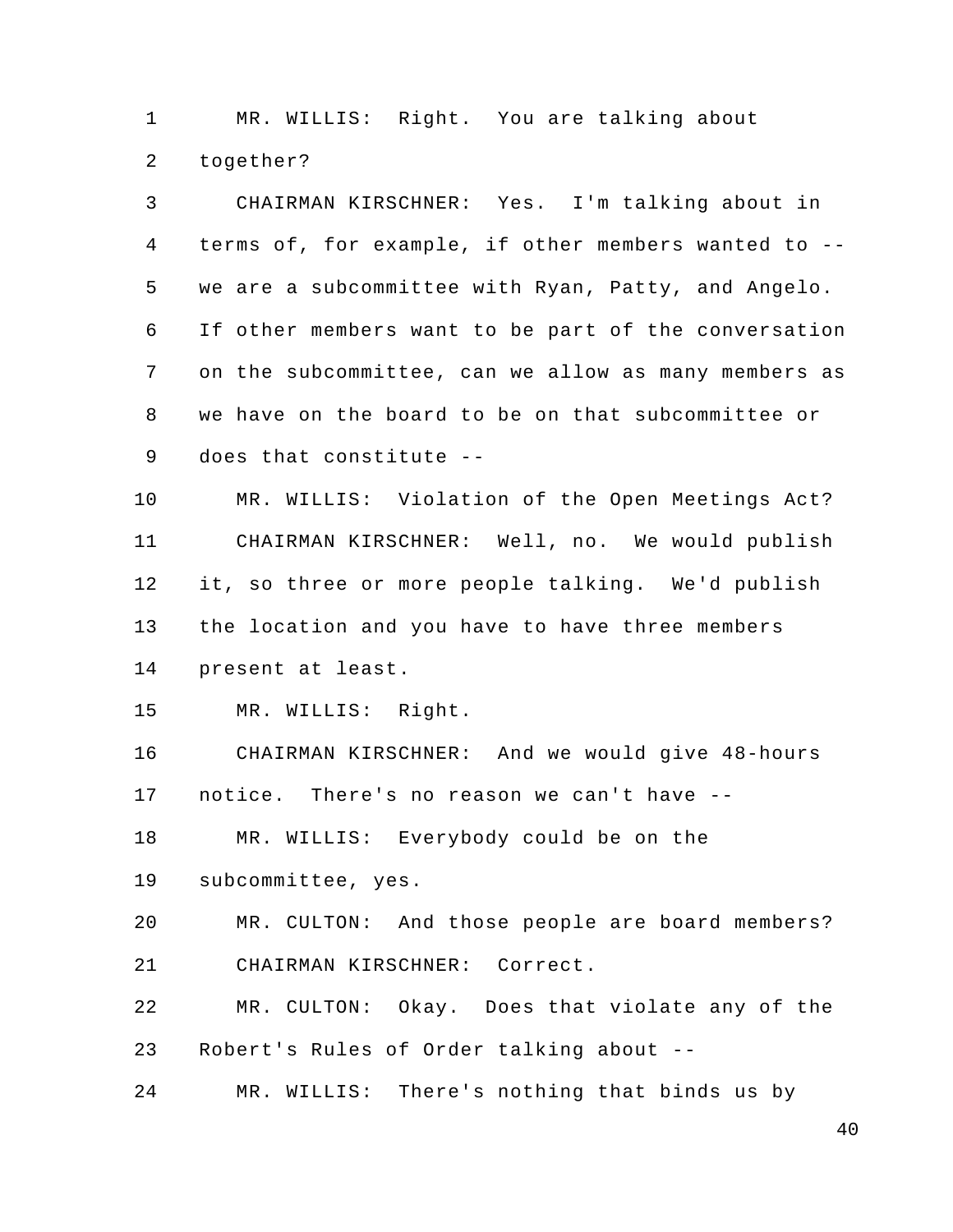MR. WILLIS: Right. You are talking about together?

CHAIRMAN KIRSCHNER: Yes. I'm talking about in terms of, for example, if other members wanted to -- we are a subcommittee with Ryan, Patty, and Angelo. If other members want to be part of the conversation on the subcommittee, can we allow as many members as we have on the board to be on that subcommittee or does that constitute --

MR. WILLIS: Violation of the Open Meetings Act?

CHAIRMAN KIRSCHNER: Well, no. We would publish it, so three or more people talking. We'd publish the location and you have to have three members present at least.

MR. WILLIS: Right.

CHAIRMAN KIRSCHNER: And we would give 48-hours notice. There's no reason we can't have --

MR. WILLIS: Everybody could be on the subcommittee, yes.

MR. CULTON: And those people are board members?

CHAIRMAN KIRSCHNER: Correct.

MR. CULTON: Okay. Does that violate any of the Robert's Rules of Order talking about --

MR. WILLIS: There's nothing that binds us by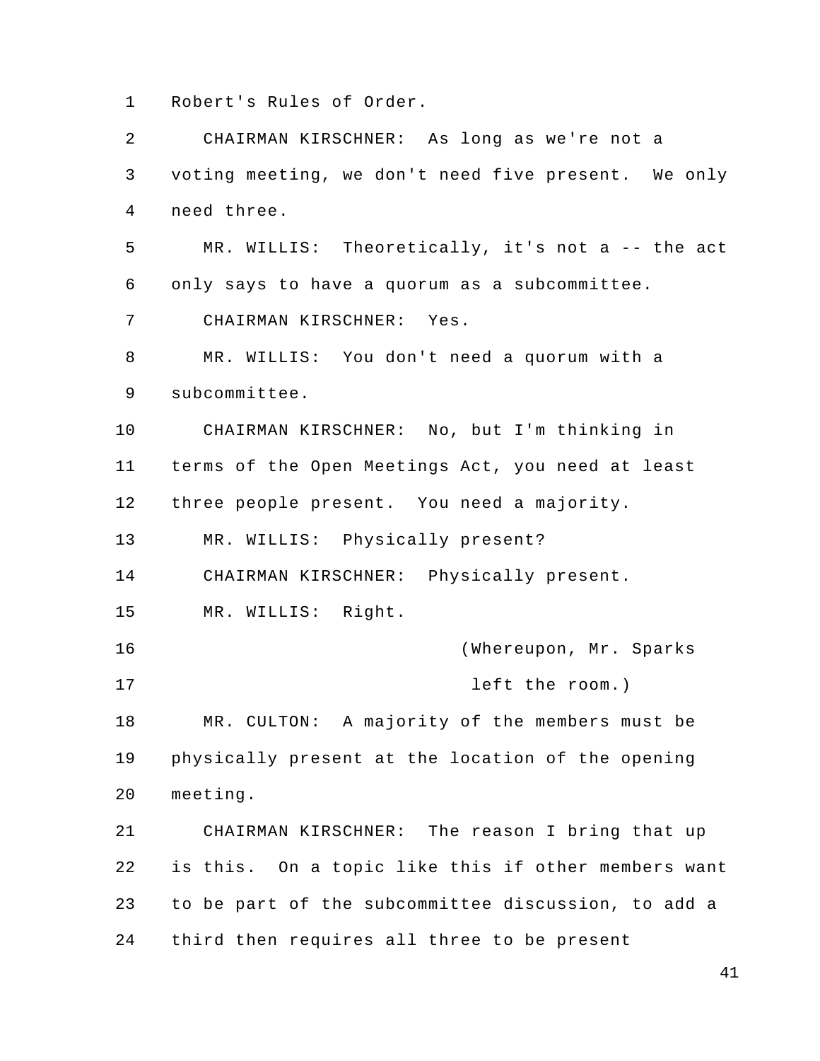Robert's Rules of Order.

CHAIRMAN KIRSCHNER: As long as we're not a voting meeting, we don't need five present. We only need three.

MR. WILLIS: Theoretically, it's not a -- the act only says to have a quorum as a subcommittee.

CHAIRMAN KIRSCHNER: Yes.

MR. WILLIS: You don't need a quorum with a subcommittee.

CHAIRMAN KIRSCHNER: No, but I'm thinking in terms of the Open Meetings Act, you need at least three people present. You need a majority.

MR. WILLIS: Physically present?

CHAIRMAN KIRSCHNER: Physically present.

MR. WILLIS: Right.

(Whereupon, Mr. Sparks left the room.)

MR. CULTON: A majority of the members must be physically present at the location of the opening meeting.

CHAIRMAN KIRSCHNER: The reason I bring that up is this. On a topic like this if other members want to be part of the subcommittee discussion, to add a third then requires all three to be present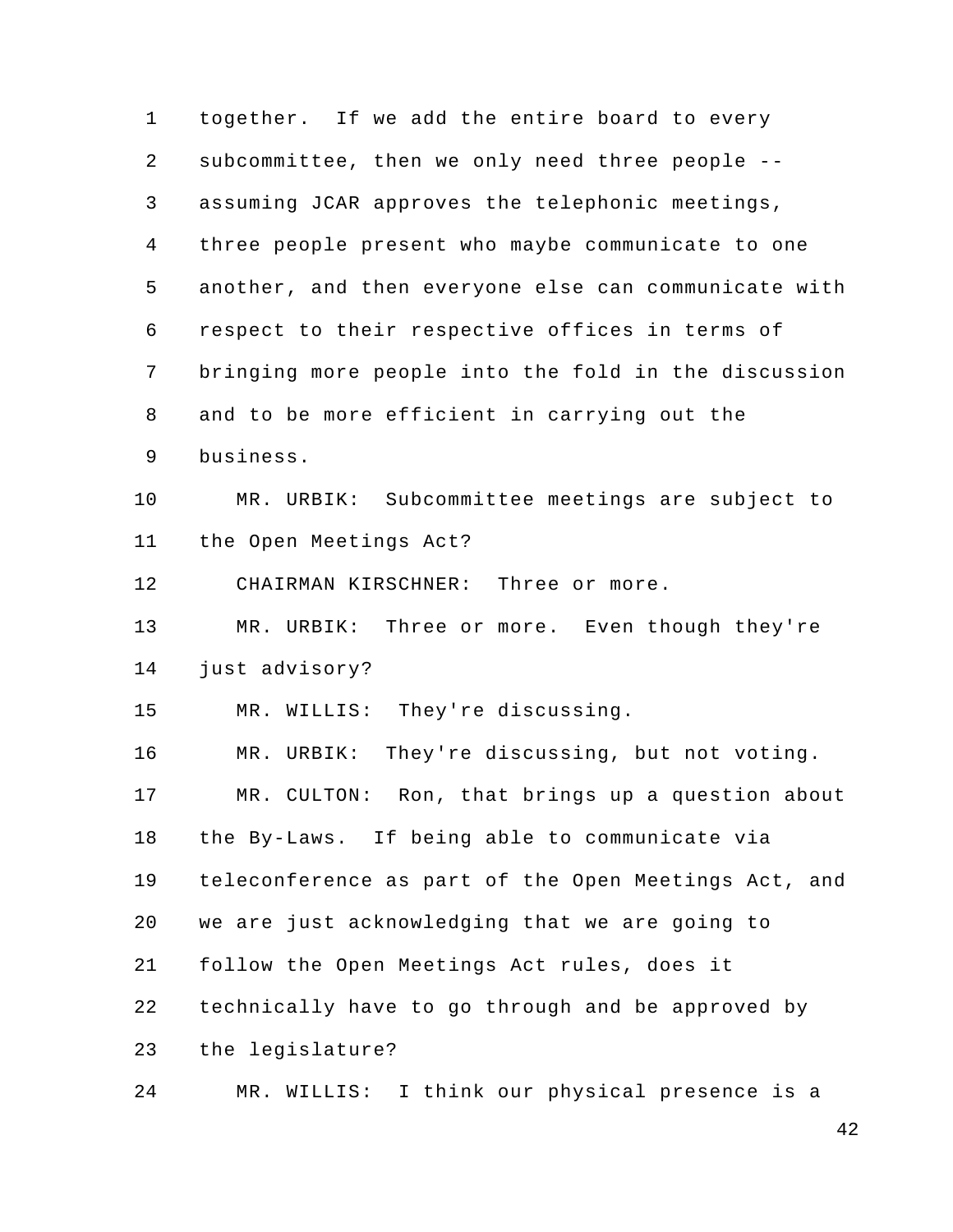together. If we add the entire board to every subcommittee, then we only need three people -- assuming JCAR approves the telephonic meetings, three people present who maybe communicate to one another, and then everyone else can communicate with respect to their respective offices in terms of bringing more people into the fold in the discussion and to be more efficient in carrying out the business.

MR. URBIK: Subcommittee meetings are subject to the Open Meetings Act?

CHAIRMAN KIRSCHNER: Three or more.

MR. URBIK: Three or more. Even though they're just advisory?

MR. WILLIS: They're discussing.

MR. URBIK: They're discussing, but not voting.

MR. CULTON: Ron, that brings up a question about the By-Laws. If being able to communicate via teleconference as part of the Open Meetings Act, and we are just acknowledging that we are going to follow the Open Meetings Act rules, does it technically have to go through and be approved by the legislature?

MR. WILLIS: I think our physical presence is a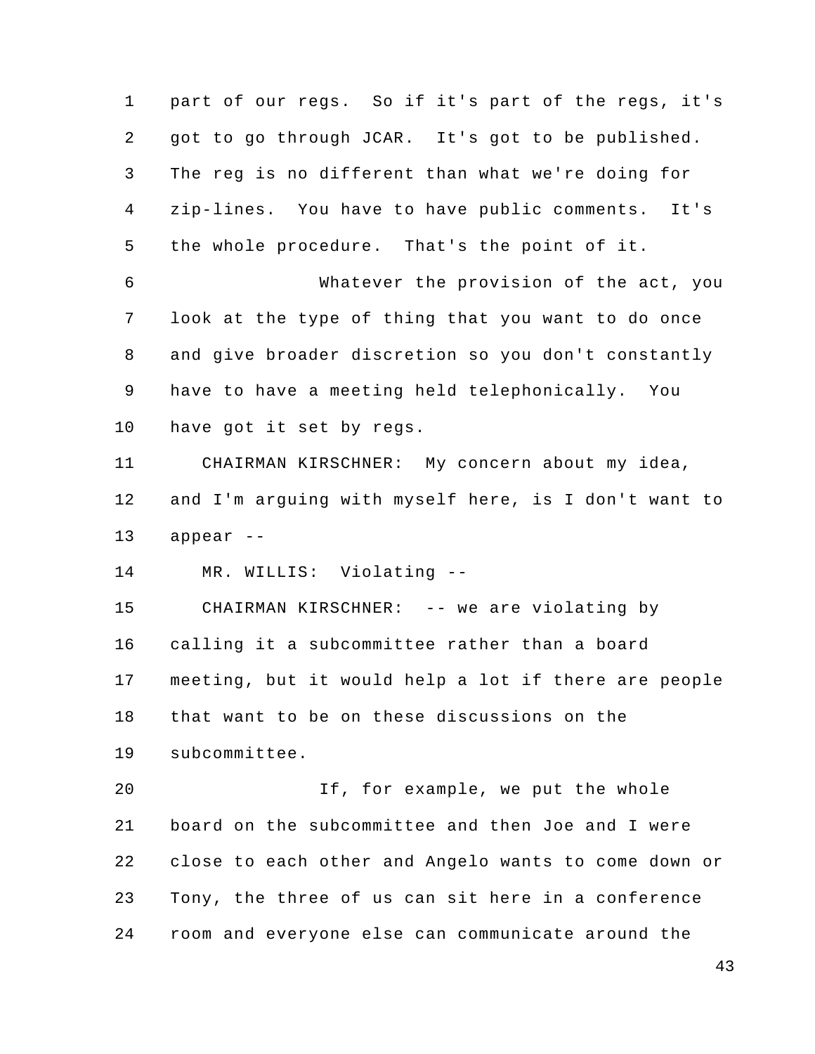part of our regs. So if it's part of the regs, it's got to go through JCAR. It's got to be published. The reg is no different than what we're doing for zip-lines. You have to have public comments. It's the whole procedure. That's the point of it.

Whatever the provision of the act, you look at the type of thing that you want to do once and give broader discretion so you don't constantly have to have a meeting held telephonically. You have got it set by regs.

CHAIRMAN KIRSCHNER: My concern about my idea, and I'm arguing with myself here, is I don't want to appear --

MR. WILLIS: Violating --

CHAIRMAN KIRSCHNER: -- we are violating by calling it a subcommittee rather than a board meeting, but it would help a lot if there are people that want to be on these discussions on the subcommittee.

If, for example, we put the whole board on the subcommittee and then Joe and I were close to each other and Angelo wants to come down or Tony, the three of us can sit here in a conference room and everyone else can communicate around the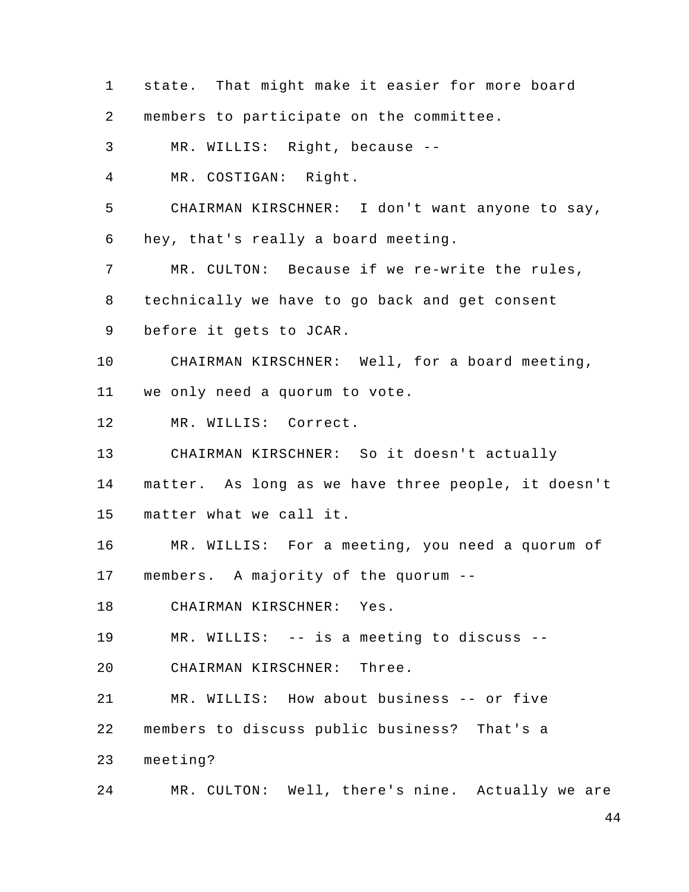state. That might make it easier for more board members to participate on the committee.

MR. WILLIS: Right, because --

MR. COSTIGAN: Right.

CHAIRMAN KIRSCHNER: I don't want anyone to say, hey, that's really a board meeting.

MR. CULTON: Because if we re-write the rules, technically we have to go back and get consent before it gets to JCAR.

CHAIRMAN KIRSCHNER: Well, for a board meeting, we only need a quorum to vote.

MR. WILLIS: Correct.

CHAIRMAN KIRSCHNER: So it doesn't actually matter. As long as we have three people, it doesn't matter what we call it.

MR. WILLIS: For a meeting, you need a quorum of members. A majority of the quorum --

CHAIRMAN KIRSCHNER: Yes.

MR. WILLIS: -- is a meeting to discuss --

CHAIRMAN KIRSCHNER: Three.

MR. WILLIS: How about business -- or five members to discuss public business? That's a meeting?

MR. CULTON: Well, there's nine. Actually we are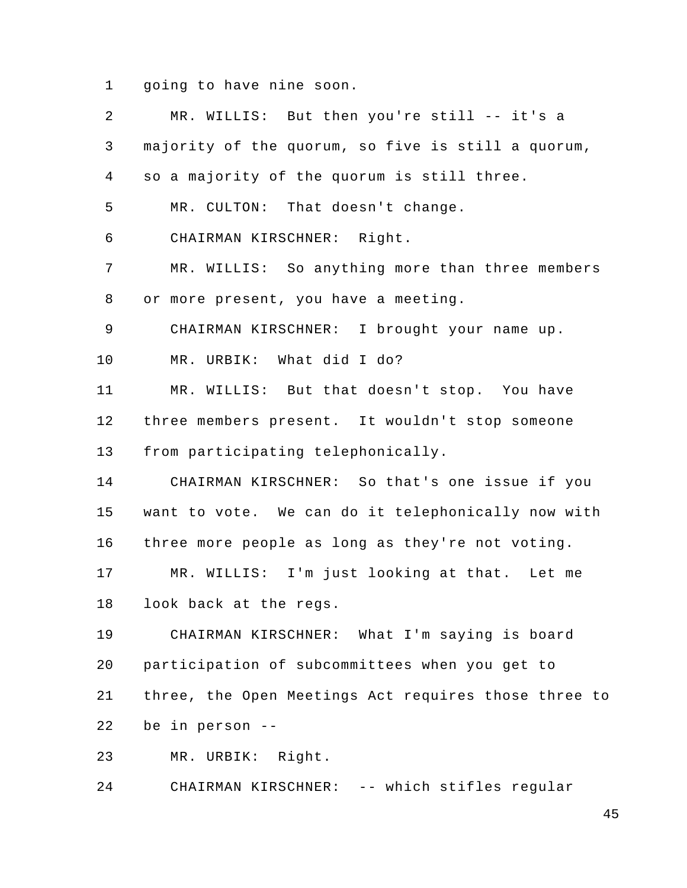going to have nine soon.

MR. WILLIS: But then you're still -- it's a majority of the quorum, so five is still a quorum, so a majority of the quorum is still three.

MR. CULTON: That doesn't change.

CHAIRMAN KIRSCHNER: Right.

MR. WILLIS: So anything more than three members or more present, you have a meeting.

CHAIRMAN KIRSCHNER: I brought your name up.

MR. URBIK: What did I do?

MR. WILLIS: But that doesn't stop. You have three members present. It wouldn't stop someone from participating telephonically.

CHAIRMAN KIRSCHNER: So that's one issue if you want to vote. We can do it telephonically now with three more people as long as they're not voting.

MR. WILLIS: I'm just looking at that. Let me look back at the regs.

CHAIRMAN KIRSCHNER: What I'm saying is board participation of subcommittees when you get to three, the Open Meetings Act requires those three to be in person --

MR. URBIK: Right.

CHAIRMAN KIRSCHNER: -- which stifles regular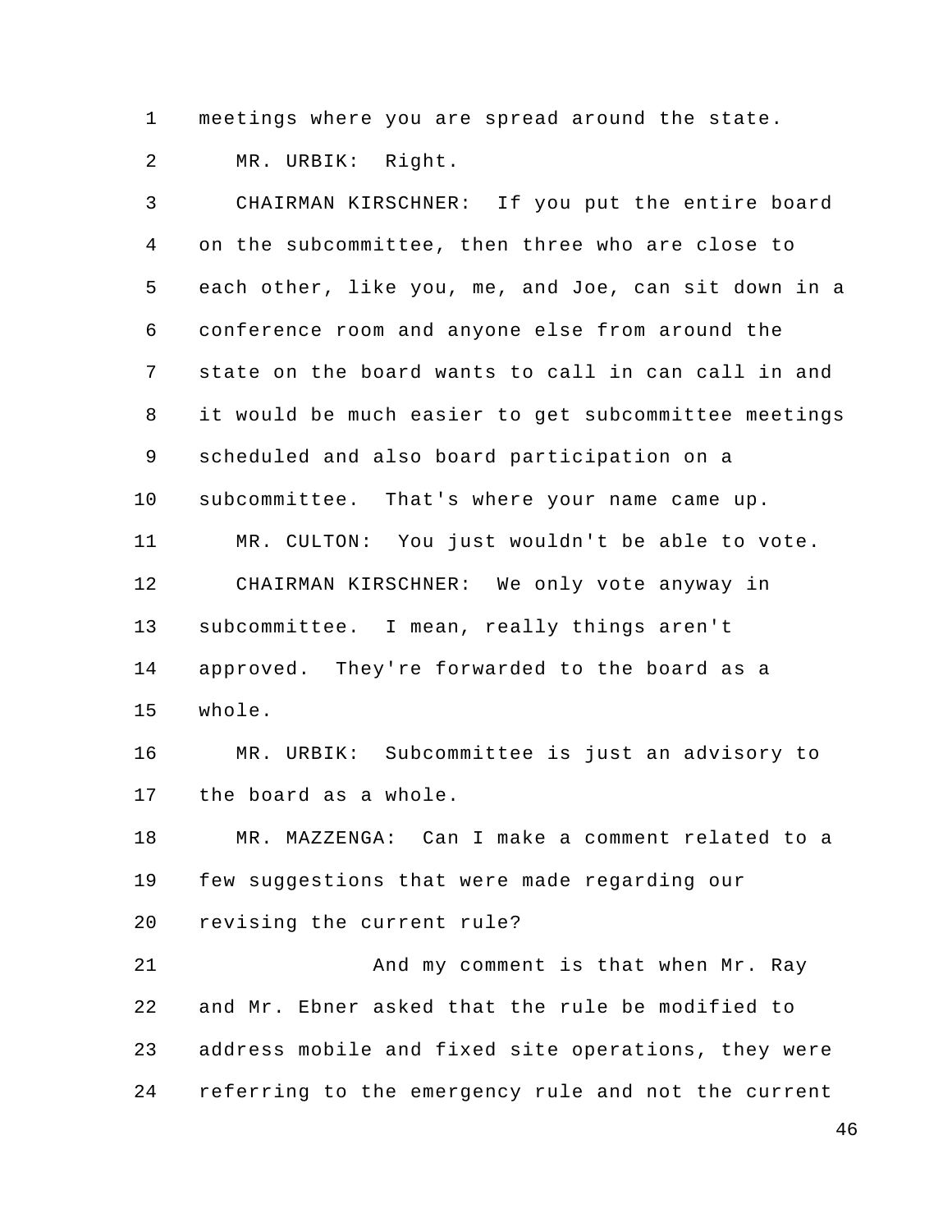meetings where you are spread around the state.

MR. URBIK: Right.

CHAIRMAN KIRSCHNER: If you put the entire board on the subcommittee, then three who are close to each other, like you, me, and Joe, can sit down in a conference room and anyone else from around the state on the board wants to call in can call in and it would be much easier to get subcommittee meetings scheduled and also board participation on a subcommittee. That's where your name came up.

MR. CULTON: You just wouldn't be able to vote.

CHAIRMAN KIRSCHNER: We only vote anyway in subcommittee. I mean, really things aren't approved. They're forwarded to the board as a whole.

MR. URBIK: Subcommittee is just an advisory to the board as a whole.

MR. MAZZENGA: Can I make a comment related to a few suggestions that were made regarding our revising the current rule?

And my comment is that when Mr. Ray and Mr. Ebner asked that the rule be modified to address mobile and fixed site operations, they were referring to the emergency rule and not the current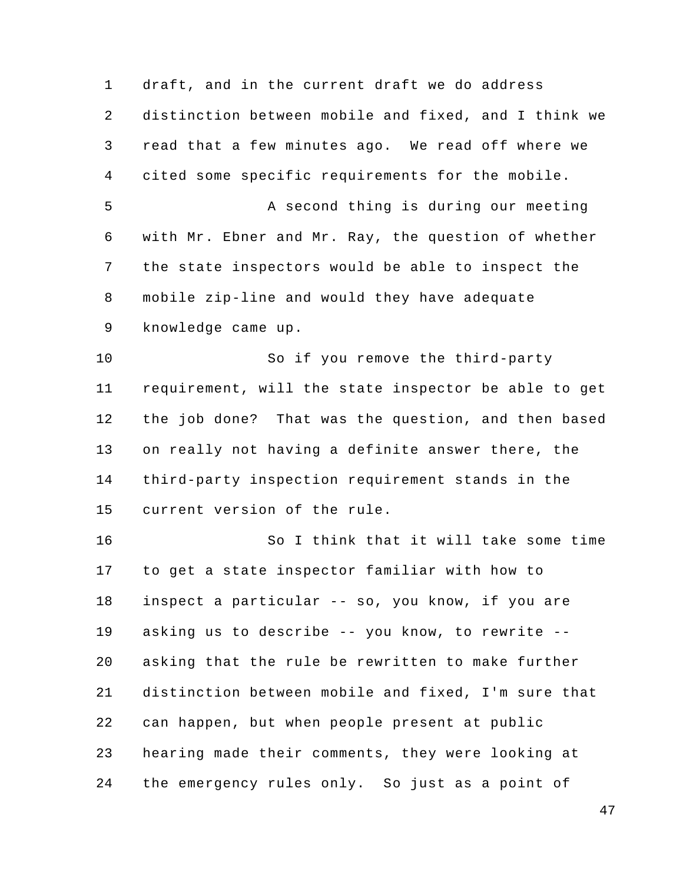draft, and in the current draft we do address distinction between mobile and fixed, and I think we read that a few minutes ago. We read off where we cited some specific requirements for the mobile.

A second thing is during our meeting with Mr. Ebner and Mr. Ray, the question of whether the state inspectors would be able to inspect the mobile zip-line and would they have adequate knowledge came up.

So if you remove the third-party requirement, will the state inspector be able to get the job done? That was the question, and then based on really not having a definite answer there, the third-party inspection requirement stands in the current version of the rule.

So I think that it will take some time to get a state inspector familiar with how to inspect a particular -- so, you know, if you are asking us to describe -- you know, to rewrite -- asking that the rule be rewritten to make further distinction between mobile and fixed, I'm sure that can happen, but when people present at public hearing made their comments, they were looking at the emergency rules only. So just as a point of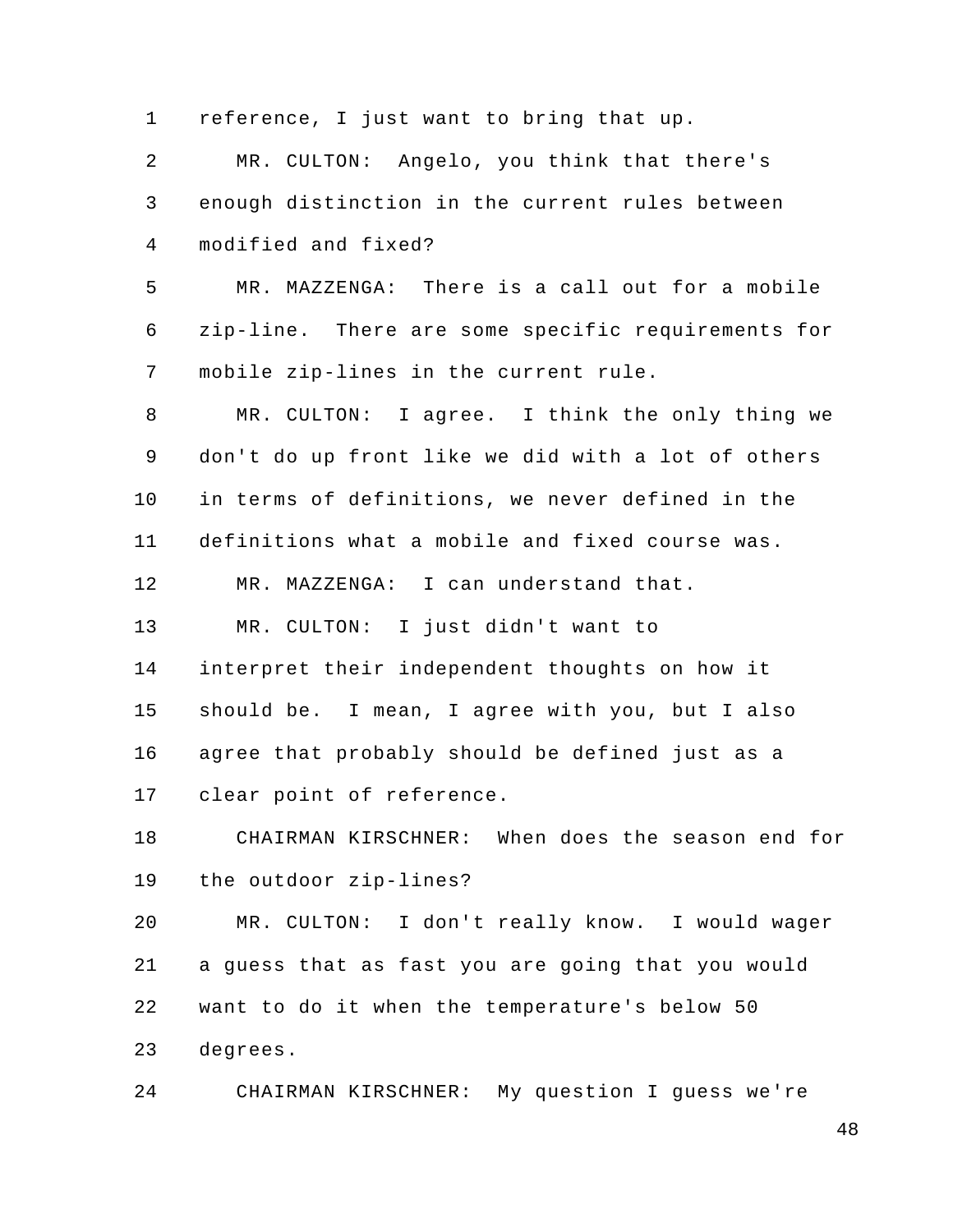1 reference, I just want to bring that up.

2 MR. CULTON: Angelo, you think that there's
3 enough distinction in the current rules between
4 modified and fixed?

5 MR. MAZZENGA: There is a call out for a mobile
6 zip-line. There are some specific requirements for
7 mobile zip-lines in the current rule.

8 MR. CULTON: I agree. I think the only thing we
9 don't do up front like we did with a lot of others
10 in terms of definitions, we never defined in the
11 definitions what a mobile and fixed course was.

12 MR. MAZZENGA: I can understand that.

13 MR. CULTON: I just didn't want to
14 interpret their independent thoughts on how it
15 should be. I mean, I agree with you, but I also
16 agree that probably should be defined just as a
17 clear point of reference.

18 CHAIRMAN KIRSCHNER: When does the season end for
19 the outdoor zip-lines?

20 MR. CULTON: I don't really know. I would wager
21 a guess that as fast you are going that you would
22 want to do it when the temperature's below 50
23 degrees.

24 CHAIRMAN KIRSCHNER: My question I guess we're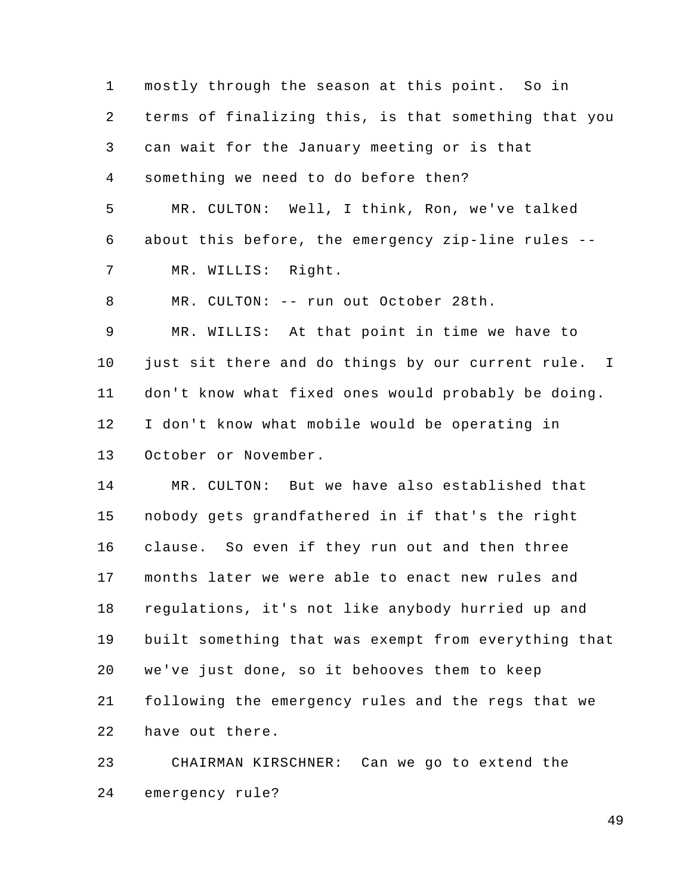mostly through the season at this point. So in terms of finalizing this, is that something that you can wait for the January meeting or is that something we need to do before then?

MR. CULTON: Well, I think, Ron, we've talked about this before, the emergency zip-line rules --

MR. WILLIS: Right.

MR. CULTON: -- run out October 28th.

MR. WILLIS: At that point in time we have to just sit there and do things by our current rule. I don't know what fixed ones would probably be doing. I don't know what mobile would be operating in October or November.

MR. CULTON: But we have also established that nobody gets grandfathered in if that's the right clause. So even if they run out and then three months later we were able to enact new rules and regulations, it's not like anybody hurried up and built something that was exempt from everything that we've just done, so it behooves them to keep following the emergency rules and the regs that we have out there.

CHAIRMAN KIRSCHNER: Can we go to extend the emergency rule?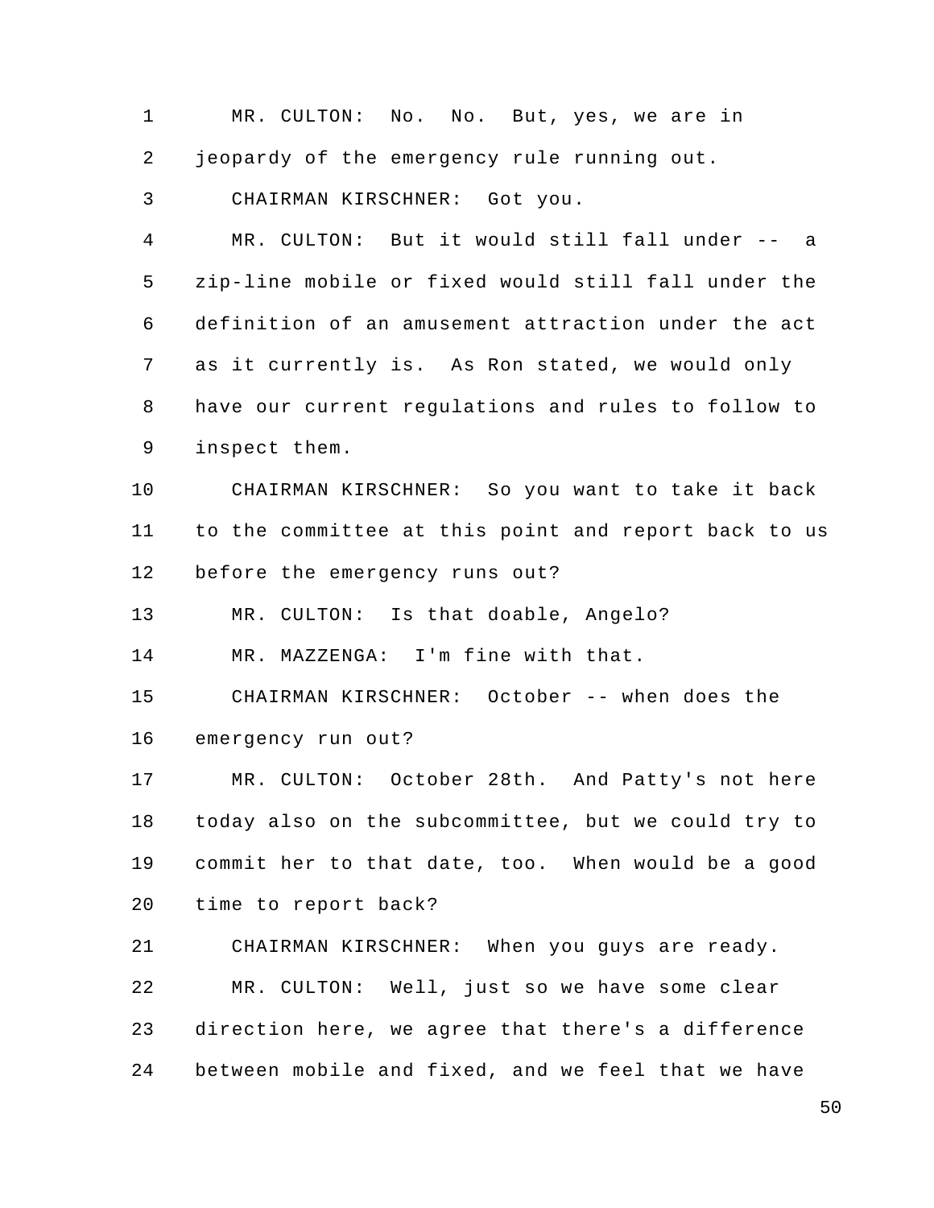MR. CULTON: No. No. But, yes, we are in jeopardy of the emergency rule running out.

CHAIRMAN KIRSCHNER: Got you.

MR. CULTON: But it would still fall under -- a zip-line mobile or fixed would still fall under the definition of an amusement attraction under the act as it currently is. As Ron stated, we would only have our current regulations and rules to follow to inspect them.

CHAIRMAN KIRSCHNER: So you want to take it back to the committee at this point and report back to us before the emergency runs out?

MR. CULTON: Is that doable, Angelo?

MR. MAZZENGA: I'm fine with that.

CHAIRMAN KIRSCHNER: October -- when does the emergency run out?

MR. CULTON: October 28th. And Patty's not here today also on the subcommittee, but we could try to commit her to that date, too. When would be a good time to report back?

CHAIRMAN KIRSCHNER: When you guys are ready.

MR. CULTON: Well, just so we have some clear direction here, we agree that there's a difference between mobile and fixed, and we feel that we have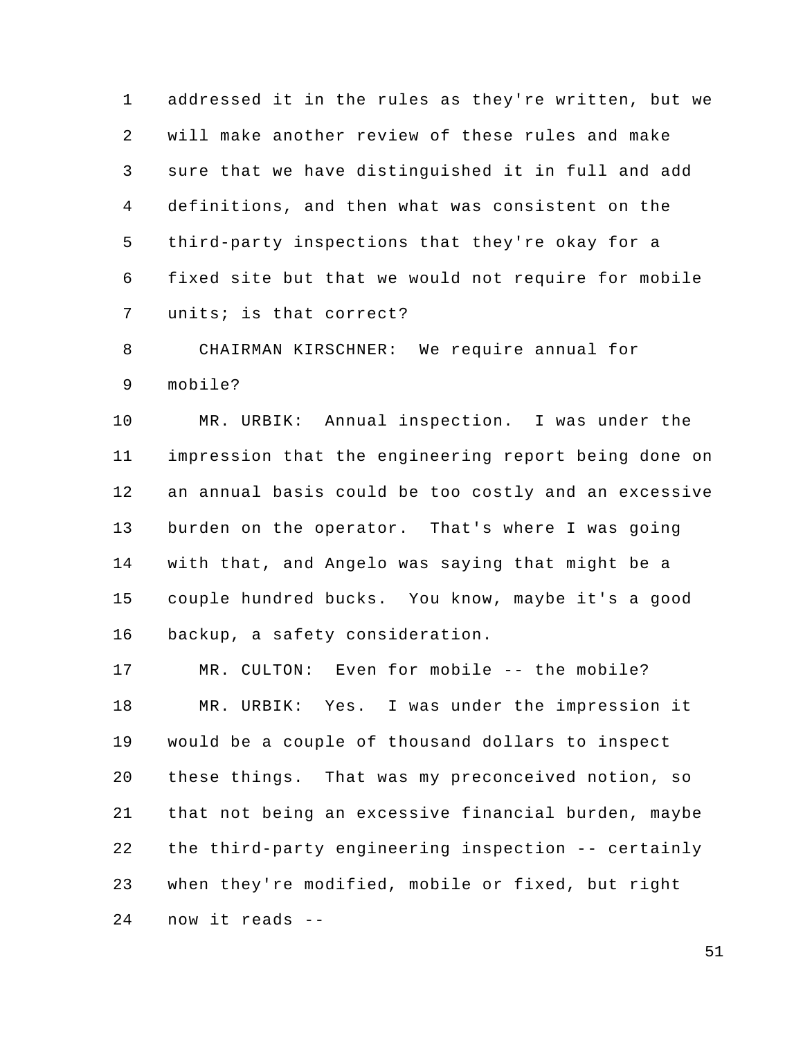addressed it in the rules as they're written, but we will make another review of these rules and make sure that we have distinguished it in full and add definitions, and then what was consistent on the third-party inspections that they're okay for a fixed site but that we would not require for mobile units; is that correct?

CHAIRMAN KIRSCHNER: We require annual for mobile?

MR. URBIK: Annual inspection. I was under the impression that the engineering report being done on an annual basis could be too costly and an excessive burden on the operator. That's where I was going with that, and Angelo was saying that might be a couple hundred bucks. You know, maybe it's a good backup, a safety consideration.

MR. CULTON: Even for mobile -- the mobile?

MR. URBIK: Yes. I was under the impression it would be a couple of thousand dollars to inspect these things. That was my preconceived notion, so that not being an excessive financial burden, maybe the third-party engineering inspection -- certainly when they're modified, mobile or fixed, but right now it reads --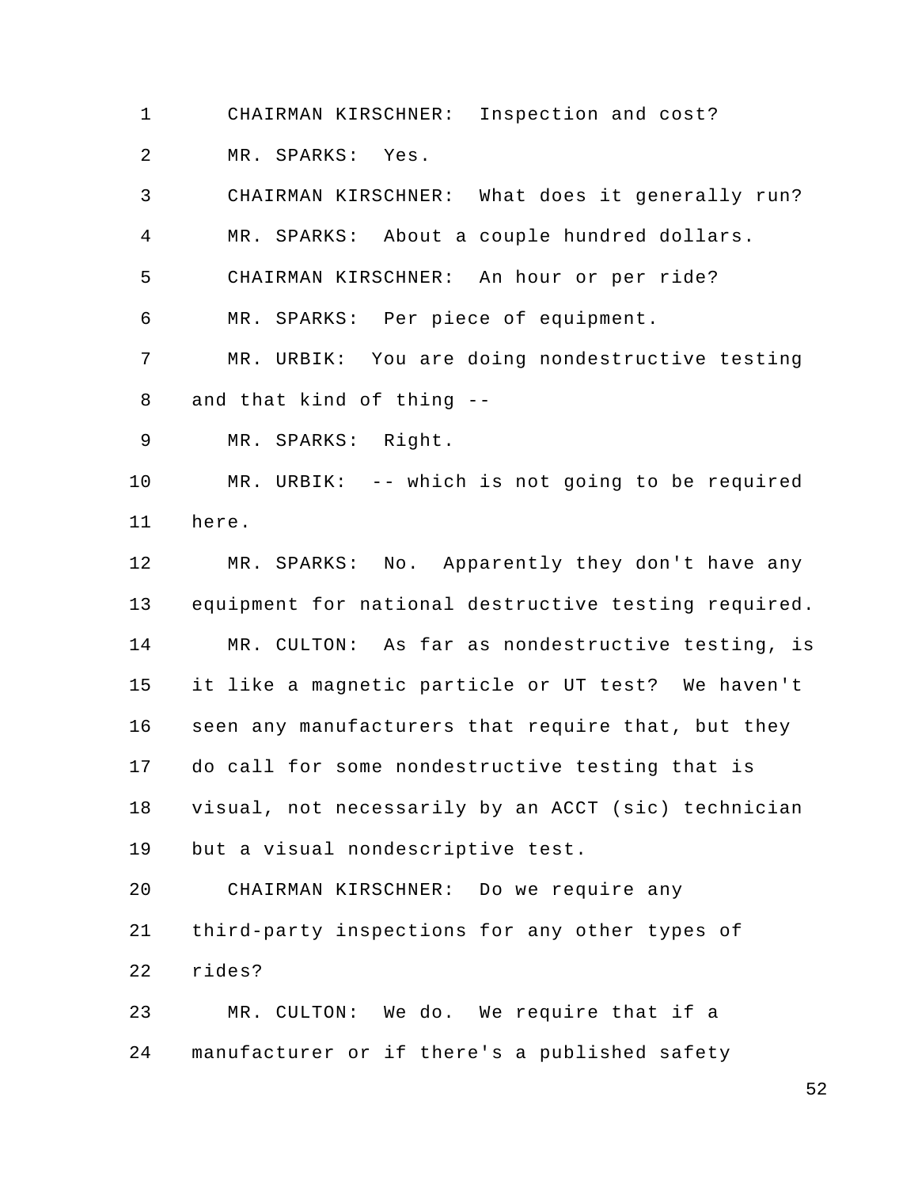CHAIRMAN KIRSCHNER: Inspection and cost?

MR. SPARKS: Yes.

CHAIRMAN KIRSCHNER: What does it generally run?

MR. SPARKS: About a couple hundred dollars.

CHAIRMAN KIRSCHNER: An hour or per ride?

MR. SPARKS: Per piece of equipment.

MR. URBIK: You are doing nondestructive testing and that kind of thing --

MR. SPARKS: Right.

MR. URBIK: -- which is not going to be required here.

MR. SPARKS: No. Apparently they don't have any equipment for national destructive testing required.

MR. CULTON: As far as nondestructive testing, is it like a magnetic particle or UT test? We haven't seen any manufacturers that require that, but they do call for some nondestructive testing that is visual, not necessarily by an ACCT (sic) technician but a visual nondescriptive test.

CHAIRMAN KIRSCHNER: Do we require any third-party inspections for any other types of rides?

MR. CULTON: We do. We require that if a manufacturer or if there's a published safety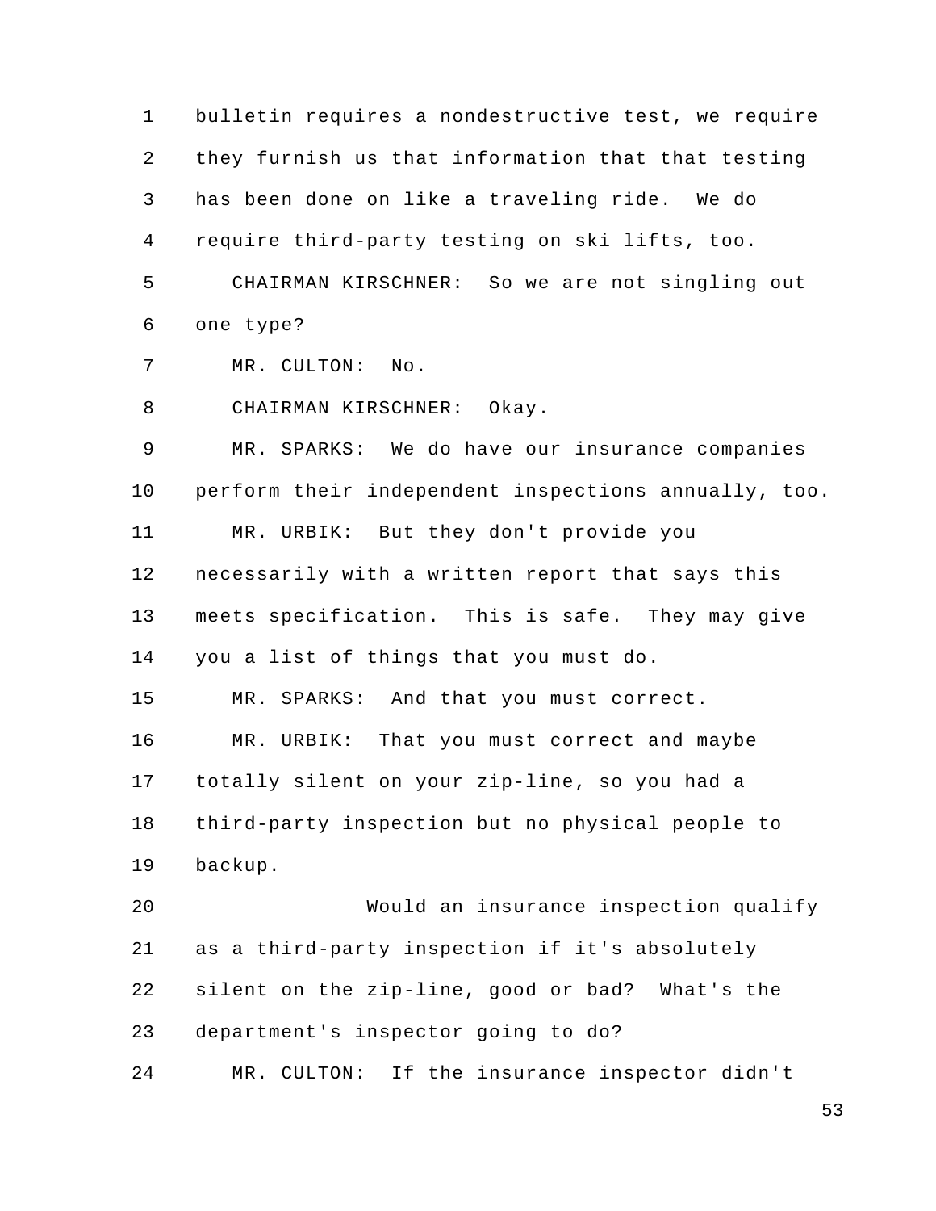bulletin requires a nondestructive test, we require they furnish us that information that that testing has been done on like a traveling ride. We do require third-party testing on ski lifts, too.

CHAIRMAN KIRSCHNER: So we are not singling out one type?

MR. CULTON: No.

CHAIRMAN KIRSCHNER: Okay.

MR. SPARKS: We do have our insurance companies perform their independent inspections annually, too.

MR. URBIK: But they don't provide you necessarily with a written report that says this meets specification. This is safe. They may give you a list of things that you must do.

MR. SPARKS: And that you must correct.

MR. URBIK: That you must correct and maybe totally silent on your zip-line, so you had a third-party inspection but no physical people to backup.

Would an insurance inspection qualify as a third-party inspection if it's absolutely silent on the zip-line, good or bad? What's the department's inspector going to do?

MR. CULTON: If the insurance inspector didn't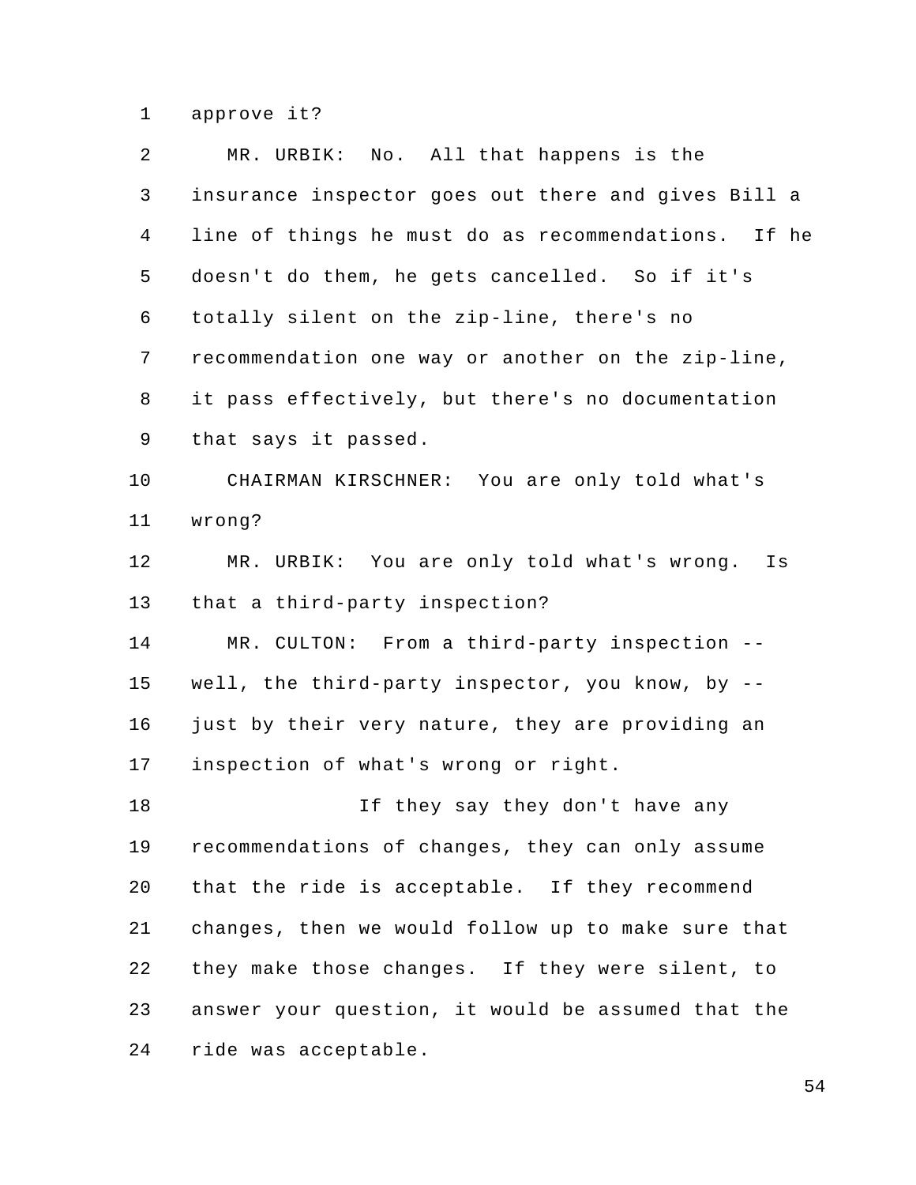approve it?

MR. URBIK: No. All that happens is the insurance inspector goes out there and gives Bill a line of things he must do as recommendations. If he doesn't do them, he gets cancelled. So if it's totally silent on the zip-line, there's no recommendation one way or another on the zip-line, it pass effectively, but there's no documentation that says it passed.

CHAIRMAN KIRSCHNER: You are only told what's wrong?

MR. URBIK: You are only told what's wrong. Is that a third-party inspection?

MR. CULTON: From a third-party inspection -- well, the third-party inspector, you know, by -- just by their very nature, they are providing an inspection of what's wrong or right.

If they say they don't have any recommendations of changes, they can only assume that the ride is acceptable. If they recommend changes, then we would follow up to make sure that they make those changes. If they were silent, to answer your question, it would be assumed that the ride was acceptable.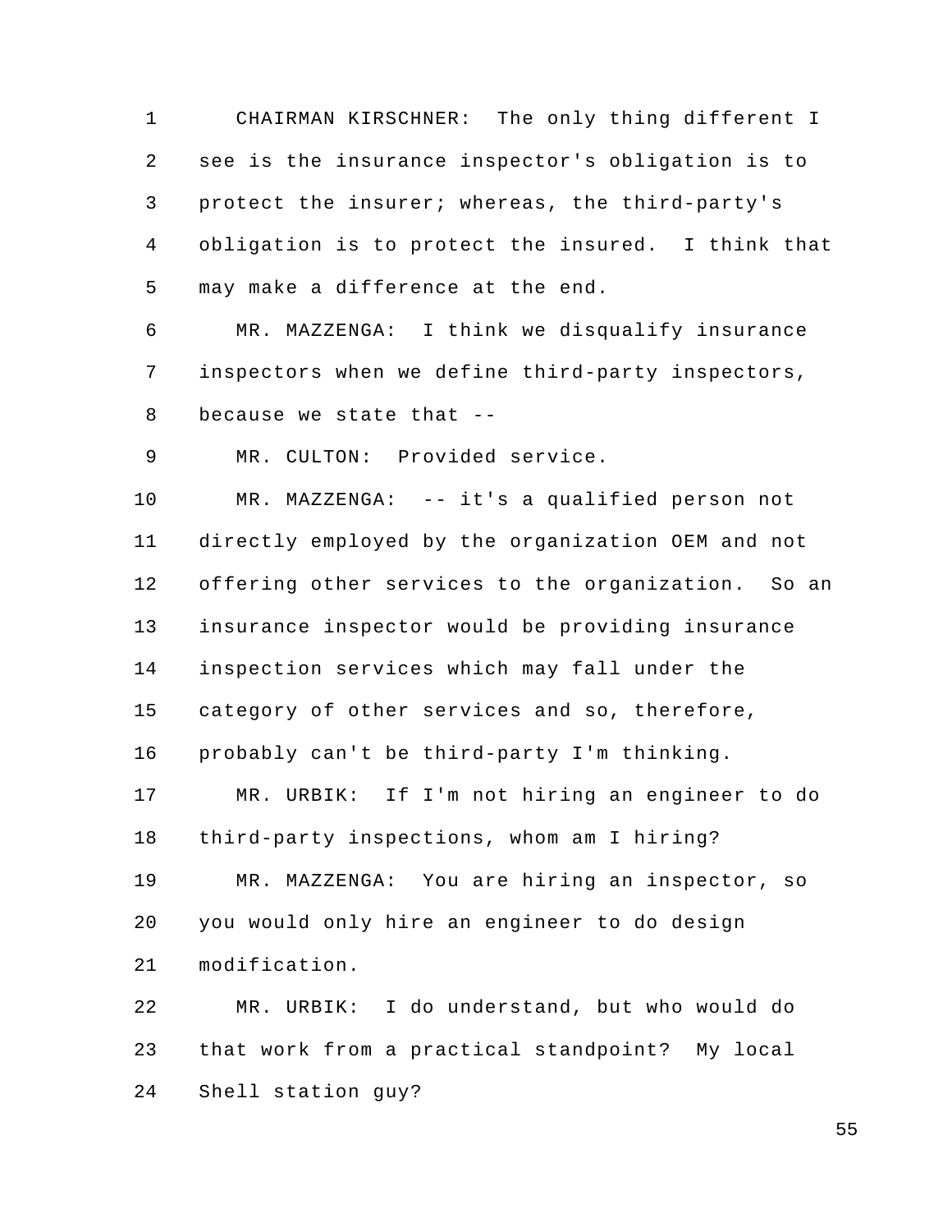CHAIRMAN KIRSCHNER: The only thing different I see is the insurance inspector's obligation is to protect the insurer; whereas, the third-party's obligation is to protect the insured. I think that may make a difference at the end.

MR. MAZZENGA: I think we disqualify insurance inspectors when we define third-party inspectors, because we state that --

MR. CULTON: Provided service.

MR. MAZZENGA: -- it's a qualified person not directly employed by the organization OEM and not offering other services to the organization. So an insurance inspector would be providing insurance inspection services which may fall under the category of other services and so, therefore, probably can't be third-party I'm thinking.

MR. URBIK: If I'm not hiring an engineer to do third-party inspections, whom am I hiring?

MR. MAZZENGA: You are hiring an inspector, so you would only hire an engineer to do design modification.

MR. URBIK: I do understand, but who would do that work from a practical standpoint? My local Shell station guy?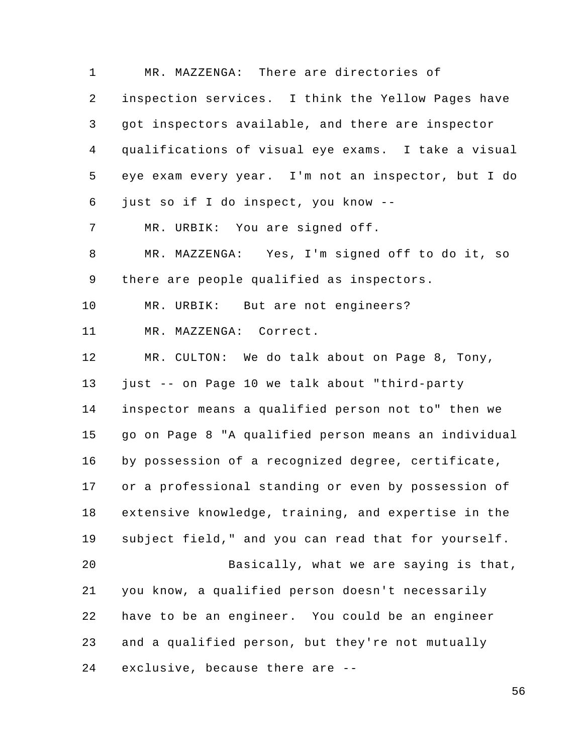MR. MAZZENGA: There are directories of inspection services. I think the Yellow Pages have got inspectors available, and there are inspector qualifications of visual eye exams. I take a visual eye exam every year. I'm not an inspector, but I do just so if I do inspect, you know --

MR. URBIK: You are signed off.

MR. MAZZENGA: Yes, I'm signed off to do it, so there are people qualified as inspectors.

MR. URBIK: But are not engineers?

MR. MAZZENGA: Correct.

MR. CULTON: We do talk about on Page 8, Tony, just -- on Page 10 we talk about "third-party inspector means a qualified person not to" then we go on Page 8 "A qualified person means an individual by possession of a recognized degree, certificate, or a professional standing or even by possession of extensive knowledge, training, and expertise in the subject field," and you can read that for yourself.

Basically, what we are saying is that, you know, a qualified person doesn't necessarily have to be an engineer. You could be an engineer and a qualified person, but they're not mutually exclusive, because there are --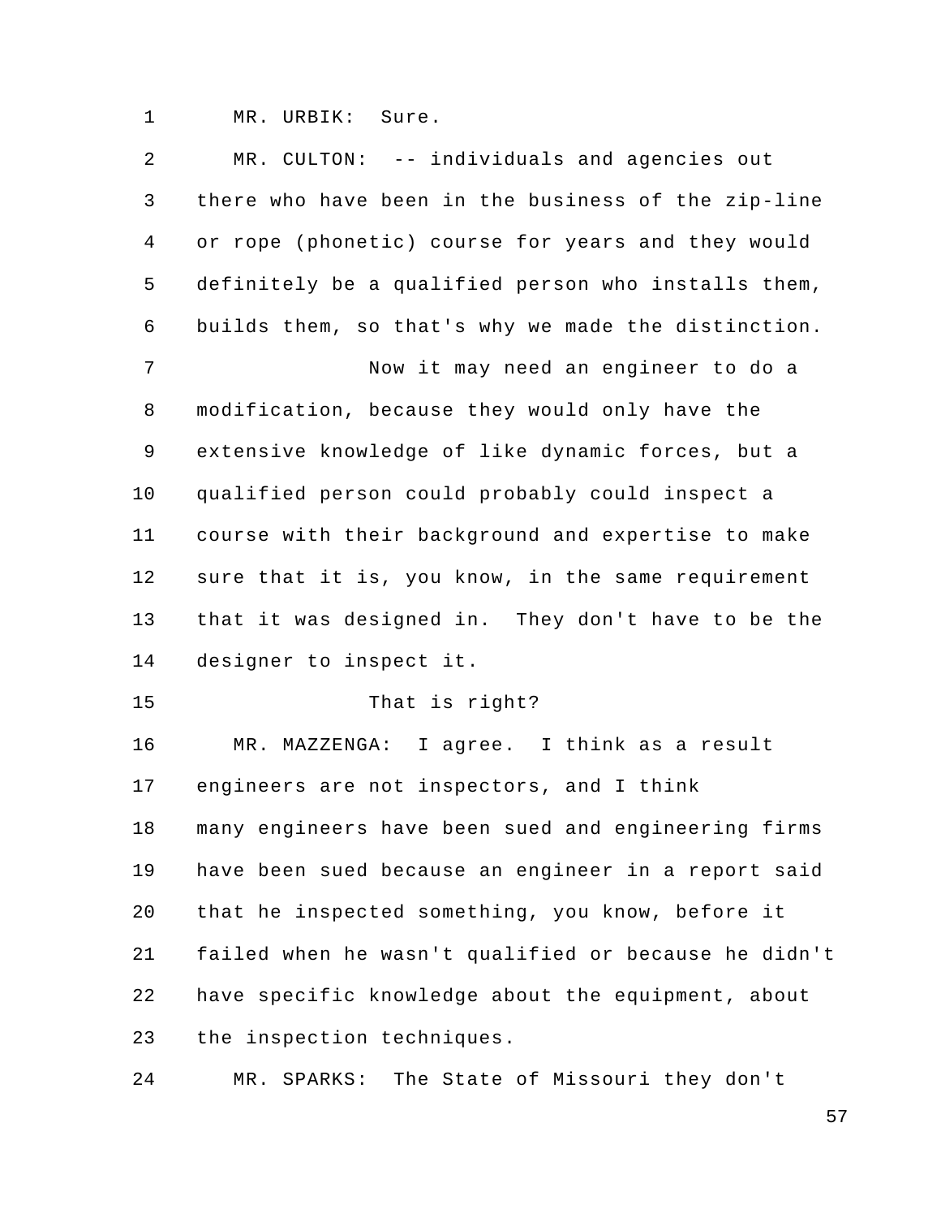MR. URBIK: Sure.

MR. CULTON: -- individuals and agencies out there who have been in the business of the zip-line or rope (phonetic) course for years and they would definitely be a qualified person who installs them, builds them, so that's why we made the distinction.

Now it may need an engineer to do a modification, because they would only have the extensive knowledge of like dynamic forces, but a qualified person could probably could inspect a course with their background and expertise to make sure that it is, you know, in the same requirement that it was designed in. They don't have to be the designer to inspect it.

That is right?

MR. MAZZENGA: I agree. I think as a result engineers are not inspectors, and I think many engineers have been sued and engineering firms have been sued because an engineer in a report said that he inspected something, you know, before it failed when he wasn't qualified or because he didn't have specific knowledge about the equipment, about the inspection techniques.

MR. SPARKS: The State of Missouri they don't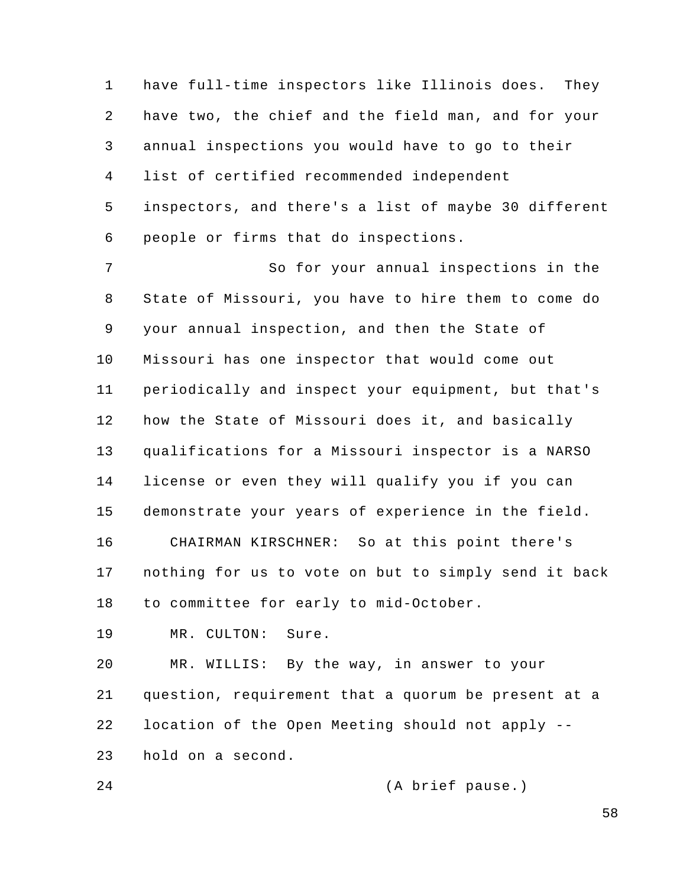have full-time inspectors like Illinois does. They have two, the chief and the field man, and for your annual inspections you would have to go to their list of certified recommended independent inspectors, and there's a list of maybe 30 different people or firms that do inspections.

So for your annual inspections in the State of Missouri, you have to hire them to come do your annual inspection, and then the State of Missouri has one inspector that would come out periodically and inspect your equipment, but that's how the State of Missouri does it, and basically qualifications for a Missouri inspector is a NARSO license or even they will qualify you if you can demonstrate your years of experience in the field.

CHAIRMAN KIRSCHNER: So at this point there's nothing for us to vote on but to simply send it back to committee for early to mid-October.

MR. CULTON: Sure.

MR. WILLIS: By the way, in answer to your question, requirement that a quorum be present at a location of the Open Meeting should not apply -- hold on a second.

(A brief pause.)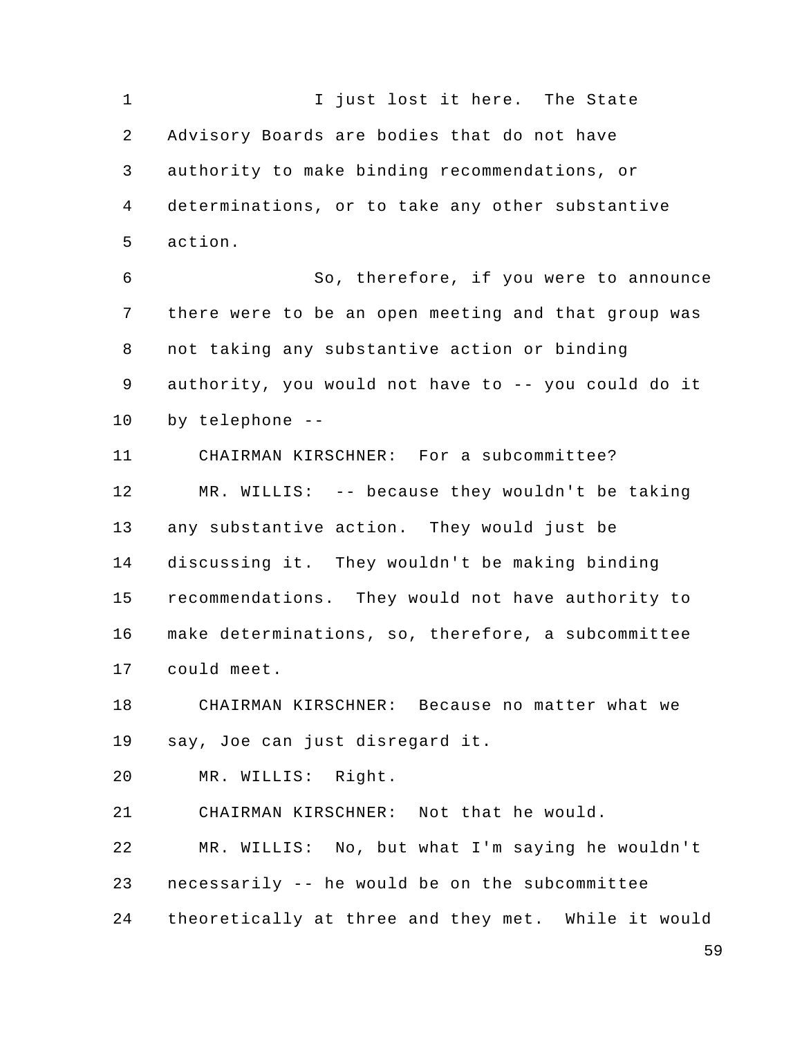I just lost it here. The State Advisory Boards are bodies that do not have authority to make binding recommendations, or determinations, or to take any other substantive action.

So, therefore, if you were to announce there were to be an open meeting and that group was not taking any substantive action or binding authority, you would not have to -- you could do it by telephone --

CHAIRMAN KIRSCHNER: For a subcommittee?

MR. WILLIS: -- because they wouldn't be taking any substantive action. They would just be discussing it. They wouldn't be making binding recommendations. They would not have authority to make determinations, so, therefore, a subcommittee could meet.

CHAIRMAN KIRSCHNER: Because no matter what we say, Joe can just disregard it.

MR. WILLIS: Right.

CHAIRMAN KIRSCHNER: Not that he would.

MR. WILLIS: No, but what I'm saying he wouldn't necessarily -- he would be on the subcommittee theoretically at three and they met. While it would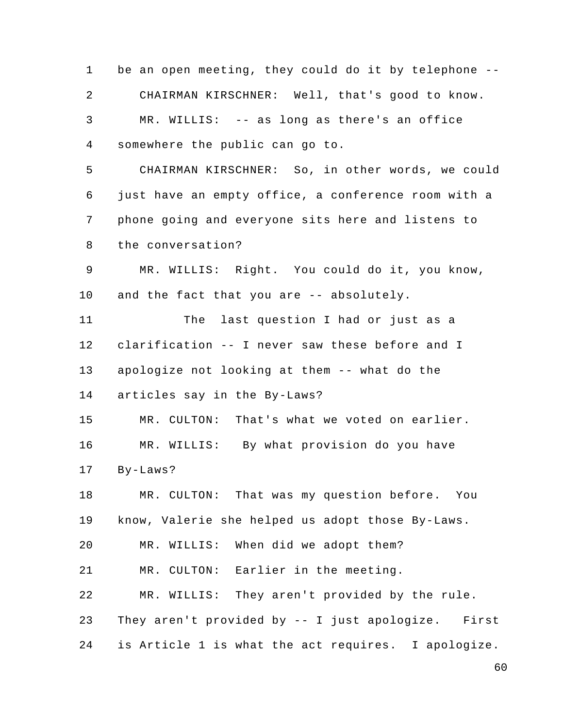be an open meeting, they could do it by telephone --

CHAIRMAN KIRSCHNER: Well, that's good to know.

MR. WILLIS: -- as long as there's an office somewhere the public can go to.

CHAIRMAN KIRSCHNER: So, in other words, we could just have an empty office, a conference room with a phone going and everyone sits here and listens to the conversation?

MR. WILLIS: Right. You could do it, you know, and the fact that you are -- absolutely.

The last question I had or just as a clarification -- I never saw these before and I apologize not looking at them -- what do the articles say in the By-Laws?

MR. CULTON: That's what we voted on earlier.

MR. WILLIS: By what provision do you have By-Laws?

MR. CULTON: That was my question before. You know, Valerie she helped us adopt those By-Laws.

MR. WILLIS: When did we adopt them?

MR. CULTON: Earlier in the meeting.

MR. WILLIS: They aren't provided by the rule. They aren't provided by -- I just apologize. First is Article 1 is what the act requires. I apologize.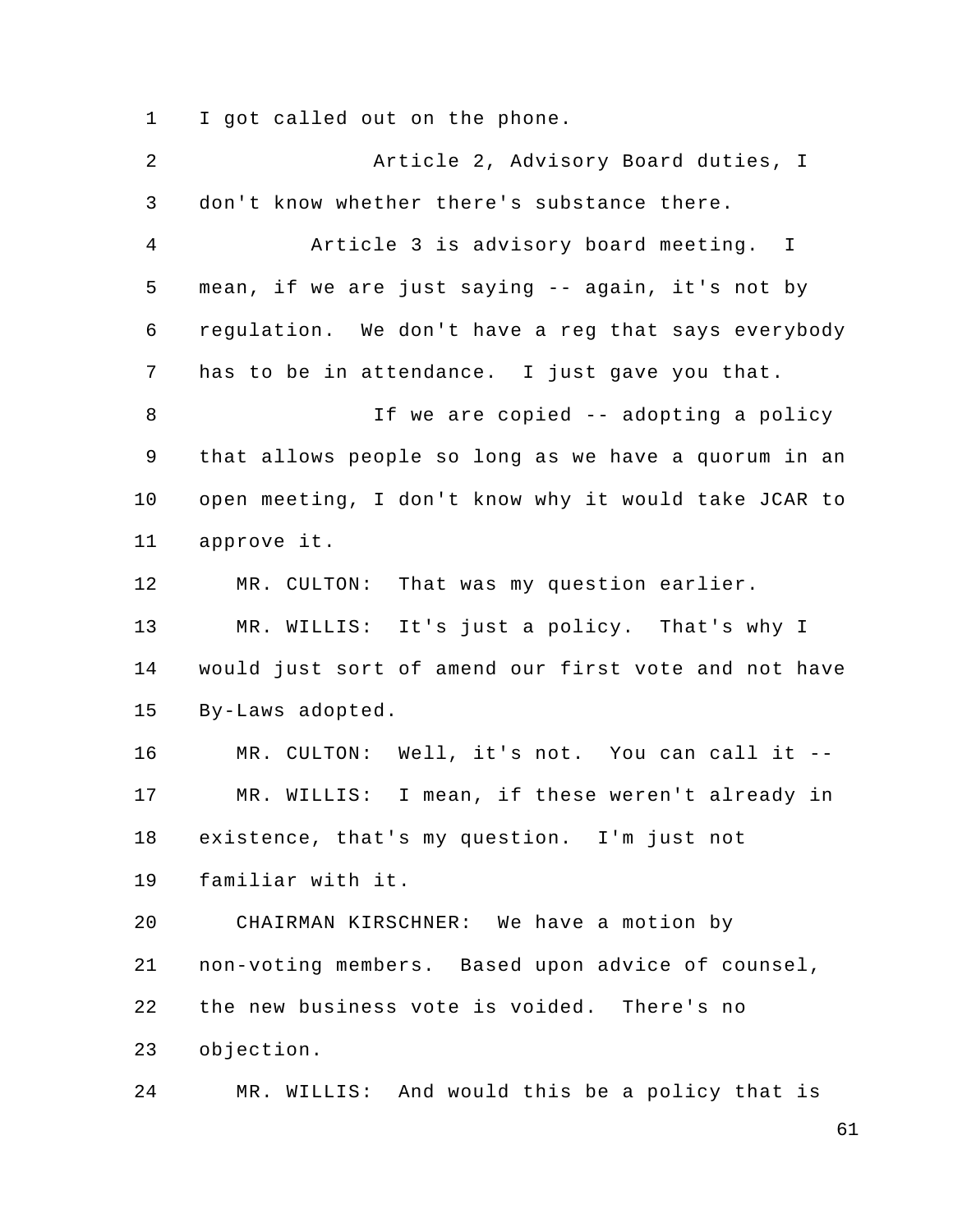I got called out on the phone.

Article 2, Advisory Board duties, I don't know whether there's substance there.

Article 3 is advisory board meeting. I mean, if we are just saying -- again, it's not by regulation. We don't have a reg that says everybody has to be in attendance. I just gave you that.

If we are copied -- adopting a policy that allows people so long as we have a quorum in an open meeting, I don't know why it would take JCAR to approve it.

MR. CULTON: That was my question earlier.

MR. WILLIS: It's just a policy. That's why I would just sort of amend our first vote and not have By-Laws adopted.

MR. CULTON: Well, it's not. You can call it --

MR. WILLIS: I mean, if these weren't already in existence, that's my question. I'm just not familiar with it.

CHAIRMAN KIRSCHNER: We have a motion by non-voting members. Based upon advice of counsel, the new business vote is voided. There's no objection.

MR. WILLIS: And would this be a policy that is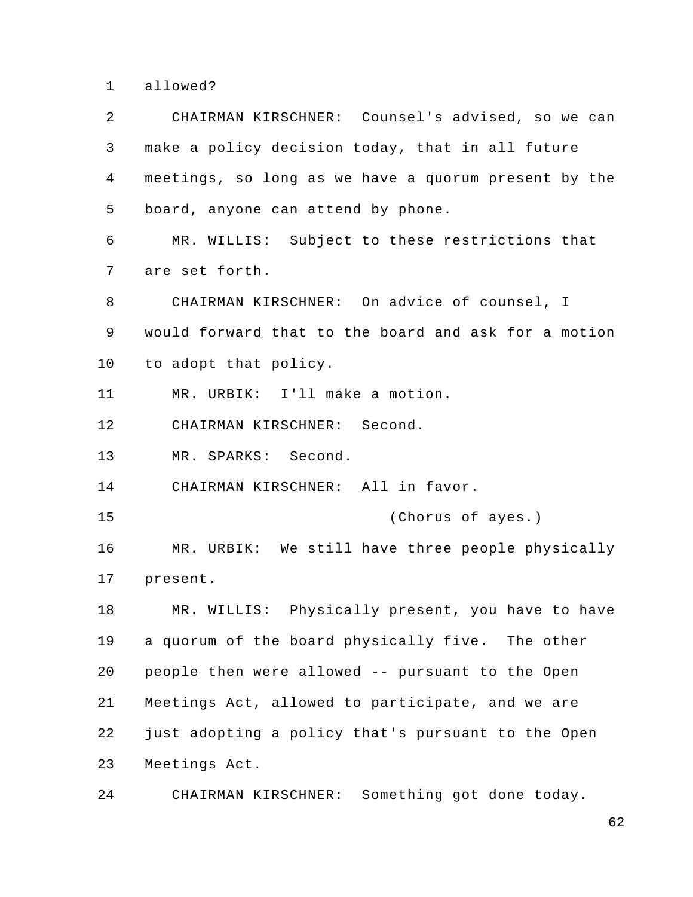allowed?

CHAIRMAN KIRSCHNER: Counsel's advised, so we can make a policy decision today, that in all future meetings, so long as we have a quorum present by the board, anyone can attend by phone.

MR. WILLIS: Subject to these restrictions that are set forth.

CHAIRMAN KIRSCHNER: On advice of counsel, I would forward that to the board and ask for a motion to adopt that policy.

MR. URBIK: I'll make a motion.

CHAIRMAN KIRSCHNER: Second.

MR. SPARKS: Second.

CHAIRMAN KIRSCHNER: All in favor.

(Chorus of ayes.)

MR. URBIK: We still have three people physically present.

MR. WILLIS: Physically present, you have to have a quorum of the board physically five. The other people then were allowed -- pursuant to the Open Meetings Act, allowed to participate, and we are just adopting a policy that's pursuant to the Open Meetings Act.

CHAIRMAN KIRSCHNER: Something got done today.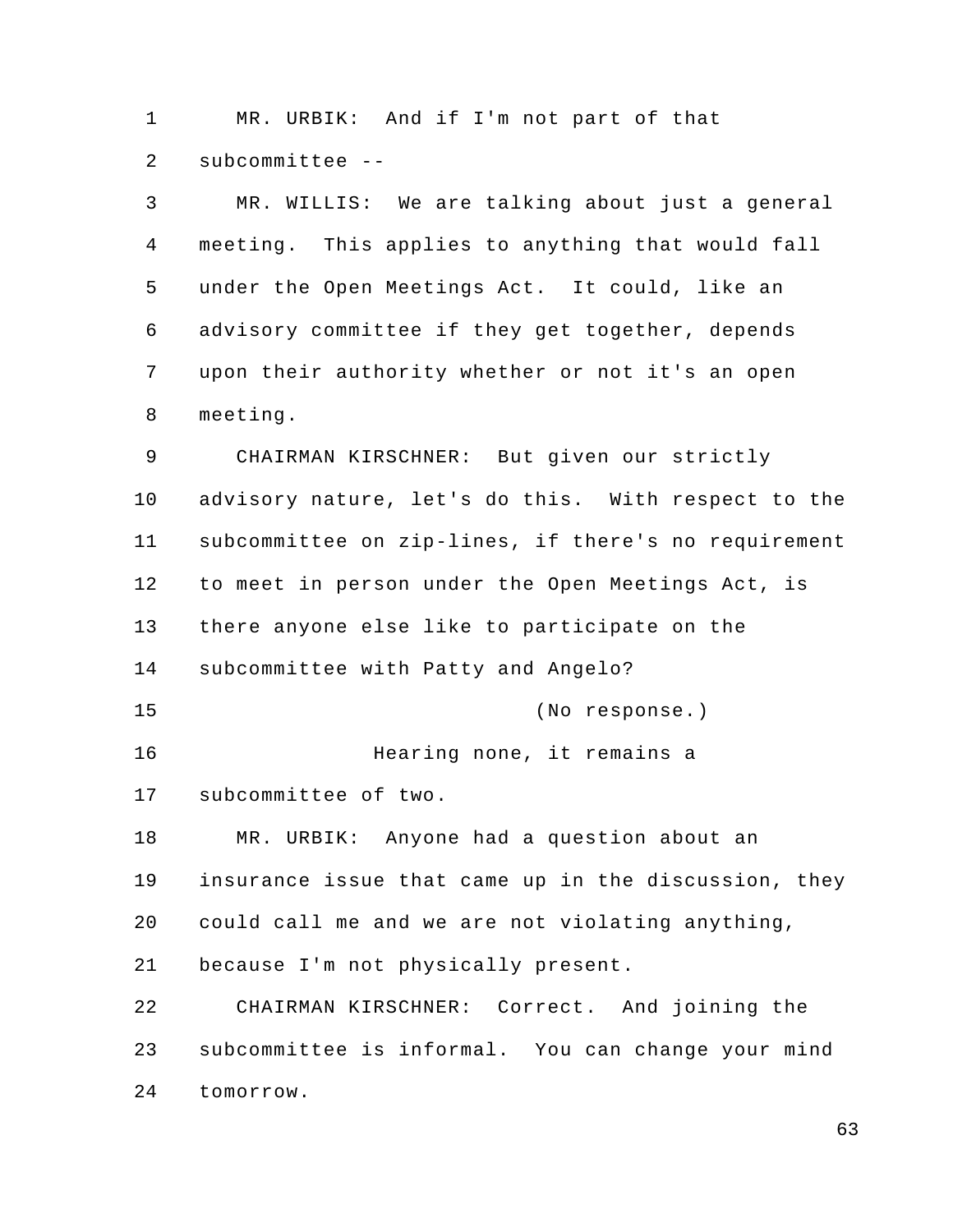MR. URBIK: And if I'm not part of that subcommittee --

MR. WILLIS: We are talking about just a general meeting. This applies to anything that would fall under the Open Meetings Act. It could, like an advisory committee if they get together, depends upon their authority whether or not it's an open meeting.

CHAIRMAN KIRSCHNER: But given our strictly advisory nature, let's do this. With respect to the subcommittee on zip-lines, if there's no requirement to meet in person under the Open Meetings Act, is there anyone else like to participate on the subcommittee with Patty and Angelo?

(No response.)

Hearing none, it remains a subcommittee of two.

MR. URBIK: Anyone had a question about an insurance issue that came up in the discussion, they could call me and we are not violating anything, because I'm not physically present.

CHAIRMAN KIRSCHNER: Correct. And joining the subcommittee is informal. You can change your mind tomorrow.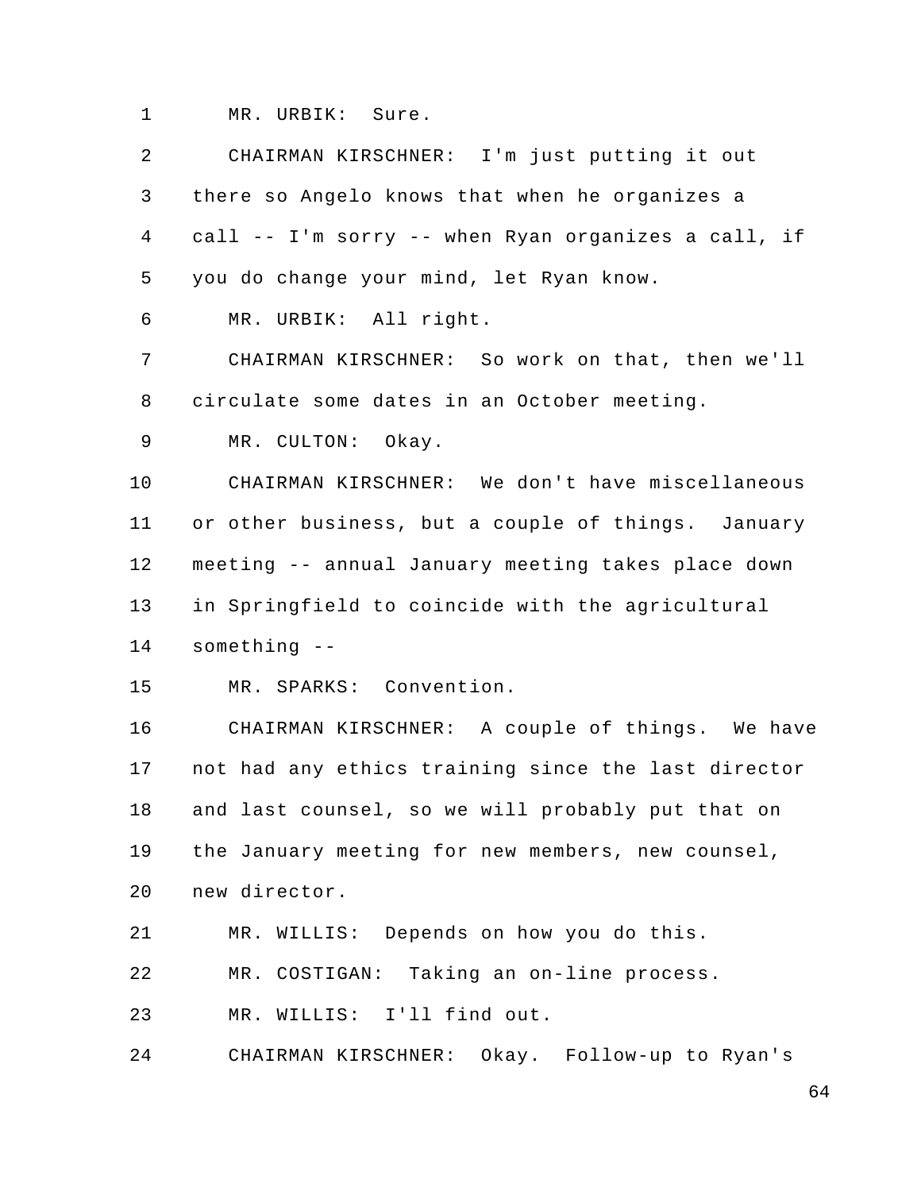MR. URBIK: Sure.

CHAIRMAN KIRSCHNER: I'm just putting it out there so Angelo knows that when he organizes a call -- I'm sorry -- when Ryan organizes a call, if you do change your mind, let Ryan know.

MR. URBIK: All right.

CHAIRMAN KIRSCHNER: So work on that, then we'll circulate some dates in an October meeting.

MR. CULTON: Okay.

CHAIRMAN KIRSCHNER: We don't have miscellaneous or other business, but a couple of things. January meeting -- annual January meeting takes place down in Springfield to coincide with the agricultural something --

MR. SPARKS: Convention.

CHAIRMAN KIRSCHNER: A couple of things. We have not had any ethics training since the last director and last counsel, so we will probably put that on the January meeting for new members, new counsel, new director.

MR. WILLIS: Depends on how you do this.

MR. COSTIGAN: Taking an on-line process.

MR. WILLIS: I'll find out.

CHAIRMAN KIRSCHNER: Okay. Follow-up to Ryan's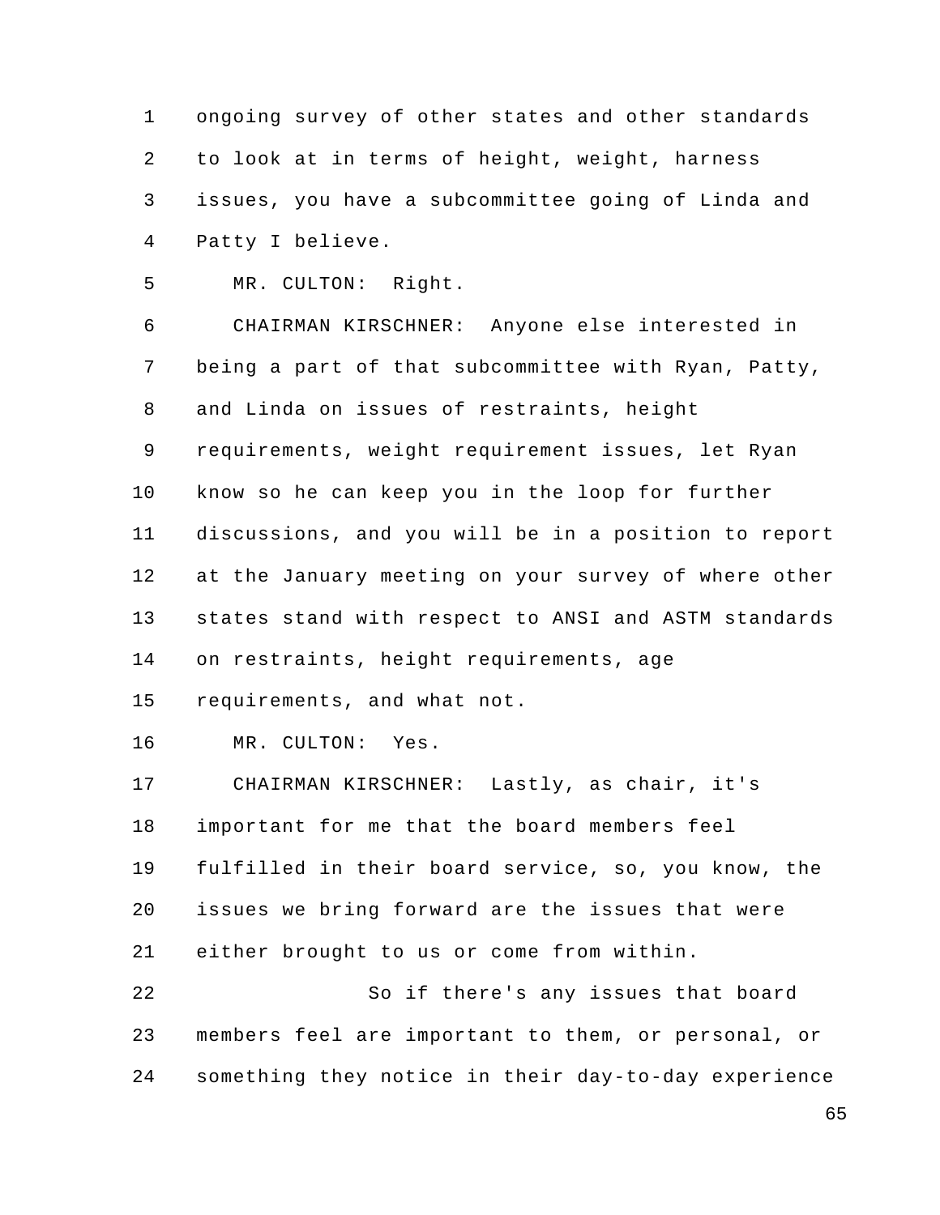ongoing survey of other states and other standards to look at in terms of height, weight, harness issues, you have a subcommittee going of Linda and Patty I believe.

MR. CULTON: Right.

CHAIRMAN KIRSCHNER: Anyone else interested in being a part of that subcommittee with Ryan, Patty, and Linda on issues of restraints, height requirements, weight requirement issues, let Ryan know so he can keep you in the loop for further discussions, and you will be in a position to report at the January meeting on your survey of where other states stand with respect to ANSI and ASTM standards on restraints, height requirements, age requirements, and what not.

MR. CULTON: Yes.

CHAIRMAN KIRSCHNER: Lastly, as chair, it's important for me that the board members feel fulfilled in their board service, so, you know, the issues we bring forward are the issues that were either brought to us or come from within.

So if there's any issues that board members feel are important to them, or personal, or something they notice in their day-to-day experience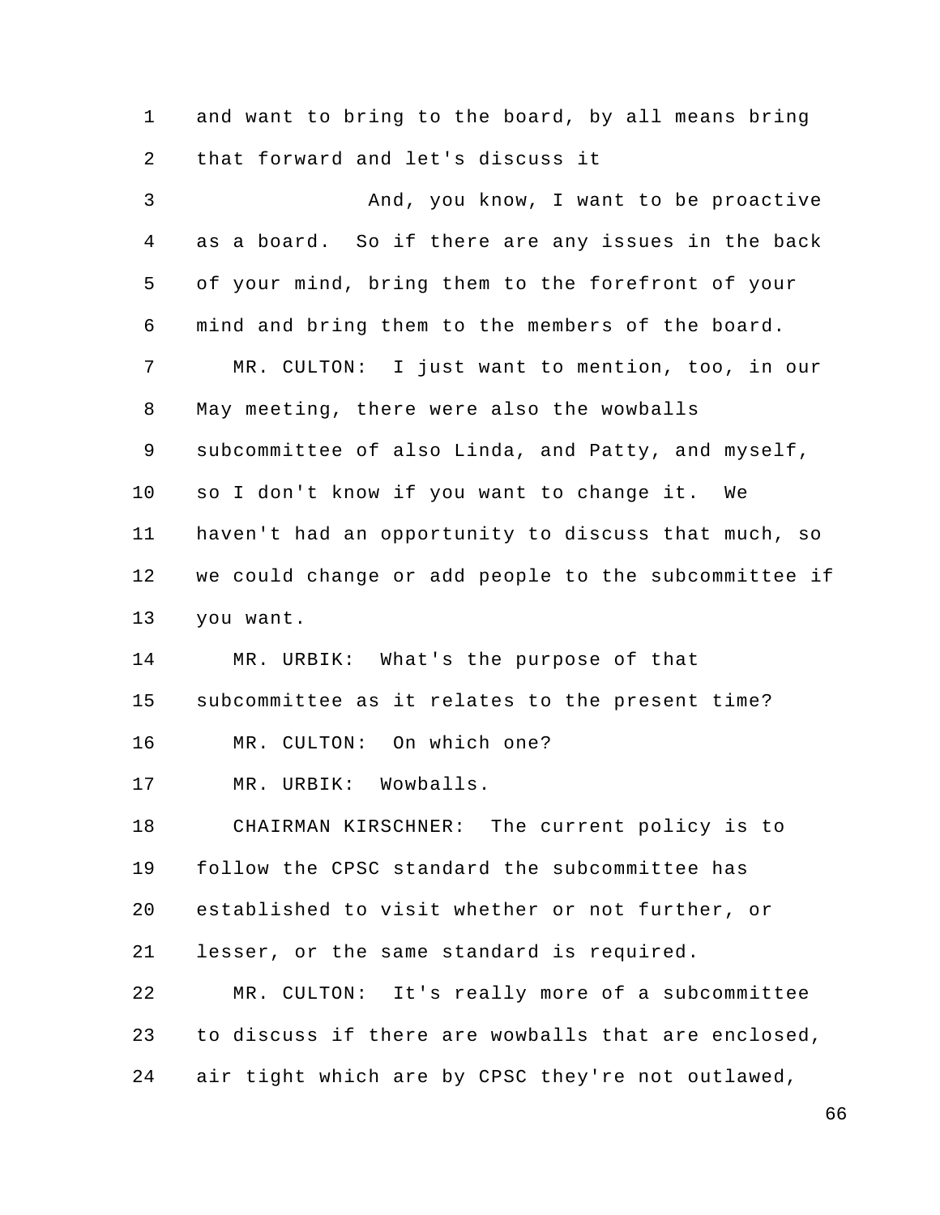and want to bring to the board, by all means bring that forward and let's discuss it

And, you know, I want to be proactive as a board. So if there are any issues in the back of your mind, bring them to the forefront of your mind and bring them to the members of the board.

MR. CULTON: I just want to mention, too, in our May meeting, there were also the wowballs subcommittee of also Linda, and Patty, and myself, so I don't know if you want to change it. We haven't had an opportunity to discuss that much, so we could change or add people to the subcommittee if you want.

MR. URBIK: What's the purpose of that subcommittee as it relates to the present time?

MR. CULTON: On which one?

MR. URBIK: Wowballs.

CHAIRMAN KIRSCHNER: The current policy is to follow the CPSC standard the subcommittee has established to visit whether or not further, or lesser, or the same standard is required.

MR. CULTON: It's really more of a subcommittee to discuss if there are wowballs that are enclosed, air tight which are by CPSC they're not outlawed,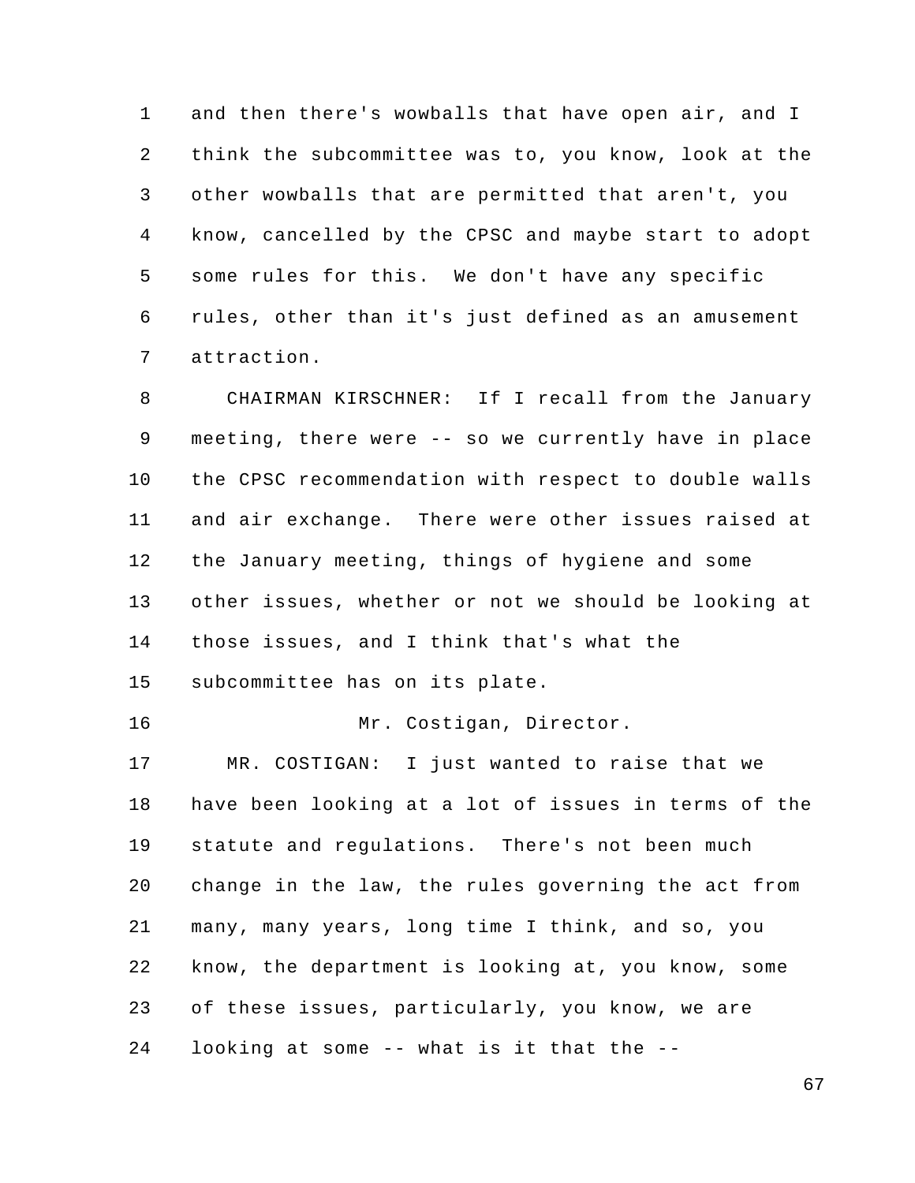and then there's wowballs that have open air, and I think the subcommittee was to, you know, look at the other wowballs that are permitted that aren't, you know, cancelled by the CPSC and maybe start to adopt some rules for this. We don't have any specific rules, other than it's just defined as an amusement attraction.

CHAIRMAN KIRSCHNER: If I recall from the January meeting, there were -- so we currently have in place the CPSC recommendation with respect to double walls and air exchange. There were other issues raised at the January meeting, things of hygiene and some other issues, whether or not we should be looking at those issues, and I think that's what the subcommittee has on its plate.

Mr. Costigan, Director.

MR. COSTIGAN: I just wanted to raise that we have been looking at a lot of issues in terms of the statute and regulations. There's not been much change in the law, the rules governing the act from many, many years, long time I think, and so, you know, the department is looking at, you know, some of these issues, particularly, you know, we are looking at some -- what is it that the --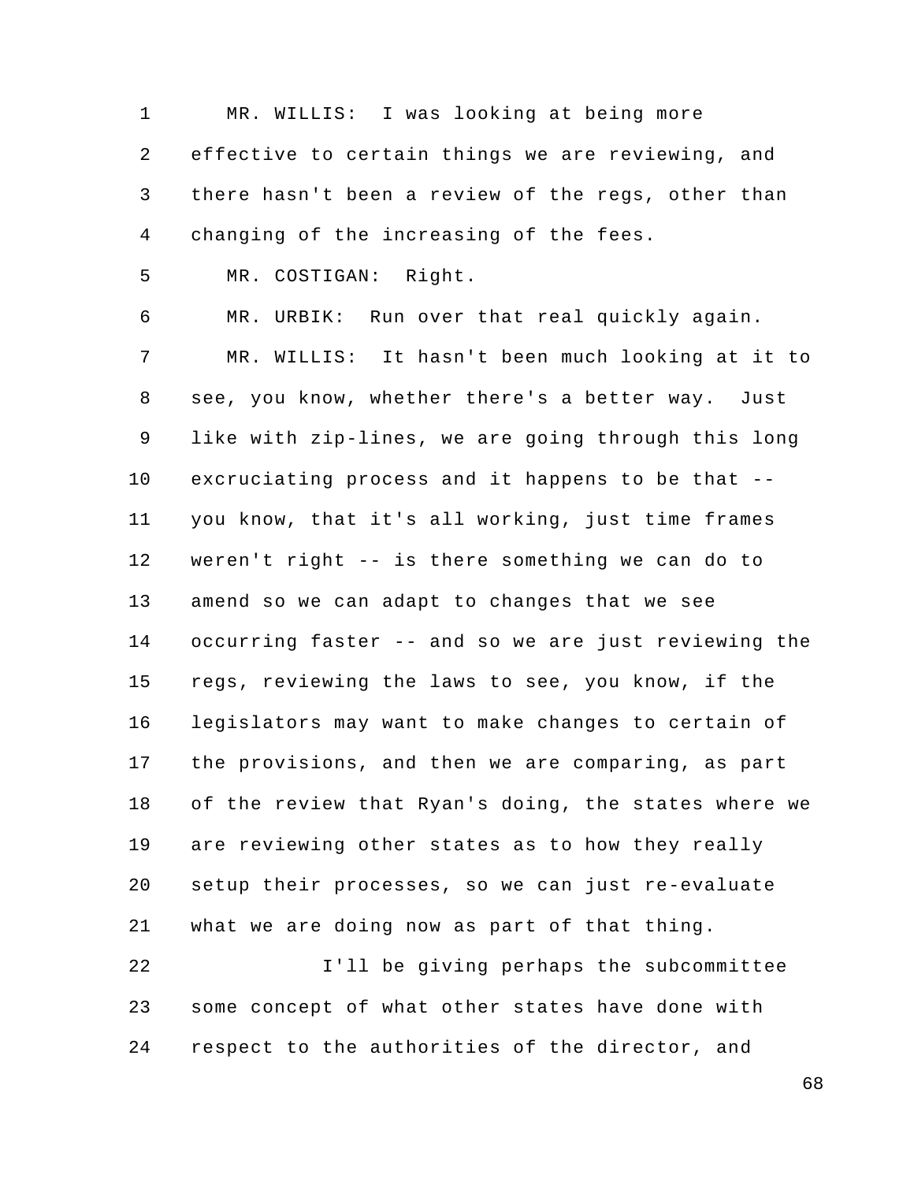MR. WILLIS: I was looking at being more effective to certain things we are reviewing, and there hasn't been a review of the regs, other than changing of the increasing of the fees.

MR. COSTIGAN: Right.

MR. URBIK: Run over that real quickly again.

MR. WILLIS: It hasn't been much looking at it to see, you know, whether there's a better way. Just like with zip-lines, we are going through this long excruciating process and it happens to be that -- you know, that it's all working, just time frames weren't right -- is there something we can do to amend so we can adapt to changes that we see occurring faster -- and so we are just reviewing the regs, reviewing the laws to see, you know, if the legislators may want to make changes to certain of the provisions, and then we are comparing, as part of the review that Ryan's doing, the states where we are reviewing other states as to how they really setup their processes, so we can just re-evaluate what we are doing now as part of that thing.

I'll be giving perhaps the subcommittee some concept of what other states have done with respect to the authorities of the director, and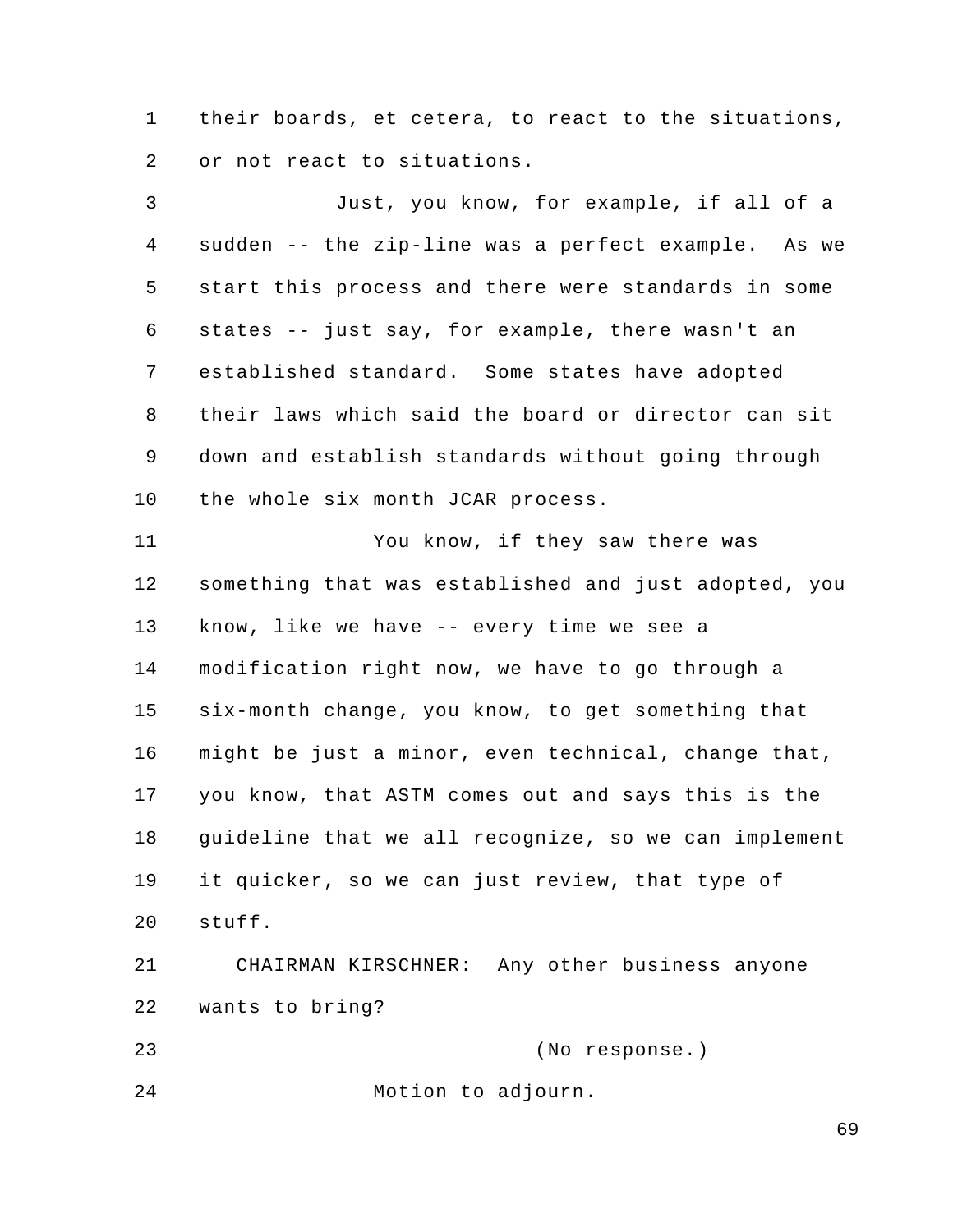their boards, et cetera, to react to the situations, or not react to situations.

Just, you know, for example, if all of a sudden -- the zip-line was a perfect example. As we start this process and there were standards in some states -- just say, for example, there wasn't an established standard. Some states have adopted their laws which said the board or director can sit down and establish standards without going through the whole six month JCAR process.

You know, if they saw there was something that was established and just adopted, you know, like we have -- every time we see a modification right now, we have to go through a six-month change, you know, to get something that might be just a minor, even technical, change that, you know, that ASTM comes out and says this is the guideline that we all recognize, so we can implement it quicker, so we can just review, that type of stuff.

CHAIRMAN KIRSCHNER: Any other business anyone wants to bring?

(No response.)

Motion to adjourn.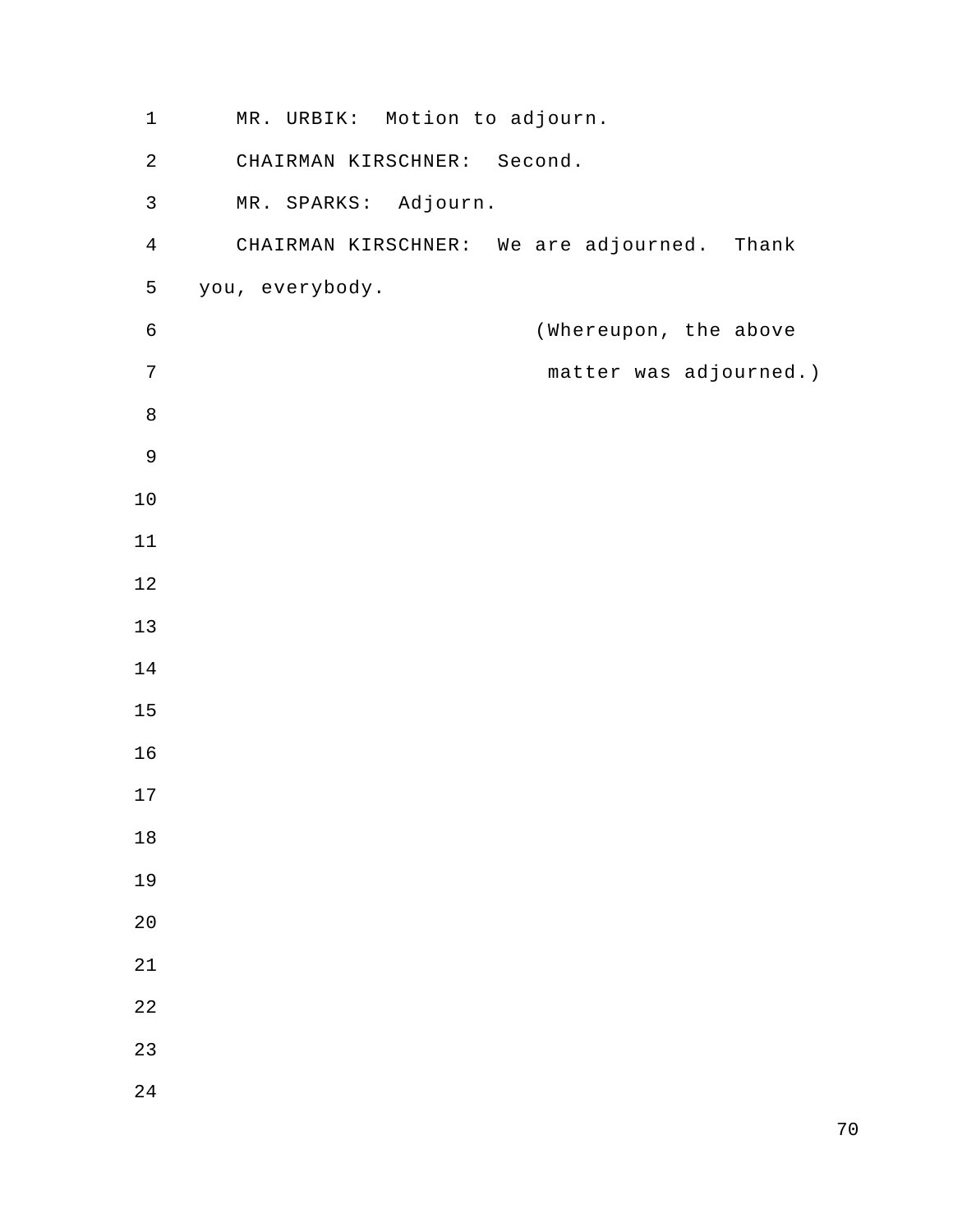MR. URBIK: Motion to adjourn.

CHAIRMAN KIRSCHNER: Second.

MR. SPARKS: Adjourn.

CHAIRMAN KIRSCHNER: We are adjourned. Thank you, everybody.

(Whereupon, the above matter was adjourned.)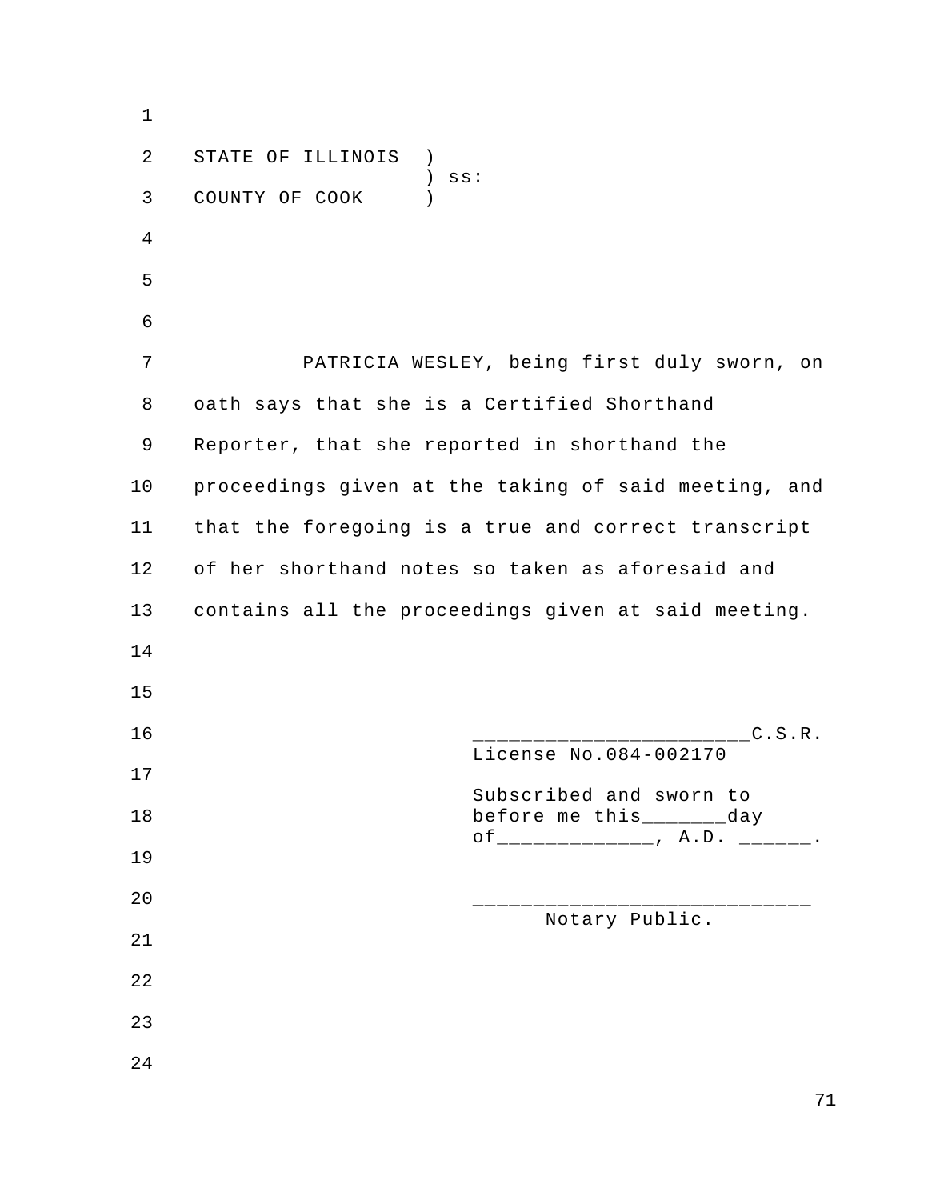STATE OF ILLINOIS )
) ss:
COUNTY OF COOK )

PATRICIA WESLEY, being first duly sworn, on oath says that she is a Certified Shorthand Reporter, that she reported in shorthand the proceedings given at the taking of said meeting, and that the foregoing is a true and correct transcript of her shorthand notes so taken as aforesaid and contains all the proceedings given at said meeting.

_______________________C.S.R.
License No.084-002170

Subscribed and sworn to
before me this_______day
of_____________, A.D. ______.

____________________________
Notary Public.